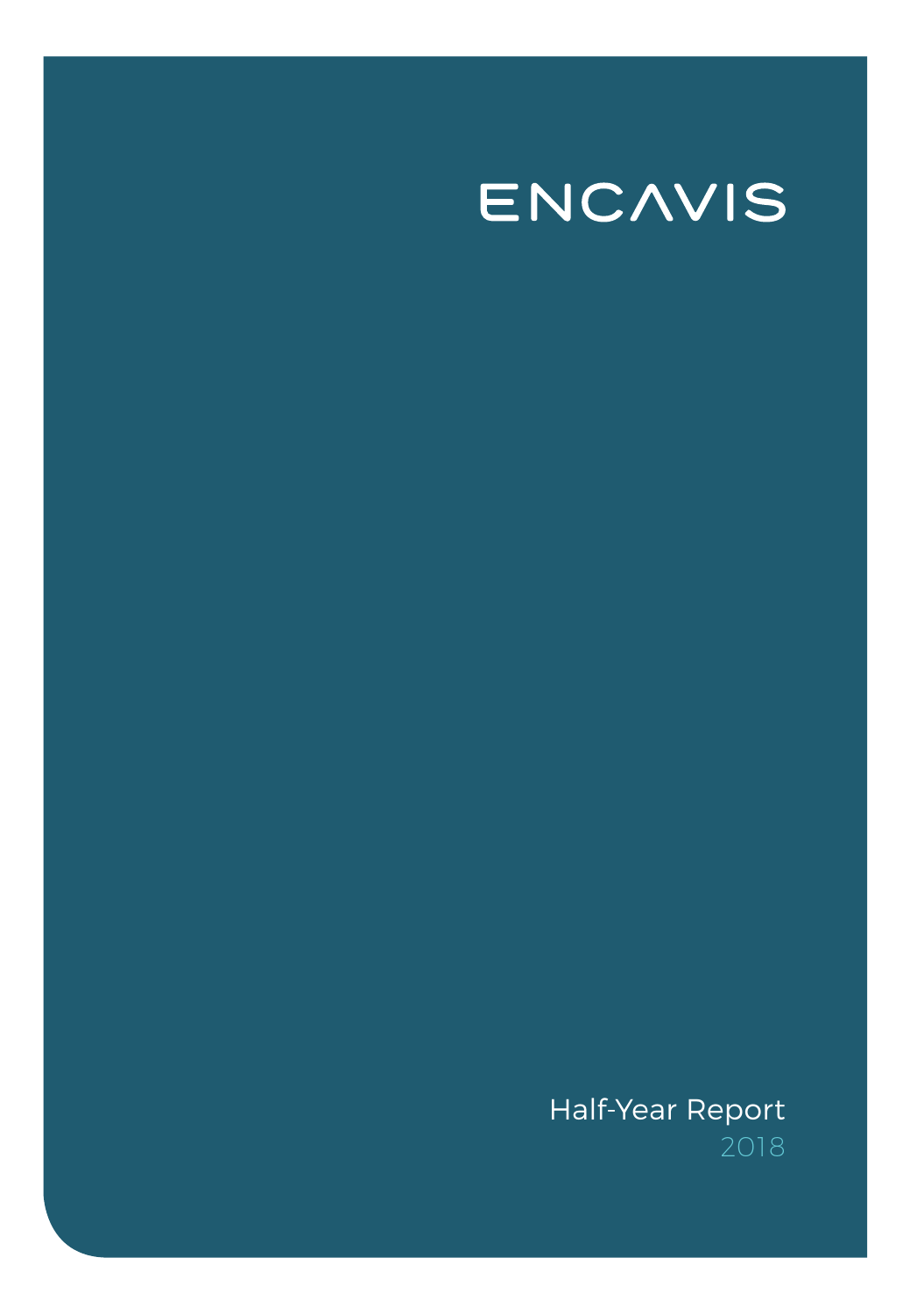# ENCAVIS

Half-Year Report

2018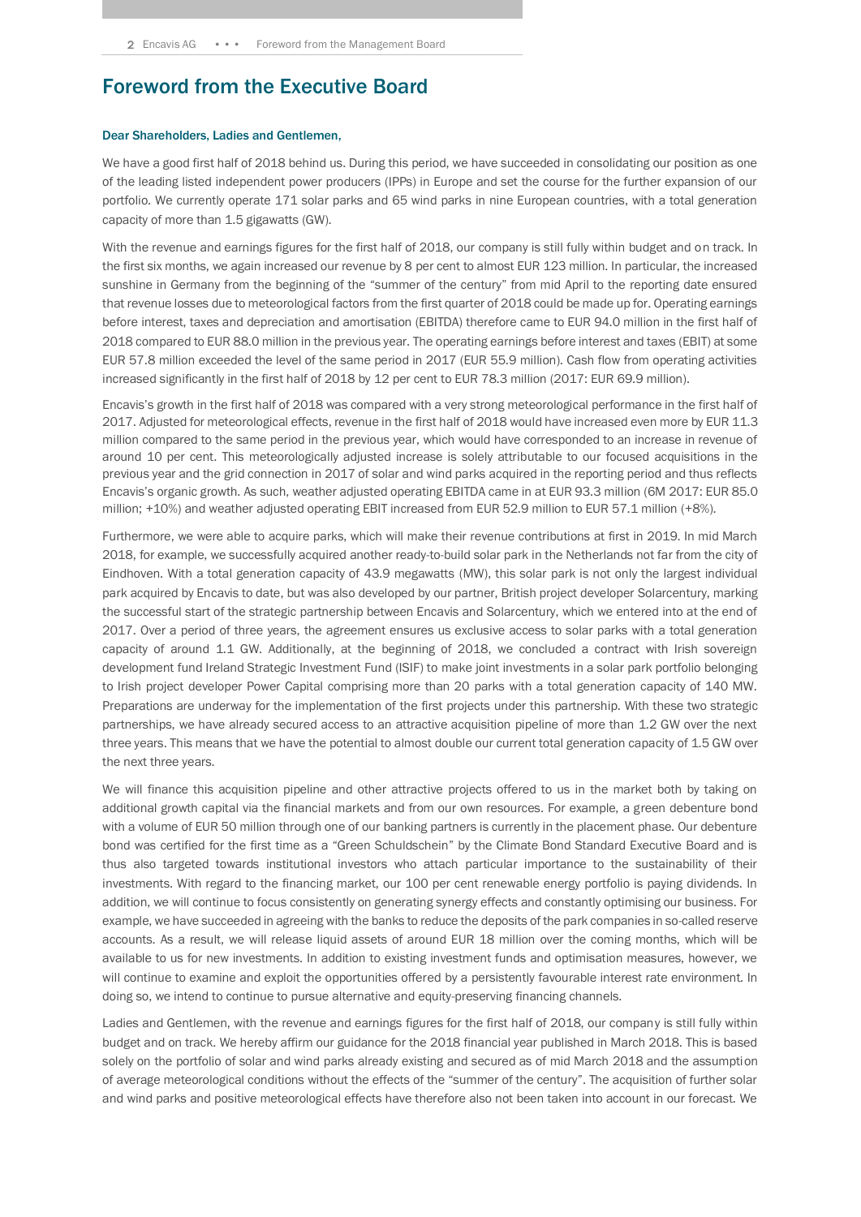# Foreword from the Executive Board

**Dear Shareholders, Ladies and Gentlemen,**

We have a good first half of 2018 behind us. During this period, we have succeeded in consolidating our position as one of the leading listed independent power producers (IPPs) in Europe and set the course for the further expansion of our portfolio. We currently operate 171 solar parks and 65 wind parks in nine European countries, with a total generation capacity of more than 1.5 gigawatts (GW).

With the revenue and earnings figures for the first half of 2018, our company is still fully within budget and on track. In the first six months, we again increased our revenue by 8 per cent to almost EUR 123 million. In particular, the increased sunshine in Germany from the beginning of the "summer of the century" from mid April to the reporting date ensured that revenue losses due to meteorological factors from the first quarter of 2018 could be made up for. Operating earnings before interest, taxes and depreciation and amortisation (EBITDA) therefore came to EUR 94.0 million in the first half of 2018 compared to EUR 88.0 million in the previous year. The operating earnings before interest and taxes (EBIT) at some EUR 57.8 million exceeded the level of the same period in 2017 (EUR 55.9 million). Cash flow from operating activities increased significantly in the first half of 2018 by 12 per cent to EUR 78.3 million (2017: EUR 69.9 million).

Encavis's growth in the first half of 2018 was compared with a very strong meteorological performance in the first half of 2017. Adjusted for meteorological effects, revenue in the first half of 2018 would have increased even more by EUR 11.3 million compared to the same period in the previous year, which would have corresponded to an increase in revenue of around 10 per cent. This meteorologically adjusted increase is solely attributable to our focused acquisitions in the previous year and the grid connection in 2017 of solar and wind parks acquired in the reporting period and thus reflects Encavis's organic growth. As such, weather adjusted operating EBITDA came in at EUR 93.3 million (6M 2017: EUR 85.0 million; +10%) and weather adjusted operating EBIT increased from EUR 52.9 million to EUR 57.1 million (+8%).

Furthermore, we were able to acquire parks, which will make their revenue contributions at first in 2019. In mid March 2018, for example, we successfully acquired another ready-to-build solar park in the Netherlands not far from the city of Eindhoven. With a total generation capacity of 43.9 megawatts (MW), this solar park is not only the largest individual park acquired by Encavis to date, but was also developed by our partner, British project developer Solarcentury, marking the successful start of the strategic partnership between Encavis and Solarcentury, which we entered into at the end of 2017. Over a period of three years, the agreement ensures us exclusive access to solar parks with a total generation capacity of around 1.1 GW. Additionally, at the beginning of 2018, we concluded a contract with Irish sovereign development fund Ireland Strategic Investment Fund (ISIF) to make joint investments in a solar park portfolio belonging to Irish project developer Power Capital comprising more than 20 parks with a total generation capacity of 140 MW. Preparations are underway for the implementation of the first projects under this partnership. With these two strategic partnerships, we have already secured access to an attractive acquisition pipeline of more than 1.2 GW over the next three years. This means that we have the potential to almost double our current total generation capacity of 1.5 GW over the next three years.

We will finance this acquisition pipeline and other attractive projects offered to us in the market both by taking on additional growth capital via the financial markets and from our own resources. For example, a green debenture bond with a volume of EUR 50 million through one of our banking partners is currently in the placement phase. Our debenture bond was certified for the first time as a "Green Schuldschein" by the Climate Bond Standard Executive Board and is thus also targeted towards institutional investors who attach particular importance to the sustainability of their investments. With regard to the financing market, our 100 per cent renewable energy portfolio is paying dividends. In addition, we will continue to focus consistently on generating synergy effects and constantly optimising our business. For example, we have succeeded in agreeing with the banks to reduce the deposits of the park companies in so-called reserve accounts. As a result, we will release liquid assets of around EUR 18 million over the coming months, which will be available to us for new investments. In addition to existing investment funds and optimisation measures, however, we will continue to examine and exploit the opportunities offered by a persistently favourable interest rate environment. In doing so, we intend to continue to pursue alternative and equity-preserving financing channels.

Ladies and Gentlemen, with the revenue and earnings figures for the first half of 2018, our company is still fully within budget and on track. We hereby affirm our guidance for the 2018 financial year published in March 2018. This is based solely on the portfolio of solar and wind parks already existing and secured as of mid March 2018 and the assumption of average meteorological conditions without the effects of the "summer of the century". The acquisition of further solar and wind parks and positive meteorological effects have therefore also not been taken into account in our forecast. We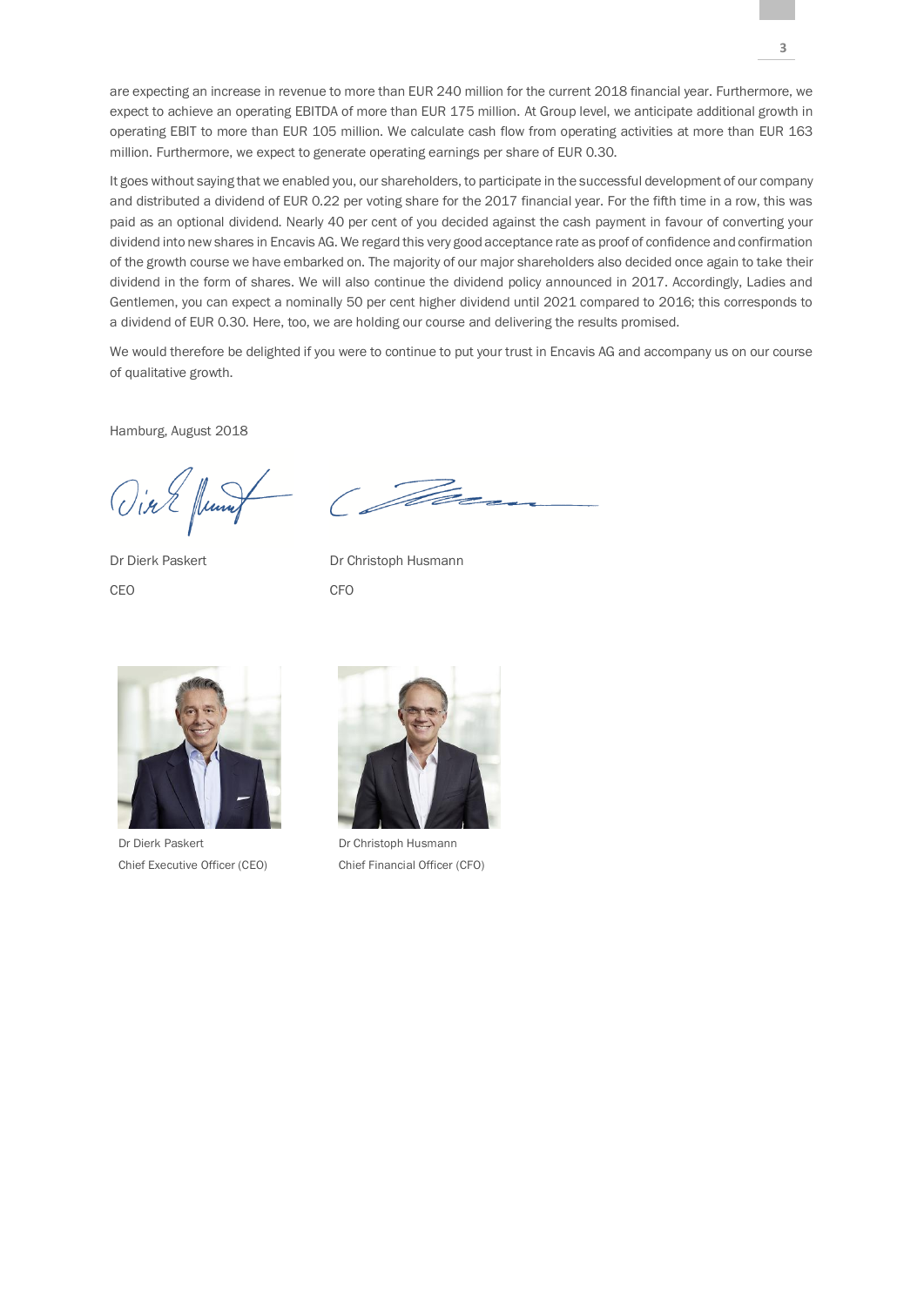are expecting an increase in revenue to more than EUR 240 million for the current 2018 financial year. Furthermore, we expect to achieve an operating EBITDA of more than EUR 175 million. At Group level, we anticipate additional growth in operating EBIT to more than EUR 105 million. We calculate cash flow from operating activities at more than EUR 163 million. Furthermore, we expect to generate operating earnings per share of EUR 0.30.

It goes without saying that we enabled you, our shareholders, to participate in the successful development of our company and distributed a dividend of EUR 0.22 per voting share for the 2017 financial year. For the fifth time in a row, this was paid as an optional dividend. Nearly 40 per cent of you decided against the cash payment in favour of converting your dividend into new shares in Encavis AG. We regard this very good acceptance rate as proof of confidence and confirmation of the growth course we have embarked on. The majority of our major shareholders also decided once again to take their dividend in the form of shares. We will also continue the dividend policy announced in 2017. Accordingly, Ladies and Gentlemen, you can expect a nominally 50 per cent higher dividend until 2021 compared to 2016; this corresponds to a dividend of EUR 0.30. Here, too, we are holding our course and delivering the results promised.

We would therefore be delighted if you were to continue to put your trust in Encavis AG and accompany us on our course of qualitative growth.

Hamburg, August 2018

Dr Dierk Paskert
CEO

Dr Christoph Husmann
CFO

Dr Dierk Paskert
Chief Executive Officer (CEO)

Dr Christoph Husmann
Chief Financial Officer (CFO)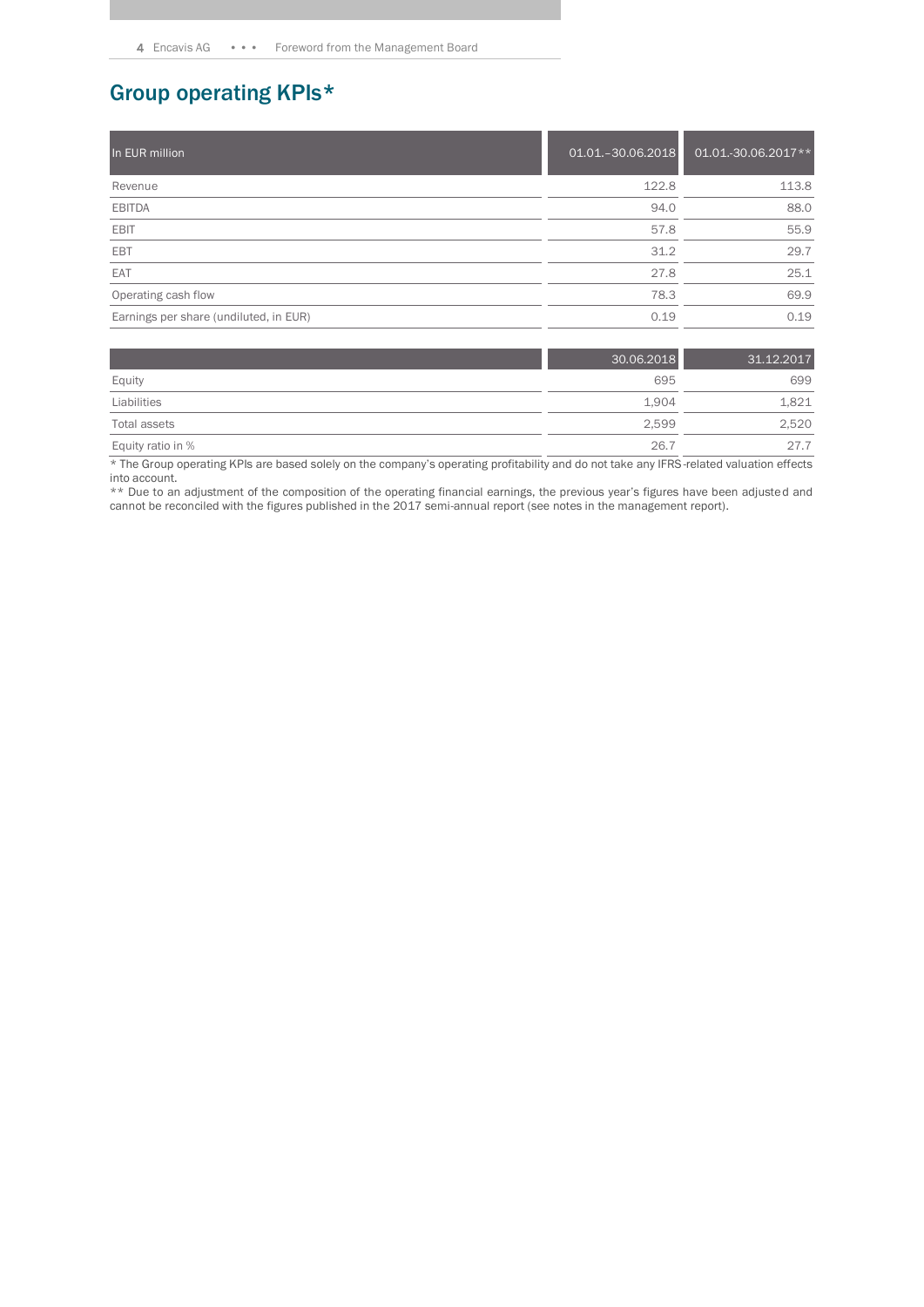## Group operating KPIs*

| In EUR million | 01.01.–30.06.2018 | 01.01.-30.06.2017** |
|---|---|---|
| Revenue | 122.8 | 113.8 |
| EBITDA | 94.0 | 88.0 |
| EBIT | 57.8 | 55.9 |
| EBT | 31.2 | 29.7 |
| EAT | 27.8 | 25.1 |
| Operating cash flow | 78.3 | 69.9 |
| Earnings per share (undiluted, in EUR) | 0.19 | 0.19 |

| | 30.06.2018 | 31.12.2017 |
|---|---|---|
| Equity | 695 | 699 |
| Liabilities | 1,904 | 1,821 |
| Total assets | 2,599 | 2,520 |
| Equity ratio in % | 26.7 | 27.7 |

* The Group operating KPIs are based solely on the company's operating profitability and do not take any IFRS-related valuation effects into account.

** Due to an adjustment of the composition of the operating financial earnings, the previous year's figures have been adjusted and cannot be reconciled with the figures published in the 2017 semi-annual report (see notes in the management report).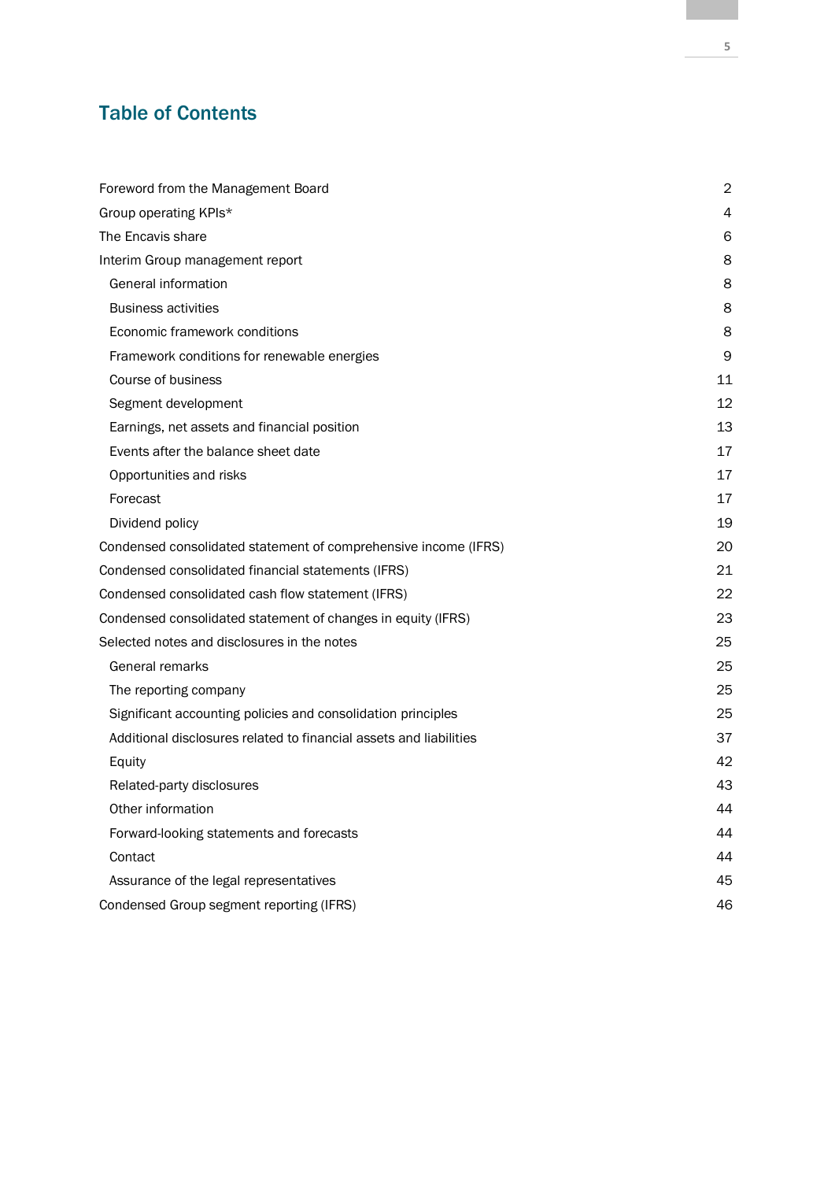# Table of Contents

| | |
|---|---|
| Foreword from the Management Board | 2 |
| Group operating KPIs* | 4 |
| The Encavis share | 6 |
| Interim Group management report | 8 |
| General information | 8 |
| Business activities | 8 |
| Economic framework conditions | 8 |
| Framework conditions for renewable energies | 9 |
| Course of business | 11 |
| Segment development | 12 |
| Earnings, net assets and financial position | 13 |
| Events after the balance sheet date | 17 |
| Opportunities and risks | 17 |
| Forecast | 17 |
| Dividend policy | 19 |
| Condensed consolidated statement of comprehensive income (IFRS) | 20 |
| Condensed consolidated financial statements (IFRS) | 21 |
| Condensed consolidated cash flow statement (IFRS) | 22 |
| Condensed consolidated statement of changes in equity (IFRS) | 23 |
| Selected notes and disclosures in the notes | 25 |
| General remarks | 25 |
| The reporting company | 25 |
| Significant accounting policies and consolidation principles | 25 |
| Additional disclosures related to financial assets and liabilities | 37 |
| Equity | 42 |
| Related-party disclosures | 43 |
| Other information | 44 |
| Forward-looking statements and forecasts | 44 |
| Contact | 44 |
| Assurance of the legal representatives | 45 |
| Condensed Group segment reporting (IFRS) | 46 |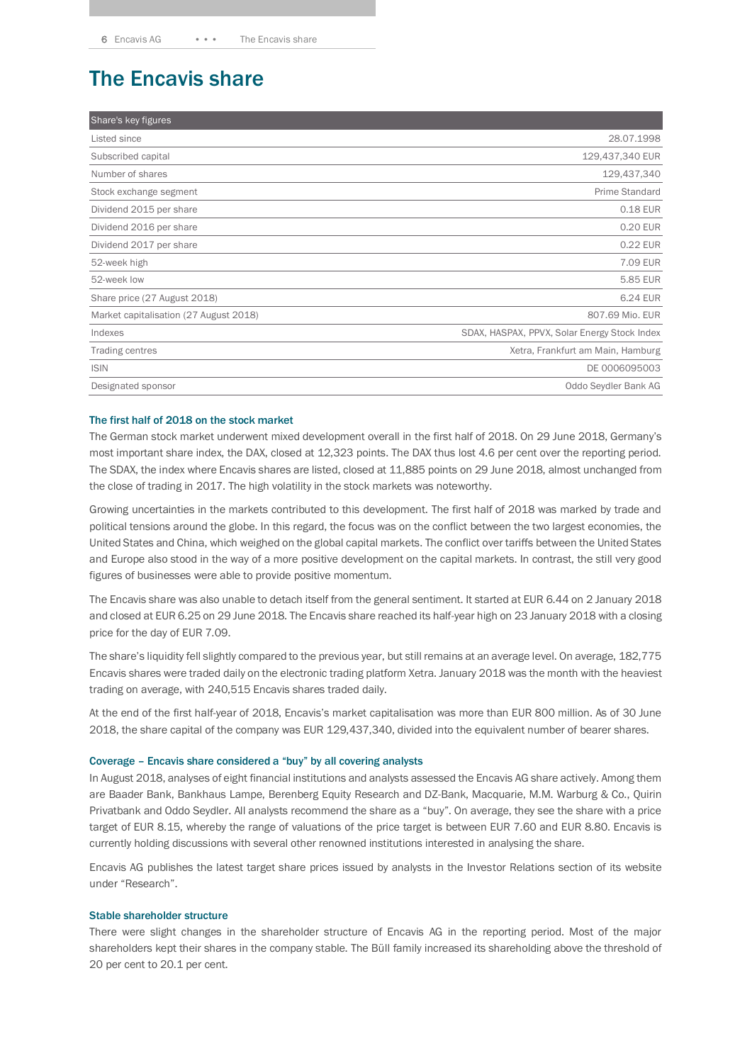# The Encavis share

| Share's key figures | |
|---|---|
| Listed since | 28.07.1998 |
| Subscribed capital | 129,437,340 EUR |
| Number of shares | 129,437,340 |
| Stock exchange segment | Prime Standard |
| Dividend 2015 per share | 0.18 EUR |
| Dividend 2016 per share | 0.20 EUR |
| Dividend 2017 per share | 0.22 EUR |
| 52-week high | 7.09 EUR |
| 52-week low | 5.85 EUR |
| Share price (27 August 2018) | 6.24 EUR |
| Market capitalisation (27 August 2018) | 807.69 Mio. EUR |
| Indexes | SDAX, HASPAX, PPVX, Solar Energy Stock Index |
| Trading centres | Xetra, Frankfurt am Main, Hamburg |
| ISIN | DE 0006095003 |
| Designated sponsor | Oddo Seydler Bank AG |

### The first half of 2018 on the stock market

The German stock market underwent mixed development overall in the first half of 2018. On 29 June 2018, Germany's most important share index, the DAX, closed at 12,323 points. The DAX thus lost 4.6 per cent over the reporting period. The SDAX, the index where Encavis shares are listed, closed at 11,885 points on 29 June 2018, almost unchanged from the close of trading in 2017. The high volatility in the stock markets was noteworthy.

Growing uncertainties in the markets contributed to this development. The first half of 2018 was marked by trade and political tensions around the globe. In this regard, the focus was on the conflict between the two largest economies, the United States and China, which weighed on the global capital markets. The conflict over tariffs between the United States and Europe also stood in the way of a more positive development on the capital markets. In contrast, the still very good figures of businesses were able to provide positive momentum.

The Encavis share was also unable to detach itself from the general sentiment. It started at EUR 6.44 on 2 January 2018 and closed at EUR 6.25 on 29 June 2018. The Encavis share reached its half-year high on 23 January 2018 with a closing price for the day of EUR 7.09.

The share's liquidity fell slightly compared to the previous year, but still remains at an average level. On average, 182,775 Encavis shares were traded daily on the electronic trading platform Xetra. January 2018 was the month with the heaviest trading on average, with 240,515 Encavis shares traded daily.

At the end of the first half-year of 2018, Encavis's market capitalisation was more than EUR 800 million. As of 30 June 2018, the share capital of the company was EUR 129,437,340, divided into the equivalent number of bearer shares.

### Coverage – Encavis share considered a "buy" by all covering analysts

In August 2018, analyses of eight financial institutions and analysts assessed the Encavis AG share actively. Among them are Baader Bank, Bankhaus Lampe, Berenberg Equity Research and DZ-Bank, Macquarie, M.M. Warburg & Co., Quirin Privatbank and Oddo Seydler. All analysts recommend the share as a "buy". On average, they see the share with a price target of EUR 8.15, whereby the range of valuations of the price target is between EUR 7.60 and EUR 8.80. Encavis is currently holding discussions with several other renowned institutions interested in analysing the share.

Encavis AG publishes the latest target share prices issued by analysts in the Investor Relations section of its website under "Research".

### Stable shareholder structure

There were slight changes in the shareholder structure of Encavis AG in the reporting period. Most of the major shareholders kept their shares in the company stable. The Büll family increased its shareholding above the threshold of 20 per cent to 20.1 per cent.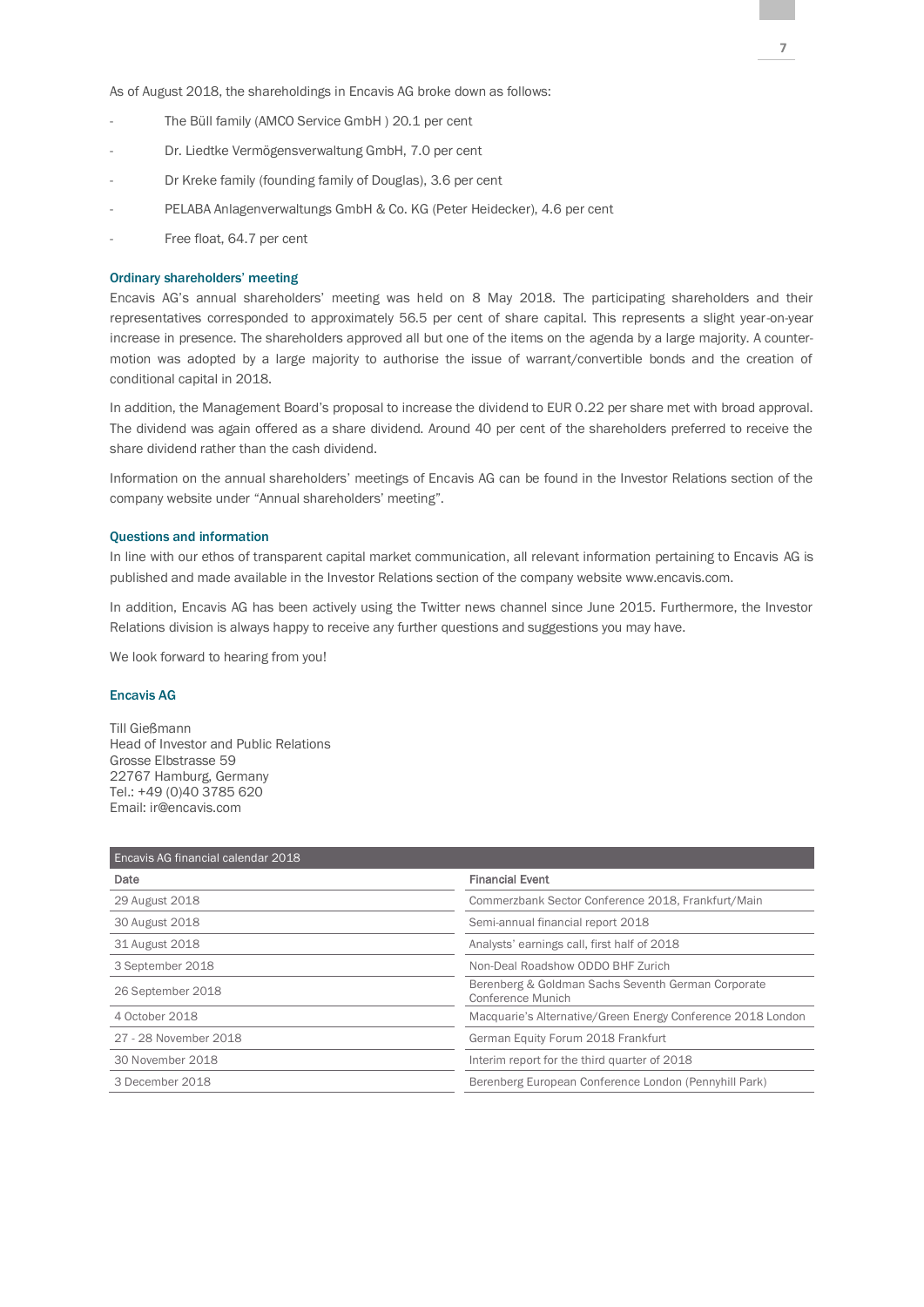As of August 2018, the shareholdings in Encavis AG broke down as follows:

- The Büll family (AMCO Service GmbH ) 20.1 per cent
- Dr. Liedtke Vermögensverwaltung GmbH, 7.0 per cent
- Dr Kreke family (founding family of Douglas), 3.6 per cent
- PELABA Anlagenverwaltungs GmbH & Co. KG (Peter Heidecker), 4.6 per cent
- Free float, 64.7 per cent

### Ordinary shareholders' meeting

Encavis AG's annual shareholders' meeting was held on 8 May 2018. The participating shareholders and their representatives corresponded to approximately 56.5 per cent of share capital. This represents a slight year-on-year increase in presence. The shareholders approved all but one of the items on the agenda by a large majority. A counter-motion was adopted by a large majority to authorise the issue of warrant/convertible bonds and the creation of conditional capital in 2018.

In addition, the Management Board's proposal to increase the dividend to EUR 0.22 per share met with broad approval. The dividend was again offered as a share dividend. Around 40 per cent of the shareholders preferred to receive the share dividend rather than the cash dividend.

Information on the annual shareholders' meetings of Encavis AG can be found in the Investor Relations section of the company website under "Annual shareholders' meeting".

### Questions and information

In line with our ethos of transparent capital market communication, all relevant information pertaining to Encavis AG is published and made available in the Investor Relations section of the company website www.encavis.com.

In addition, Encavis AG has been actively using the Twitter news channel since June 2015. Furthermore, the Investor Relations division is always happy to receive any further questions and suggestions you may have.

We look forward to hearing from you!

### Encavis AG

Till Gießmann
Head of Investor and Public Relations
Grosse Elbstrasse 59
22767 Hamburg, Germany
Tel.: +49 (0)40 3785 620
Email: ir@encavis.com

| Encavis AG financial calendar 2018 | |
|---|---|
| **Date** | **Financial Event** |
| 29 August 2018 | Commerzbank Sector Conference 2018, Frankfurt/Main |
| 30 August 2018 | Semi-annual financial report 2018 |
| 31 August 2018 | Analysts' earnings call, first half of 2018 |
| 3 September 2018 | Non-Deal Roadshow ODDO BHF Zurich |
| 26 September 2018 | Berenberg & Goldman Sachs Seventh German Corporate Conference Munich |
| 4 October 2018 | Macquarie's Alternative/Green Energy Conference 2018 London |
| 27 - 28 November 2018 | German Equity Forum 2018 Frankfurt |
| 30 November 2018 | Interim report for the third quarter of 2018 |
| 3 December 2018 | Berenberg European Conference London (Pennyhill Park) |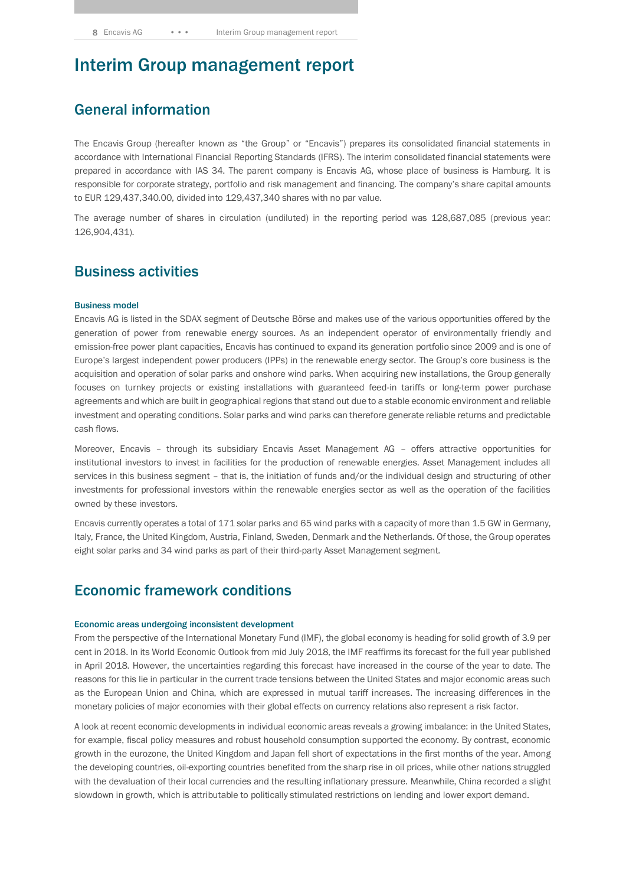# Interim Group management report

## General information

The Encavis Group (hereafter known as "the Group" or "Encavis") prepares its consolidated financial statements in accordance with International Financial Reporting Standards (IFRS). The interim consolidated financial statements were prepared in accordance with IAS 34. The parent company is Encavis AG, whose place of business is Hamburg. It is responsible for corporate strategy, portfolio and risk management and financing. The company's share capital amounts to EUR 129,437,340.00, divided into 129,437,340 shares with no par value.

The average number of shares in circulation (undiluted) in the reporting period was 128,687,085 (previous year: 126,904,431).

## Business activities

### Business model

Encavis AG is listed in the SDAX segment of Deutsche Börse and makes use of the various opportunities offered by the generation of power from renewable energy sources. As an independent operator of environmentally friendly and emission-free power plant capacities, Encavis has continued to expand its generation portfolio since 2009 and is one of Europe's largest independent power producers (IPPs) in the renewable energy sector. The Group's core business is the acquisition and operation of solar parks and onshore wind parks. When acquiring new installations, the Group generally focuses on turnkey projects or existing installations with guaranteed feed-in tariffs or long-term power purchase agreements and which are built in geographical regions that stand out due to a stable economic environment and reliable investment and operating conditions. Solar parks and wind parks can therefore generate reliable returns and predictable cash flows.

Moreover, Encavis – through its subsidiary Encavis Asset Management AG – offers attractive opportunities for institutional investors to invest in facilities for the production of renewable energies. Asset Management includes all services in this business segment – that is, the initiation of funds and/or the individual design and structuring of other investments for professional investors within the renewable energies sector as well as the operation of the facilities owned by these investors.

Encavis currently operates a total of 171 solar parks and 65 wind parks with a capacity of more than 1.5 GW in Germany, Italy, France, the United Kingdom, Austria, Finland, Sweden, Denmark and the Netherlands. Of those, the Group operates eight solar parks and 34 wind parks as part of their third-party Asset Management segment.

## Economic framework conditions

### Economic areas undergoing inconsistent development

From the perspective of the International Monetary Fund (IMF), the global economy is heading for solid growth of 3.9 per cent in 2018. In its World Economic Outlook from mid July 2018, the IMF reaffirms its forecast for the full year published in April 2018. However, the uncertainties regarding this forecast have increased in the course of the year to date. The reasons for this lie in particular in the current trade tensions between the United States and major economic areas such as the European Union and China, which are expressed in mutual tariff increases. The increasing differences in the monetary policies of major economies with their global effects on currency relations also represent a risk factor.

A look at recent economic developments in individual economic areas reveals a growing imbalance: in the United States, for example, fiscal policy measures and robust household consumption supported the economy. By contrast, economic growth in the eurozone, the United Kingdom and Japan fell short of expectations in the first months of the year. Among the developing countries, oil-exporting countries benefited from the sharp rise in oil prices, while other nations struggled with the devaluation of their local currencies and the resulting inflationary pressure. Meanwhile, China recorded a slight slowdown in growth, which is attributable to politically stimulated restrictions on lending and lower export demand.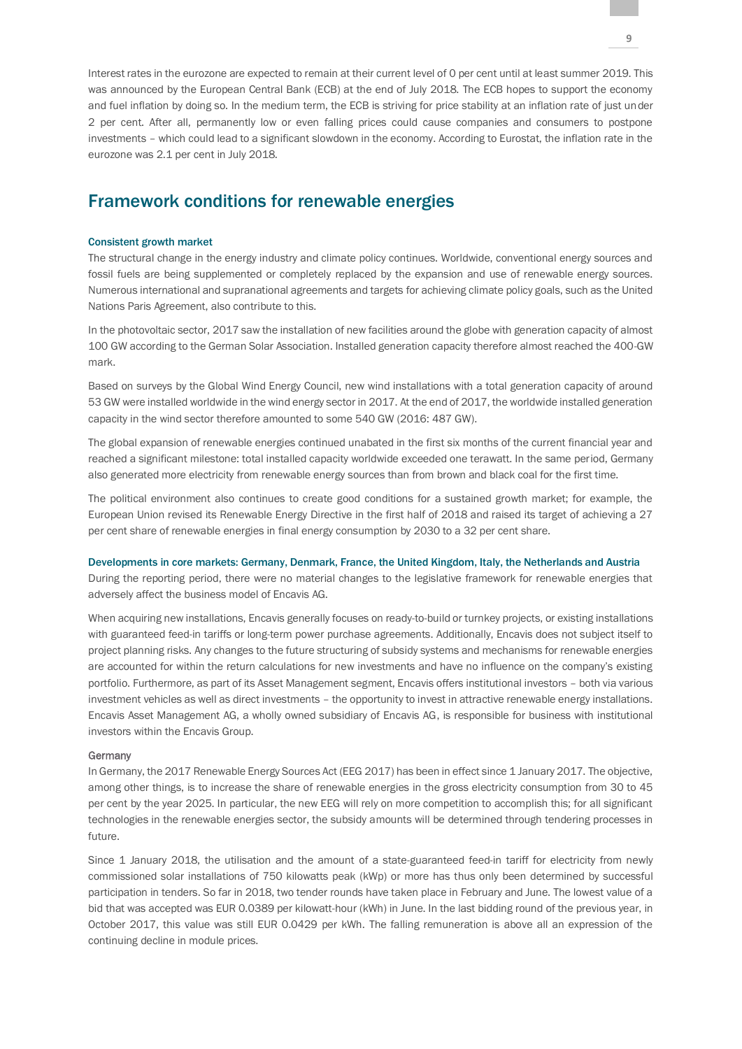Interest rates in the eurozone are expected to remain at their current level of 0 per cent until at least summer 2019. This was announced by the European Central Bank (ECB) at the end of July 2018. The ECB hopes to support the economy and fuel inflation by doing so. In the medium term, the ECB is striving for price stability at an inflation rate of just under 2 per cent. After all, permanently low or even falling prices could cause companies and consumers to postpone investments – which could lead to a significant slowdown in the economy. According to Eurostat, the inflation rate in the eurozone was 2.1 per cent in July 2018.

## Framework conditions for renewable energies

#### Consistent growth market

The structural change in the energy industry and climate policy continues. Worldwide, conventional energy sources and fossil fuels are being supplemented or completely replaced by the expansion and use of renewable energy sources. Numerous international and supranational agreements and targets for achieving climate policy goals, such as the United Nations Paris Agreement, also contribute to this.

In the photovoltaic sector, 2017 saw the installation of new facilities around the globe with generation capacity of almost 100 GW according to the German Solar Association. Installed generation capacity therefore almost reached the 400-GW mark.

Based on surveys by the Global Wind Energy Council, new wind installations with a total generation capacity of around 53 GW were installed worldwide in the wind energy sector in 2017. At the end of 2017, the worldwide installed generation capacity in the wind sector therefore amounted to some 540 GW (2016: 487 GW).

The global expansion of renewable energies continued unabated in the first six months of the current financial year and reached a significant milestone: total installed capacity worldwide exceeded one terawatt. In the same period, Germany also generated more electricity from renewable energy sources than from brown and black coal for the first time.

The political environment also continues to create good conditions for a sustained growth market; for example, the European Union revised its Renewable Energy Directive in the first half of 2018 and raised its target of achieving a 27 per cent share of renewable energies in final energy consumption by 2030 to a 32 per cent share.

#### Developments in core markets: Germany, Denmark, France, the United Kingdom, Italy, the Netherlands and Austria

During the reporting period, there were no material changes to the legislative framework for renewable energies that adversely affect the business model of Encavis AG.

When acquiring new installations, Encavis generally focuses on ready-to-build or turnkey projects, or existing installations with guaranteed feed-in tariffs or long-term power purchase agreements. Additionally, Encavis does not subject itself to project planning risks. Any changes to the future structuring of subsidy systems and mechanisms for renewable energies are accounted for within the return calculations for new investments and have no influence on the company's existing portfolio. Furthermore, as part of its Asset Management segment, Encavis offers institutional investors – both via various investment vehicles as well as direct investments – the opportunity to invest in attractive renewable energy installations. Encavis Asset Management AG, a wholly owned subsidiary of Encavis AG, is responsible for business with institutional investors within the Encavis Group.

##### Germany

In Germany, the 2017 Renewable Energy Sources Act (EEG 2017) has been in effect since 1 January 2017. The objective, among other things, is to increase the share of renewable energies in the gross electricity consumption from 30 to 45 per cent by the year 2025. In particular, the new EEG will rely on more competition to accomplish this; for all significant technologies in the renewable energies sector, the subsidy amounts will be determined through tendering processes in future.

Since 1 January 2018, the utilisation and the amount of a state-guaranteed feed-in tariff for electricity from newly commissioned solar installations of 750 kilowatts peak (kWp) or more has thus only been determined by successful participation in tenders. So far in 2018, two tender rounds have taken place in February and June. The lowest value of a bid that was accepted was EUR 0.0389 per kilowatt-hour (kWh) in June. In the last bidding round of the previous year, in October 2017, this value was still EUR 0.0429 per kWh. The falling remuneration is above all an expression of the continuing decline in module prices.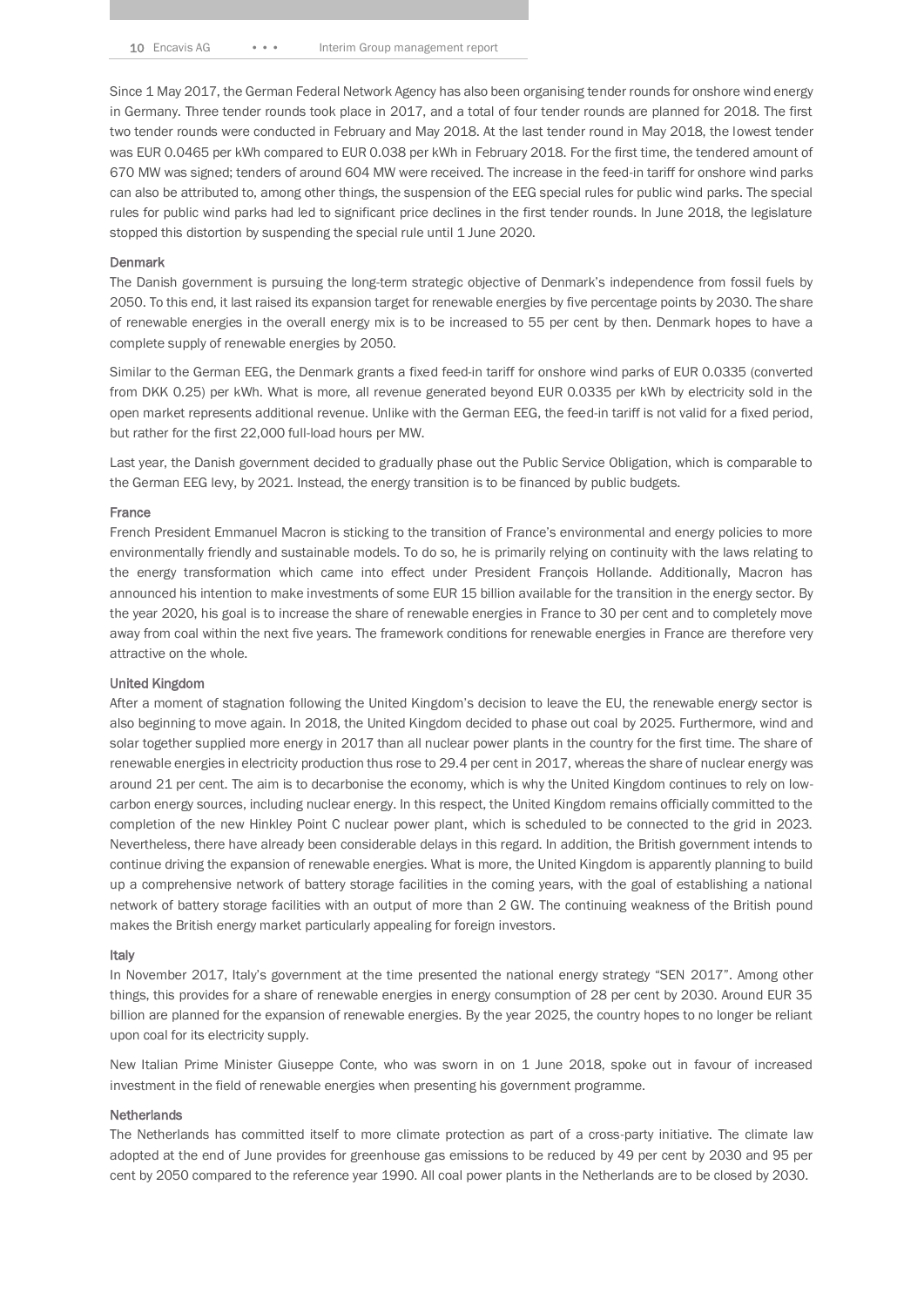Since 1 May 2017, the German Federal Network Agency has also been organising tender rounds for onshore wind energy in Germany. Three tender rounds took place in 2017, and a total of four tender rounds are planned for 2018. The first two tender rounds were conducted in February and May 2018. At the last tender round in May 2018, the lowest tender was EUR 0.0465 per kWh compared to EUR 0.038 per kWh in February 2018. For the first time, the tendered amount of 670 MW was signed; tenders of around 604 MW were received. The increase in the feed-in tariff for onshore wind parks can also be attributed to, among other things, the suspension of the EEG special rules for public wind parks. The special rules for public wind parks had led to significant price declines in the first tender rounds. In June 2018, the legislature stopped this distortion by suspending the special rule until 1 June 2020.

#### Denmark

The Danish government is pursuing the long-term strategic objective of Denmark's independence from fossil fuels by 2050. To this end, it last raised its expansion target for renewable energies by five percentage points by 2030. The share of renewable energies in the overall energy mix is to be increased to 55 per cent by then. Denmark hopes to have a complete supply of renewable energies by 2050.

Similar to the German EEG, the Denmark grants a fixed feed-in tariff for onshore wind parks of EUR 0.0335 (converted from DKK 0.25) per kWh. What is more, all revenue generated beyond EUR 0.0335 per kWh by electricity sold in the open market represents additional revenue. Unlike with the German EEG, the feed-in tariff is not valid for a fixed period, but rather for the first 22,000 full-load hours per MW.

Last year, the Danish government decided to gradually phase out the Public Service Obligation, which is comparable to the German EEG levy, by 2021. Instead, the energy transition is to be financed by public budgets.

#### France

French President Emmanuel Macron is sticking to the transition of France's environmental and energy policies to more environmentally friendly and sustainable models. To do so, he is primarily relying on continuity with the laws relating to the energy transformation which came into effect under President François Hollande. Additionally, Macron has announced his intention to make investments of some EUR 15 billion available for the transition in the energy sector. By the year 2020, his goal is to increase the share of renewable energies in France to 30 per cent and to completely move away from coal within the next five years. The framework conditions for renewable energies in France are therefore very attractive on the whole.

#### United Kingdom

After a moment of stagnation following the United Kingdom's decision to leave the EU, the renewable energy sector is also beginning to move again. In 2018, the United Kingdom decided to phase out coal by 2025. Furthermore, wind and solar together supplied more energy in 2017 than all nuclear power plants in the country for the first time. The share of renewable energies in electricity production thus rose to 29.4 per cent in 2017, whereas the share of nuclear energy was around 21 per cent. The aim is to decarbonise the economy, which is why the United Kingdom continues to rely on low-carbon energy sources, including nuclear energy. In this respect, the United Kingdom remains officially committed to the completion of the new Hinkley Point C nuclear power plant, which is scheduled to be connected to the grid in 2023. Nevertheless, there have already been considerable delays in this regard. In addition, the British government intends to continue driving the expansion of renewable energies. What is more, the United Kingdom is apparently planning to build up a comprehensive network of battery storage facilities in the coming years, with the goal of establishing a national network of battery storage facilities with an output of more than 2 GW. The continuing weakness of the British pound makes the British energy market particularly appealing for foreign investors.

#### Italy

In November 2017, Italy's government at the time presented the national energy strategy "SEN 2017". Among other things, this provides for a share of renewable energies in energy consumption of 28 per cent by 2030. Around EUR 35 billion are planned for the expansion of renewable energies. By the year 2025, the country hopes to no longer be reliant upon coal for its electricity supply.

New Italian Prime Minister Giuseppe Conte, who was sworn in on 1 June 2018, spoke out in favour of increased investment in the field of renewable energies when presenting his government programme.

#### Netherlands

The Netherlands has committed itself to more climate protection as part of a cross-party initiative. The climate law adopted at the end of June provides for greenhouse gas emissions to be reduced by 49 per cent by 2030 and 95 per cent by 2050 compared to the reference year 1990. All coal power plants in the Netherlands are to be closed by 2030.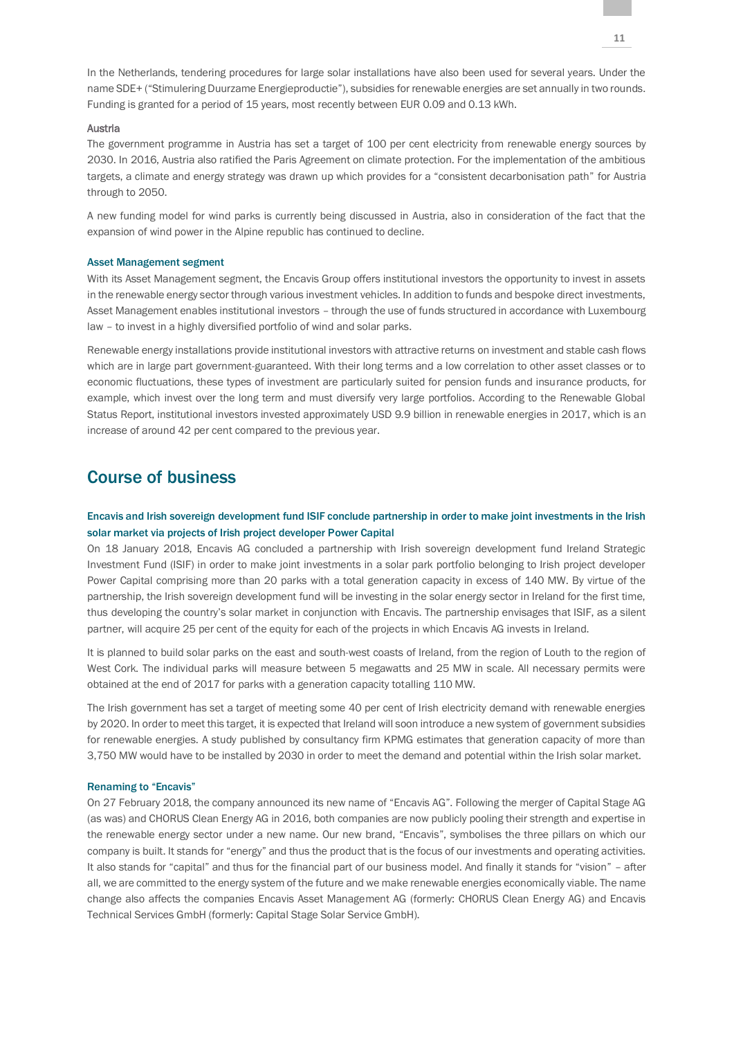In the Netherlands, tendering procedures for large solar installations have also been used for several years. Under the name SDE+ ("Stimulering Duurzame Energieproductie"), subsidies for renewable energies are set annually in two rounds. Funding is granted for a period of 15 years, most recently between EUR 0.09 and 0.13 kWh.

#### Austria

The government programme in Austria has set a target of 100 per cent electricity from renewable energy sources by 2030. In 2016, Austria also ratified the Paris Agreement on climate protection. For the implementation of the ambitious targets, a climate and energy strategy was drawn up which provides for a "consistent decarbonisation path" for Austria through to 2050.

A new funding model for wind parks is currently being discussed in Austria, also in consideration of the fact that the expansion of wind power in the Alpine republic has continued to decline.

### Asset Management segment

With its Asset Management segment, the Encavis Group offers institutional investors the opportunity to invest in assets in the renewable energy sector through various investment vehicles. In addition to funds and bespoke direct investments, Asset Management enables institutional investors – through the use of funds structured in accordance with Luxembourg law – to invest in a highly diversified portfolio of wind and solar parks.

Renewable energy installations provide institutional investors with attractive returns on investment and stable cash flows which are in large part government-guaranteed. With their long terms and a low correlation to other asset classes or to economic fluctuations, these types of investment are particularly suited for pension funds and insurance products, for example, which invest over the long term and must diversify very large portfolios. According to the Renewable Global Status Report, institutional investors invested approximately USD 9.9 billion in renewable energies in 2017, which is an increase of around 42 per cent compared to the previous year.

## Course of business

### Encavis and Irish sovereign development fund ISIF conclude partnership in order to make joint investments in the Irish solar market via projects of Irish project developer Power Capital

On 18 January 2018, Encavis AG concluded a partnership with Irish sovereign development fund Ireland Strategic Investment Fund (ISIF) in order to make joint investments in a solar park portfolio belonging to Irish project developer Power Capital comprising more than 20 parks with a total generation capacity in excess of 140 MW. By virtue of the partnership, the Irish sovereign development fund will be investing in the solar energy sector in Ireland for the first time, thus developing the country's solar market in conjunction with Encavis. The partnership envisages that ISIF, as a silent partner, will acquire 25 per cent of the equity for each of the projects in which Encavis AG invests in Ireland.

It is planned to build solar parks on the east and south-west coasts of Ireland, from the region of Louth to the region of West Cork. The individual parks will measure between 5 megawatts and 25 MW in scale. All necessary permits were obtained at the end of 2017 for parks with a generation capacity totalling 110 MW.

The Irish government has set a target of meeting some 40 per cent of Irish electricity demand with renewable energies by 2020. In order to meet this target, it is expected that Ireland will soon introduce a new system of government subsidies for renewable energies. A study published by consultancy firm KPMG estimates that generation capacity of more than 3,750 MW would have to be installed by 2030 in order to meet the demand and potential within the Irish solar market.

### Renaming to "Encavis"

On 27 February 2018, the company announced its new name of "Encavis AG". Following the merger of Capital Stage AG (as was) and CHORUS Clean Energy AG in 2016, both companies are now publicly pooling their strength and expertise in the renewable energy sector under a new name. Our new brand, "Encavis", symbolises the three pillars on which our company is built. It stands for "energy" and thus the product that is the focus of our investments and operating activities. It also stands for "capital" and thus for the financial part of our business model. And finally it stands for "vision" – after all, we are committed to the energy system of the future and we make renewable energies economically viable. The name change also affects the companies Encavis Asset Management AG (formerly: CHORUS Clean Energy AG) and Encavis Technical Services GmbH (formerly: Capital Stage Solar Service GmbH).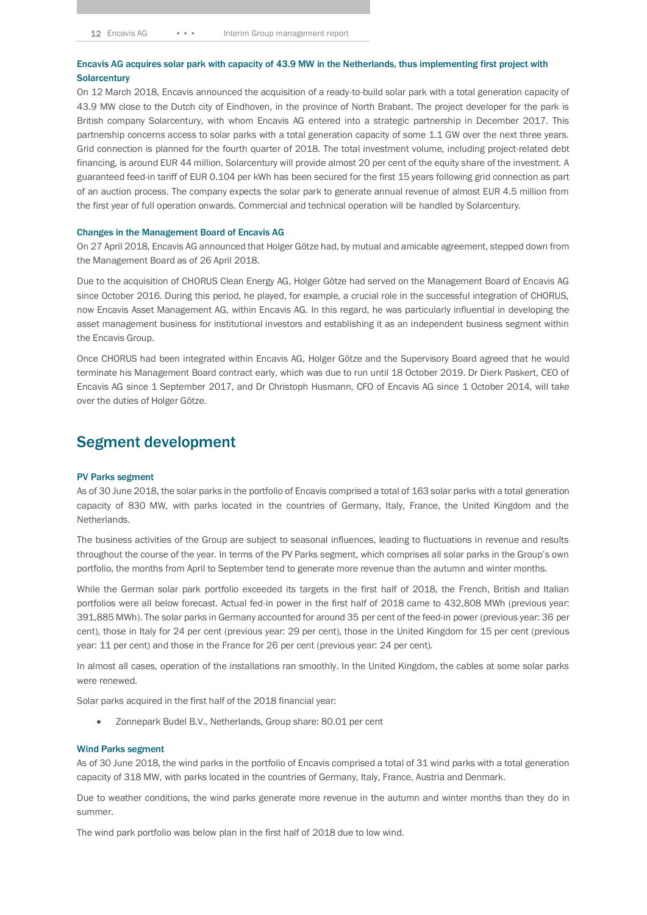### Encavis AG acquires solar park with capacity of 43.9 MW in the Netherlands, thus implementing first project with Solarcentury

On 12 March 2018, Encavis announced the acquisition of a ready-to-build solar park with a total generation capacity of 43.9 MW close to the Dutch city of Eindhoven, in the province of North Brabant. The project developer for the park is British company Solarcentury, with whom Encavis AG entered into a strategic partnership in December 2017. This partnership concerns access to solar parks with a total generation capacity of some 1.1 GW over the next three years. Grid connection is planned for the fourth quarter of 2018. The total investment volume, including project-related debt financing, is around EUR 44 million. Solarcentury will provide almost 20 per cent of the equity share of the investment. A guaranteed feed-in tariff of EUR 0.104 per kWh has been secured for the first 15 years following grid connection as part of an auction process. The company expects the solar park to generate annual revenue of almost EUR 4.5 million from the first year of full operation onwards. Commercial and technical operation will be handled by Solarcentury.

### Changes in the Management Board of Encavis AG

On 27 April 2018, Encavis AG announced that Holger Götze had, by mutual and amicable agreement, stepped down from the Management Board as of 26 April 2018.

Due to the acquisition of CHORUS Clean Energy AG, Holger Götze had served on the Management Board of Encavis AG since October 2016. During this period, he played, for example, a crucial role in the successful integration of CHORUS, now Encavis Asset Management AG, within Encavis AG. In this regard, he was particularly influential in developing the asset management business for institutional investors and establishing it as an independent business segment within the Encavis Group.

Once CHORUS had been integrated within Encavis AG, Holger Götze and the Supervisory Board agreed that he would terminate his Management Board contract early, which was due to run until 18 October 2019. Dr Dierk Paskert, CEO of Encavis AG since 1 September 2017, and Dr Christoph Husmann, CFO of Encavis AG since 1 October 2014, will take over the duties of Holger Götze.

## Segment development

### PV Parks segment

As of 30 June 2018, the solar parks in the portfolio of Encavis comprised a total of 163 solar parks with a total generation capacity of 830 MW, with parks located in the countries of Germany, Italy, France, the United Kingdom and the Netherlands.

The business activities of the Group are subject to seasonal influences, leading to fluctuations in revenue and results throughout the course of the year. In terms of the PV Parks segment, which comprises all solar parks in the Group's own portfolio, the months from April to September tend to generate more revenue than the autumn and winter months.

While the German solar park portfolio exceeded its targets in the first half of 2018, the French, British and Italian portfolios were all below forecast. Actual fed-in power in the first half of 2018 came to 432,808 MWh (previous year: 391,885 MWh). The solar parks in Germany accounted for around 35 per cent of the feed-in power (previous year: 36 per cent), those in Italy for 24 per cent (previous year: 29 per cent), those in the United Kingdom for 15 per cent (previous year: 11 per cent) and those in the France for 26 per cent (previous year: 24 per cent).

In almost all cases, operation of the installations ran smoothly. In the United Kingdom, the cables at some solar parks were renewed.

Solar parks acquired in the first half of the 2018 financial year:

- Zonnepark Budel B.V., Netherlands, Group share: 80.01 per cent

### Wind Parks segment

As of 30 June 2018, the wind parks in the portfolio of Encavis comprised a total of 31 wind parks with a total generation capacity of 318 MW, with parks located in the countries of Germany, Italy, France, Austria and Denmark.

Due to weather conditions, the wind parks generate more revenue in the autumn and winter months than they do in summer.

The wind park portfolio was below plan in the first half of 2018 due to low wind.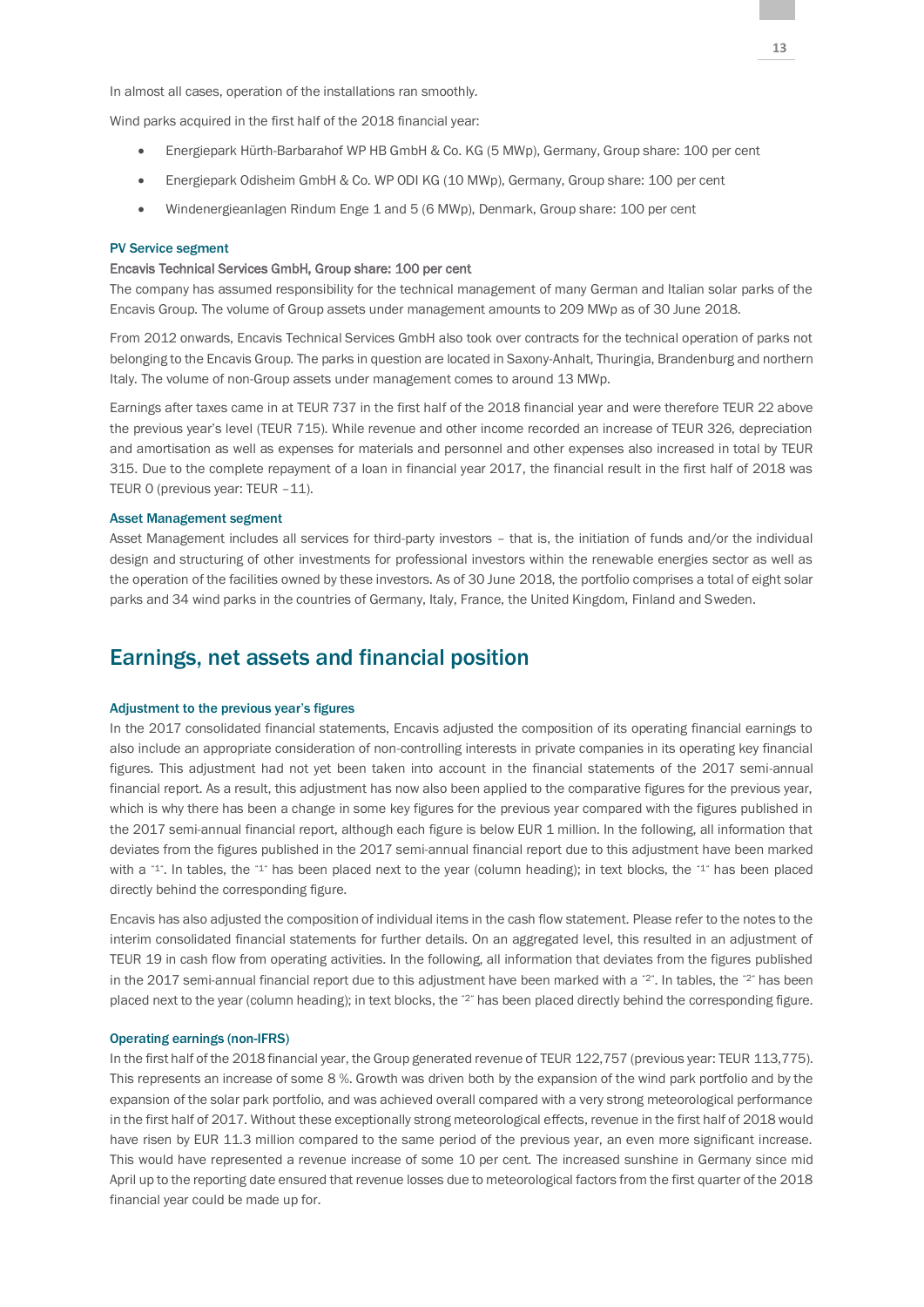In almost all cases, operation of the installations ran smoothly.

Wind parks acquired in the first half of the 2018 financial year:

- Energiepark Hürth-Barbarahof WP HB GmbH & Co. KG (5 MWp), Germany, Group share: 100 per cent
- Energiepark Odisheim GmbH & Co. WP ODI KG (10 MWp), Germany, Group share: 100 per cent
- Windenergieanlagen Rindum Enge 1 and 5 (6 MWp), Denmark, Group share: 100 per cent

#### PV Service segment

**Encavis Technical Services GmbH, Group share: 100 per cent**

The company has assumed responsibility for the technical management of many German and Italian solar parks of the Encavis Group. The volume of Group assets under management amounts to 209 MWp as of 30 June 2018.

From 2012 onwards, Encavis Technical Services GmbH also took over contracts for the technical operation of parks not belonging to the Encavis Group. The parks in question are located in Saxony-Anhalt, Thuringia, Brandenburg and northern Italy. The volume of non-Group assets under management comes to around 13 MWp.

Earnings after taxes came in at TEUR 737 in the first half of the 2018 financial year and were therefore TEUR 22 above the previous year's level (TEUR 715). While revenue and other income recorded an increase of TEUR 326, depreciation and amortisation as well as expenses for materials and personnel and other expenses also increased in total by TEUR 315. Due to the complete repayment of a loan in financial year 2017, the financial result in the first half of 2018 was TEUR 0 (previous year: TEUR –11).

#### Asset Management segment

Asset Management includes all services for third-party investors – that is, the initiation of funds and/or the individual design and structuring of other investments for professional investors within the renewable energies sector as well as the operation of the facilities owned by these investors. As of 30 June 2018, the portfolio comprises a total of eight solar parks and 34 wind parks in the countries of Germany, Italy, France, the United Kingdom, Finland and Sweden.

## Earnings, net assets and financial position

#### Adjustment to the previous year's figures

In the 2017 consolidated financial statements, Encavis adjusted the composition of its operating financial earnings to also include an appropriate consideration of non-controlling interests in private companies in its operating key financial figures. This adjustment had not yet been taken into account in the financial statements of the 2017 semi-annual financial report. As a result, this adjustment has now also been applied to the comparative figures for the previous year, which is why there has been a change in some key figures for the previous year compared with the figures published in the 2017 semi-annual financial report, although each figure is below EUR 1 million. In the following, all information that deviates from the figures published in the 2017 semi-annual financial report due to this adjustment have been marked with a "1". In tables, the "1" has been placed next to the year (column heading); in text blocks, the "1" has been placed directly behind the corresponding figure.

Encavis has also adjusted the composition of individual items in the cash flow statement. Please refer to the notes to the interim consolidated financial statements for further details. On an aggregated level, this resulted in an adjustment of TEUR 19 in cash flow from operating activities. In the following, all information that deviates from the figures published in the 2017 semi-annual financial report due to this adjustment have been marked with a "2". In tables, the "2" has been placed next to the year (column heading); in text blocks, the "2" has been placed directly behind the corresponding figure.

#### Operating earnings (non-IFRS)

In the first half of the 2018 financial year, the Group generated revenue of TEUR 122,757 (previous year: TEUR 113,775). This represents an increase of some 8 %. Growth was driven both by the expansion of the wind park portfolio and by the expansion of the solar park portfolio, and was achieved overall compared with a very strong meteorological performance in the first half of 2017. Without these exceptionally strong meteorological effects, revenue in the first half of 2018 would have risen by EUR 11.3 million compared to the same period of the previous year, an even more significant increase. This would have represented a revenue increase of some 10 per cent. The increased sunshine in Germany since mid April up to the reporting date ensured that revenue losses due to meteorological factors from the first quarter of the 2018 financial year could be made up for.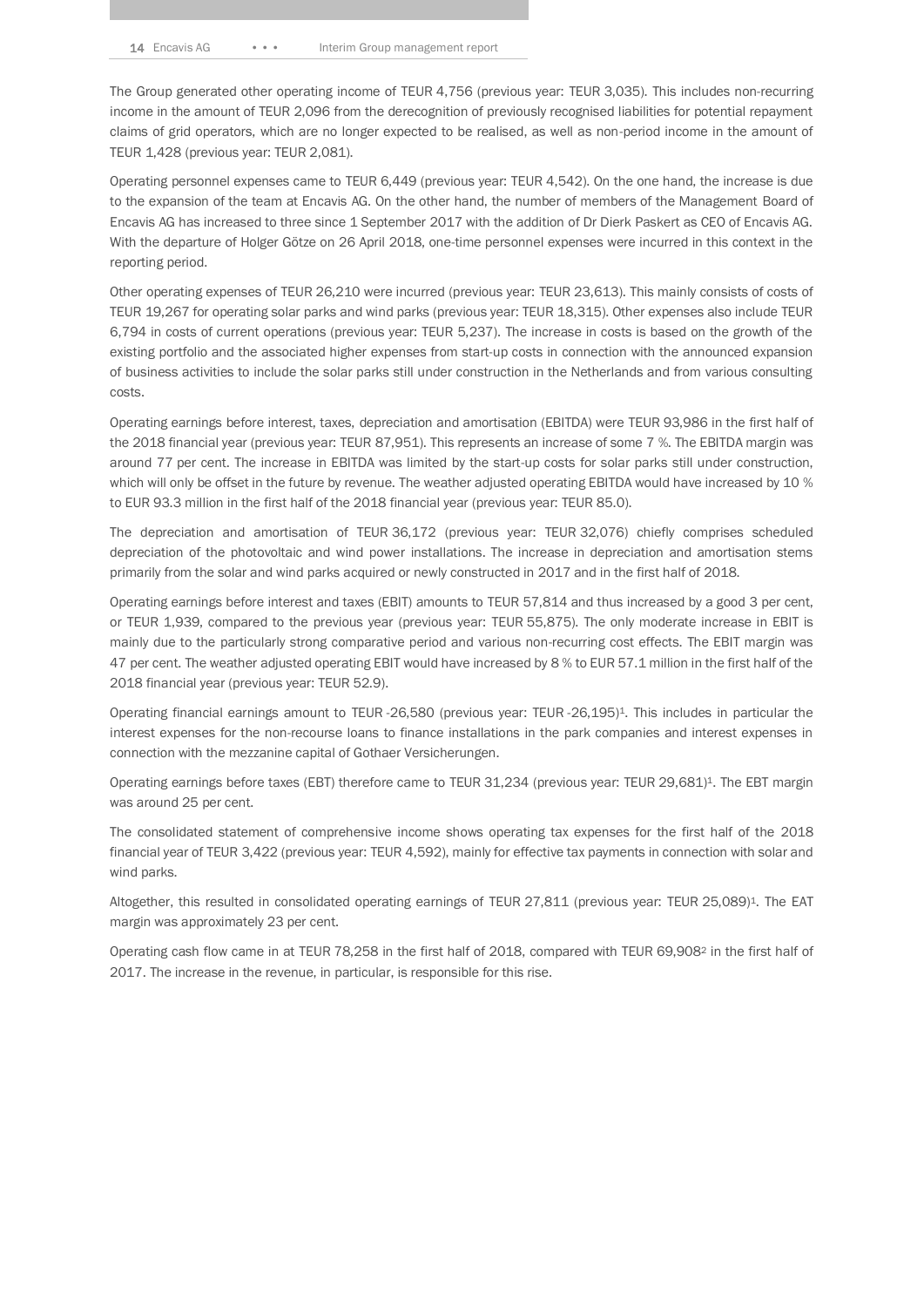The Group generated other operating income of TEUR 4,756 (previous year: TEUR 3,035). This includes non-recurring income in the amount of TEUR 2,096 from the derecognition of previously recognised liabilities for potential repayment claims of grid operators, which are no longer expected to be realised, as well as non-period income in the amount of TEUR 1,428 (previous year: TEUR 2,081).

Operating personnel expenses came to TEUR 6,449 (previous year: TEUR 4,542). On the one hand, the increase is due to the expansion of the team at Encavis AG. On the other hand, the number of members of the Management Board of Encavis AG has increased to three since 1 September 2017 with the addition of Dr Dierk Paskert as CEO of Encavis AG. With the departure of Holger Götze on 26 April 2018, one-time personnel expenses were incurred in this context in the reporting period.

Other operating expenses of TEUR 26,210 were incurred (previous year: TEUR 23,613). This mainly consists of costs of TEUR 19,267 for operating solar parks and wind parks (previous year: TEUR 18,315). Other expenses also include TEUR 6,794 in costs of current operations (previous year: TEUR 5,237). The increase in costs is based on the growth of the existing portfolio and the associated higher expenses from start-up costs in connection with the announced expansion of business activities to include the solar parks still under construction in the Netherlands and from various consulting costs.

Operating earnings before interest, taxes, depreciation and amortisation (EBITDA) were TEUR 93,986 in the first half of the 2018 financial year (previous year: TEUR 87,951). This represents an increase of some 7 %. The EBITDA margin was around 77 per cent. The increase in EBITDA was limited by the start-up costs for solar parks still under construction, which will only be offset in the future by revenue. The weather adjusted operating EBITDA would have increased by 10 % to EUR 93.3 million in the first half of the 2018 financial year (previous year: TEUR 85.0).

The depreciation and amortisation of TEUR 36,172 (previous year: TEUR 32,076) chiefly comprises scheduled depreciation of the photovoltaic and wind power installations. The increase in depreciation and amortisation stems primarily from the solar and wind parks acquired or newly constructed in 2017 and in the first half of 2018.

Operating earnings before interest and taxes (EBIT) amounts to TEUR 57,814 and thus increased by a good 3 per cent, or TEUR 1,939, compared to the previous year (previous year: TEUR 55,875). The only moderate increase in EBIT is mainly due to the particularly strong comparative period and various non-recurring cost effects. The EBIT margin was 47 per cent. The weather adjusted operating EBIT would have increased by 8 % to EUR 57.1 million in the first half of the 2018 financial year (previous year: TEUR 52.9).

Operating financial earnings amount to TEUR -26,580 (previous year: TEUR -26,195)[1]. This includes in particular the interest expenses for the non-recourse loans to finance installations in the park companies and interest expenses in connection with the mezzanine capital of Gothaer Versicherungen.

Operating earnings before taxes (EBT) therefore came to TEUR 31,234 (previous year: TEUR 29,681)[1]. The EBT margin was around 25 per cent.

The consolidated statement of comprehensive income shows operating tax expenses for the first half of the 2018 financial year of TEUR 3,422 (previous year: TEUR 4,592), mainly for effective tax payments in connection with solar and wind parks.

Altogether, this resulted in consolidated operating earnings of TEUR 27,811 (previous year: TEUR 25,089)[1]. The EAT margin was approximately 23 per cent.

Operating cash flow came in at TEUR 78,258 in the first half of 2018, compared with TEUR 69,908[2] in the first half of 2017. The increase in the revenue, in particular, is responsible for this rise.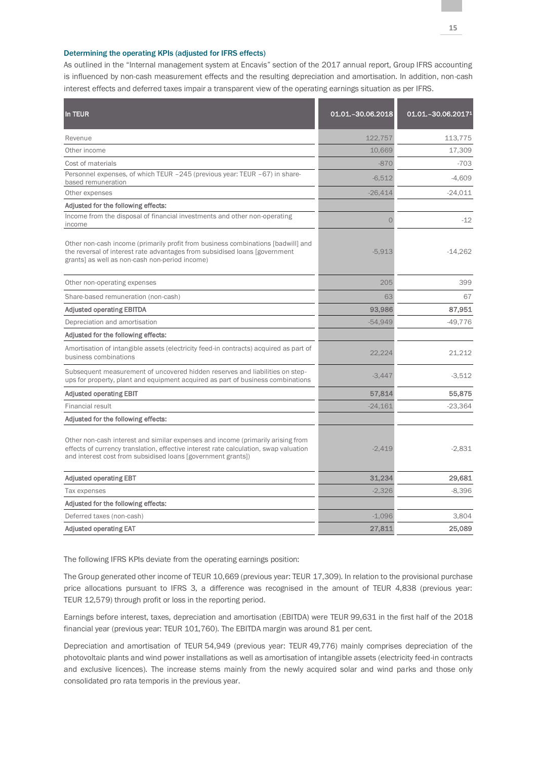### Determining the operating KPIs (adjusted for IFRS effects)

As outlined in the "Internal management system at Encavis" section of the 2017 annual report, Group IFRS accounting is influenced by non-cash measurement effects and the resulting depreciation and amortisation. In addition, non-cash interest effects and deferred taxes impair a transparent view of the operating earnings situation as per IFRS.

| In TEUR | 01.01.–30.06.2018 | 01.01.–30.06.2017[1] |
|---|---|---|
| Revenue | 122,757 | 113,775 |
| Other income | 10,669 | 17,309 |
| Cost of materials | -870 | -703 |
| Personnel expenses, of which TEUR –245 (previous year: TEUR –67) in share-based remuneration | -6,512 | -4,609 |
| Other expenses | -26,414 | -24,011 |
| **Adjusted for the following effects:** | | |
| Income from the disposal of financial investments and other non-operating income | 0 | -12 |
| Other non-cash income (primarily profit from business combinations [badwill] and the reversal of interest rate advantages from subsidised loans [government grants] as well as non-cash non-period income) | -5,913 | -14,262 |
| Other non-operating expenses | 205 | 399 |
| Share-based remuneration (non-cash) | 63 | 67 |
| **Adjusted operating EBITDA** | **93,986** | **87,951** |
| Depreciation and amortisation | -54,949 | -49,776 |
| **Adjusted for the following effects:** | | |
| Amortisation of intangible assets (electricity feed-in contracts) acquired as part of business combinations | 22,224 | 21,212 |
| Subsequent measurement of uncovered hidden reserves and liabilities on step-ups for property, plant and equipment acquired as part of business combinations | -3,447 | -3,512 |
| **Adjusted operating EBIT** | **57,814** | **55,875** |
| Financial result | -24,161 | -23,364 |
| **Adjusted for the following effects:** | | |
| Other non-cash interest and similar expenses and income (primarily arising from effects of currency translation, effective interest rate calculation, swap valuation and interest cost from subsidised loans [government grants]) | -2,419 | -2,831 |
| **Adjusted operating EBT** | **31,234** | **29,681** |
| Tax expenses | -2,326 | -8,396 |
| **Adjusted for the following effects:** | | |
| Deferred taxes (non-cash) | -1,096 | 3,804 |
| **Adjusted operating EAT** | **27,811** | **25,089** |

The following IFRS KPIs deviate from the operating earnings position:

The Group generated other income of TEUR 10,669 (previous year: TEUR 17,309). In relation to the provisional purchase price allocations pursuant to IFRS 3, a difference was recognised in the amount of TEUR 4,838 (previous year: TEUR 12,579) through profit or loss in the reporting period.

Earnings before interest, taxes, depreciation and amortisation (EBITDA) were TEUR 99,631 in the first half of the 2018 financial year (previous year: TEUR 101,760). The EBITDA margin was around 81 per cent.

Depreciation and amortisation of TEUR 54,949 (previous year: TEUR 49,776) mainly comprises depreciation of the photovoltaic plants and wind power installations as well as amortisation of intangible assets (electricity feed-in contracts and exclusive licences). The increase stems mainly from the newly acquired solar and wind parks and those only consolidated pro rata temporis in the previous year.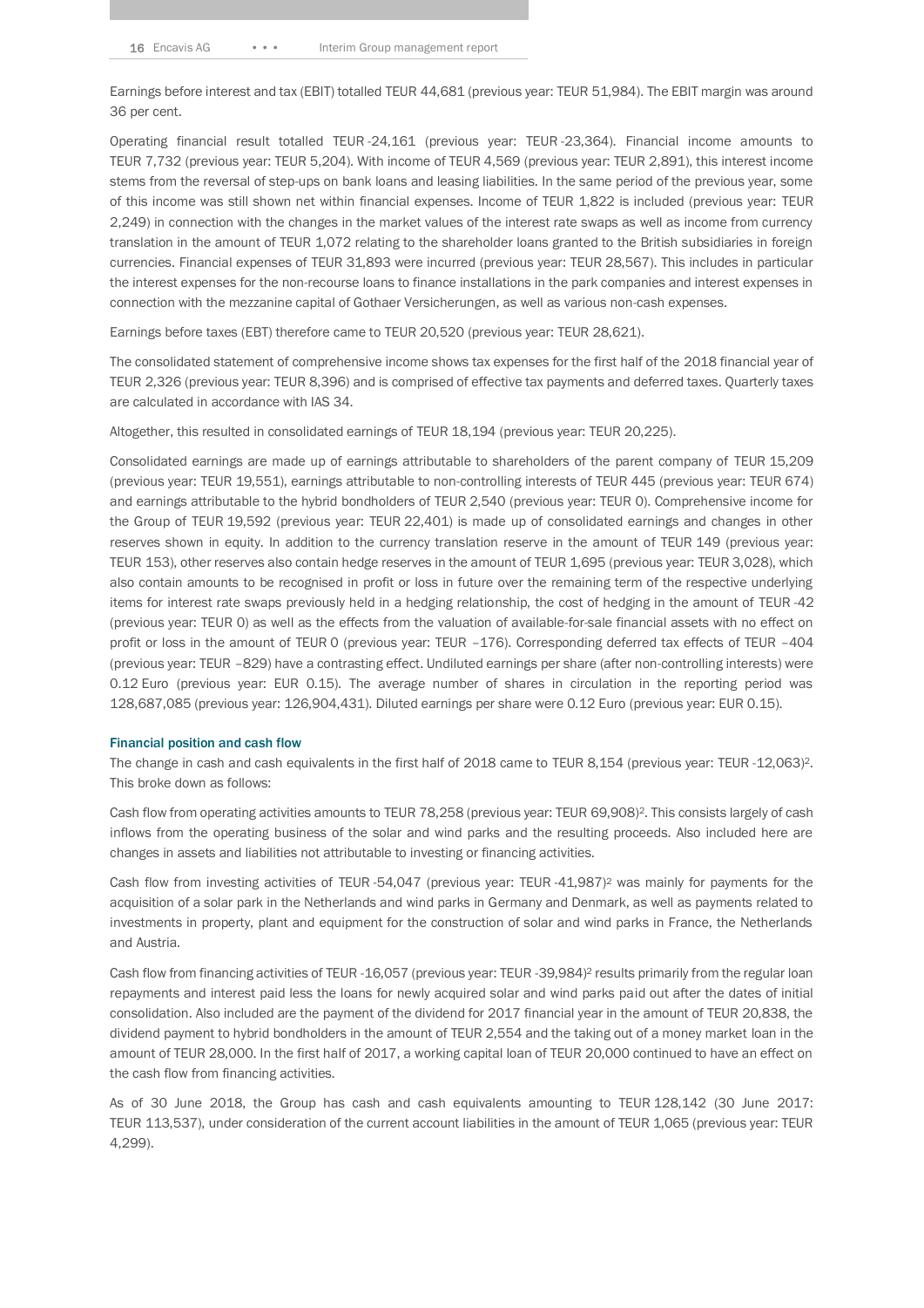Earnings before interest and tax (EBIT) totalled TEUR 44,681 (previous year: TEUR 51,984). The EBIT margin was around 36 per cent.

Operating financial result totalled TEUR -24,161 (previous year: TEUR -23,364). Financial income amounts to TEUR 7,732 (previous year: TEUR 5,204). With income of TEUR 4,569 (previous year: TEUR 2,891), this interest income stems from the reversal of step-ups on bank loans and leasing liabilities. In the same period of the previous year, some of this income was still shown net within financial expenses. Income of TEUR 1,822 is included (previous year: TEUR 2,249) in connection with the changes in the market values of the interest rate swaps as well as income from currency translation in the amount of TEUR 1,072 relating to the shareholder loans granted to the British subsidiaries in foreign currencies. Financial expenses of TEUR 31,893 were incurred (previous year: TEUR 28,567). This includes in particular the interest expenses for the non-recourse loans to finance installations in the park companies and interest expenses in connection with the mezzanine capital of Gothaer Versicherungen, as well as various non-cash expenses.

Earnings before taxes (EBT) therefore came to TEUR 20,520 (previous year: TEUR 28,621).

The consolidated statement of comprehensive income shows tax expenses for the first half of the 2018 financial year of TEUR 2,326 (previous year: TEUR 8,396) and is comprised of effective tax payments and deferred taxes. Quarterly taxes are calculated in accordance with IAS 34.

Altogether, this resulted in consolidated earnings of TEUR 18,194 (previous year: TEUR 20,225).

Consolidated earnings are made up of earnings attributable to shareholders of the parent company of TEUR 15,209 (previous year: TEUR 19,551), earnings attributable to non-controlling interests of TEUR 445 (previous year: TEUR 674) and earnings attributable to the hybrid bondholders of TEUR 2,540 (previous year: TEUR 0). Comprehensive income for the Group of TEUR 19,592 (previous year: TEUR 22,401) is made up of consolidated earnings and changes in other reserves shown in equity. In addition to the currency translation reserve in the amount of TEUR 149 (previous year: TEUR 153), other reserves also contain hedge reserves in the amount of TEUR 1,695 (previous year: TEUR 3,028), which also contain amounts to be recognised in profit or loss in future over the remaining term of the respective underlying items for interest rate swaps previously held in a hedging relationship, the cost of hedging in the amount of TEUR -42 (previous year: TEUR 0) as well as the effects from the valuation of available-for-sale financial assets with no effect on profit or loss in the amount of TEUR 0 (previous year: TEUR –176). Corresponding deferred tax effects of TEUR –404 (previous year: TEUR –829) have a contrasting effect. Undiluted earnings per share (after non-controlling interests) were 0.12 Euro (previous year: EUR 0.15). The average number of shares in circulation in the reporting period was 128,687,085 (previous year: 126,904,431). Diluted earnings per share were 0.12 Euro (previous year: EUR 0.15).

#### Financial position and cash flow

The change in cash and cash equivalents in the first half of 2018 came to TEUR 8,154 (previous year: TEUR -12,063)[2]. This broke down as follows:

Cash flow from operating activities amounts to TEUR 78,258 (previous year: TEUR 69,908)[2]. This consists largely of cash inflows from the operating business of the solar and wind parks and the resulting proceeds. Also included here are changes in assets and liabilities not attributable to investing or financing activities.

Cash flow from investing activities of TEUR -54,047 (previous year: TEUR -41,987)[2] was mainly for payments for the acquisition of a solar park in the Netherlands and wind parks in Germany and Denmark, as well as payments related to investments in property, plant and equipment for the construction of solar and wind parks in France, the Netherlands and Austria.

Cash flow from financing activities of TEUR -16,057 (previous year: TEUR -39,984)[2] results primarily from the regular loan repayments and interest paid less the loans for newly acquired solar and wind parks paid out after the dates of initial consolidation. Also included are the payment of the dividend for 2017 financial year in the amount of TEUR 20,838, the dividend payment to hybrid bondholders in the amount of TEUR 2,554 and the taking out of a money market loan in the amount of TEUR 28,000. In the first half of 2017, a working capital loan of TEUR 20,000 continued to have an effect on the cash flow from financing activities.

As of 30 June 2018, the Group has cash and cash equivalents amounting to TEUR 128,142 (30 June 2017: TEUR 113,537), under consideration of the current account liabilities in the amount of TEUR 1,065 (previous year: TEUR 4,299).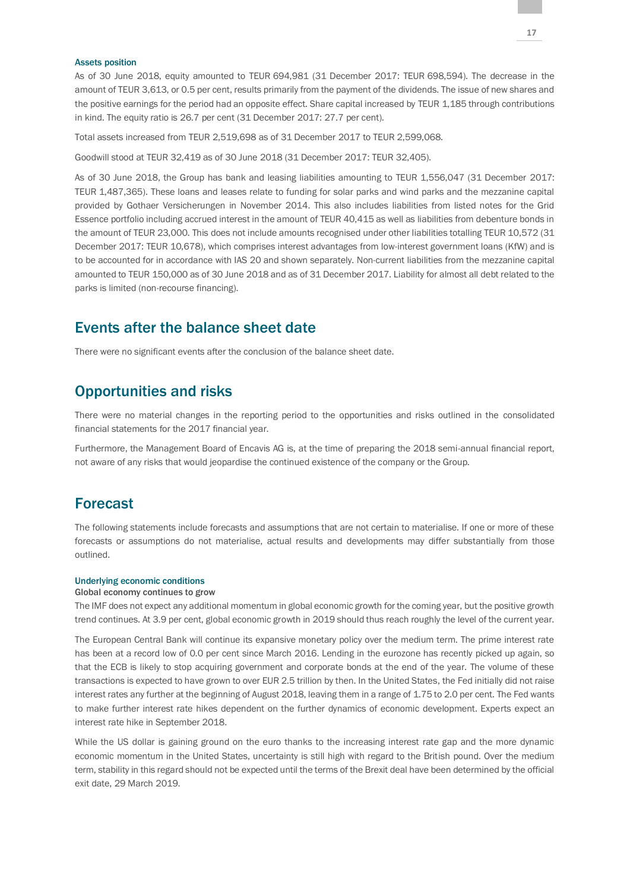### Assets position

As of 30 June 2018, equity amounted to TEUR 694,981 (31 December 2017: TEUR 698,594). The decrease in the amount of TEUR 3,613, or 0.5 per cent, results primarily from the payment of the dividends. The issue of new shares and the positive earnings for the period had an opposite effect. Share capital increased by TEUR 1,185 through contributions in kind. The equity ratio is 26.7 per cent (31 December 2017: 27.7 per cent).

Total assets increased from TEUR 2,519,698 as of 31 December 2017 to TEUR 2,599,068.

Goodwill stood at TEUR 32,419 as of 30 June 2018 (31 December 2017: TEUR 32,405).

As of 30 June 2018, the Group has bank and leasing liabilities amounting to TEUR 1,556,047 (31 December 2017: TEUR 1,487,365). These loans and leases relate to funding for solar parks and wind parks and the mezzanine capital provided by Gothaer Versicherungen in November 2014. This also includes liabilities from listed notes for the Grid Essence portfolio including accrued interest in the amount of TEUR 40,415 as well as liabilities from debenture bonds in the amount of TEUR 23,000. This does not include amounts recognised under other liabilities totalling TEUR 10,572 (31 December 2017: TEUR 10,678), which comprises interest advantages from low-interest government loans (KfW) and is to be accounted for in accordance with IAS 20 and shown separately. Non-current liabilities from the mezzanine capital amounted to TEUR 150,000 as of 30 June 2018 and as of 31 December 2017. Liability for almost all debt related to the parks is limited (non-recourse financing).

## Events after the balance sheet date

There were no significant events after the conclusion of the balance sheet date.

## Opportunities and risks

There were no material changes in the reporting period to the opportunities and risks outlined in the consolidated financial statements for the 2017 financial year.

Furthermore, the Management Board of Encavis AG is, at the time of preparing the 2018 semi-annual financial report, not aware of any risks that would jeopardise the continued existence of the company or the Group.

## Forecast

The following statements include forecasts and assumptions that are not certain to materialise. If one or more of these forecasts or assumptions do not materialise, actual results and developments may differ substantially from those outlined.

### Underlying economic conditions

**Global economy continues to grow**

The IMF does not expect any additional momentum in global economic growth for the coming year, but the positive growth trend continues. At 3.9 per cent, global economic growth in 2019 should thus reach roughly the level of the current year.

The European Central Bank will continue its expansive monetary policy over the medium term. The prime interest rate has been at a record low of 0.0 per cent since March 2016. Lending in the eurozone has recently picked up again, so that the ECB is likely to stop acquiring government and corporate bonds at the end of the year. The volume of these transactions is expected to have grown to over EUR 2.5 trillion by then. In the United States, the Fed initially did not raise interest rates any further at the beginning of August 2018, leaving them in a range of 1.75 to 2.0 per cent. The Fed wants to make further interest rate hikes dependent on the further dynamics of economic development. Experts expect an interest rate hike in September 2018.

While the US dollar is gaining ground on the euro thanks to the increasing interest rate gap and the more dynamic economic momentum in the United States, uncertainty is still high with regard to the British pound. Over the medium term, stability in this regard should not be expected until the terms of the Brexit deal have been determined by the official exit date, 29 March 2019.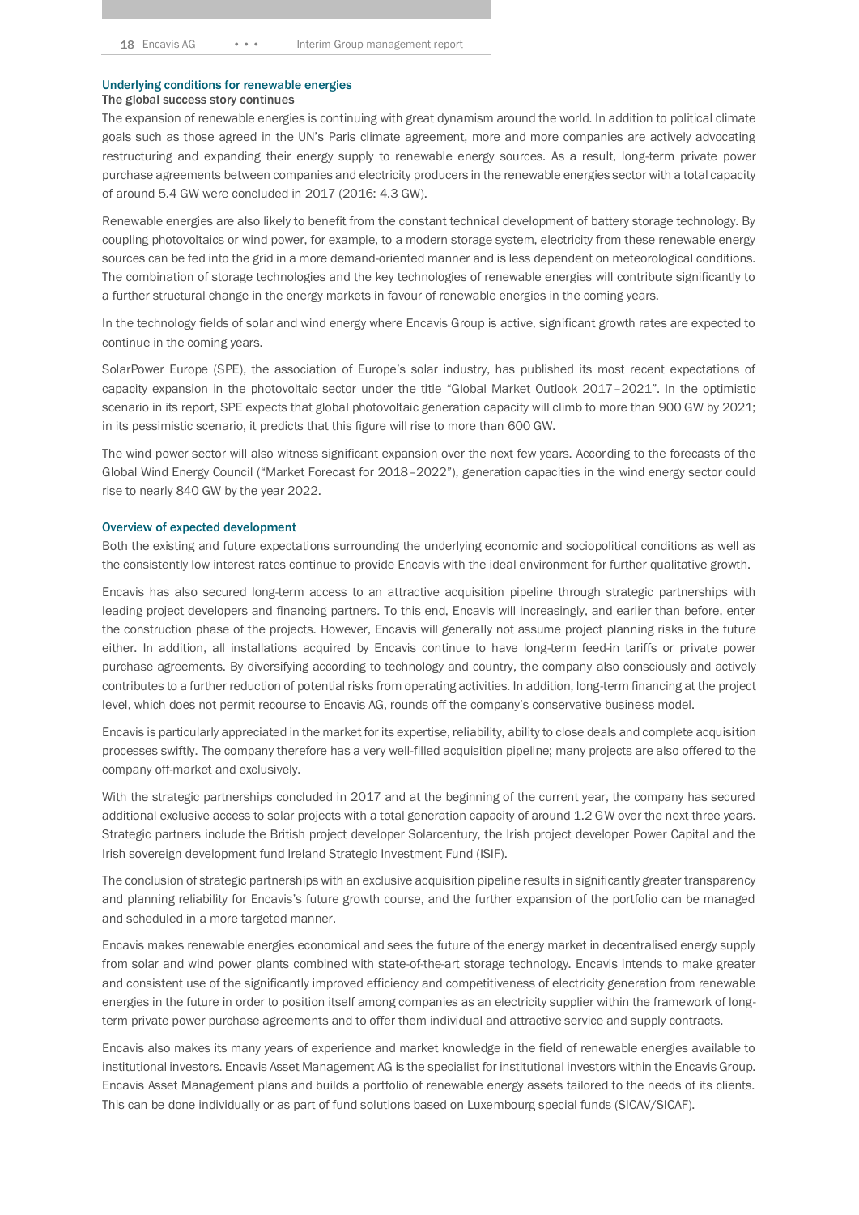## Underlying conditions for renewable energies

### The global success story continues

The expansion of renewable energies is continuing with great dynamism around the world. In addition to political climate goals such as those agreed in the UN's Paris climate agreement, more and more companies are actively advocating restructuring and expanding their energy supply to renewable energy sources. As a result, long-term private power purchase agreements between companies and electricity producers in the renewable energies sector with a total capacity of around 5.4 GW were concluded in 2017 (2016: 4.3 GW).

Renewable energies are also likely to benefit from the constant technical development of battery storage technology. By coupling photovoltaics or wind power, for example, to a modern storage system, electricity from these renewable energy sources can be fed into the grid in a more demand-oriented manner and is less dependent on meteorological conditions. The combination of storage technologies and the key technologies of renewable energies will contribute significantly to a further structural change in the energy markets in favour of renewable energies in the coming years.

In the technology fields of solar and wind energy where Encavis Group is active, significant growth rates are expected to continue in the coming years.

SolarPower Europe (SPE), the association of Europe's solar industry, has published its most recent expectations of capacity expansion in the photovoltaic sector under the title "Global Market Outlook 2017–2021". In the optimistic scenario in its report, SPE expects that global photovoltaic generation capacity will climb to more than 900 GW by 2021; in its pessimistic scenario, it predicts that this figure will rise to more than 600 GW.

The wind power sector will also witness significant expansion over the next few years. According to the forecasts of the Global Wind Energy Council ("Market Forecast for 2018–2022"), generation capacities in the wind energy sector could rise to nearly 840 GW by the year 2022.

## Overview of expected development

Both the existing and future expectations surrounding the underlying economic and sociopolitical conditions as well as the consistently low interest rates continue to provide Encavis with the ideal environment for further qualitative growth.

Encavis has also secured long-term access to an attractive acquisition pipeline through strategic partnerships with leading project developers and financing partners. To this end, Encavis will increasingly, and earlier than before, enter the construction phase of the projects. However, Encavis will generally not assume project planning risks in the future either. In addition, all installations acquired by Encavis continue to have long-term feed-in tariffs or private power purchase agreements. By diversifying according to technology and country, the company also consciously and actively contributes to a further reduction of potential risks from operating activities. In addition, long-term financing at the project level, which does not permit recourse to Encavis AG, rounds off the company's conservative business model.

Encavis is particularly appreciated in the market for its expertise, reliability, ability to close deals and complete acquisition processes swiftly. The company therefore has a very well-filled acquisition pipeline; many projects are also offered to the company off-market and exclusively.

With the strategic partnerships concluded in 2017 and at the beginning of the current year, the company has secured additional exclusive access to solar projects with a total generation capacity of around 1.2 GW over the next three years. Strategic partners include the British project developer Solarcentury, the Irish project developer Power Capital and the Irish sovereign development fund Ireland Strategic Investment Fund (ISIF).

The conclusion of strategic partnerships with an exclusive acquisition pipeline results in significantly greater transparency and planning reliability for Encavis's future growth course, and the further expansion of the portfolio can be managed and scheduled in a more targeted manner.

Encavis makes renewable energies economical and sees the future of the energy market in decentralised energy supply from solar and wind power plants combined with state-of-the-art storage technology. Encavis intends to make greater and consistent use of the significantly improved efficiency and competitiveness of electricity generation from renewable energies in the future in order to position itself among companies as an electricity supplier within the framework of long-term private power purchase agreements and to offer them individual and attractive service and supply contracts.

Encavis also makes its many years of experience and market knowledge in the field of renewable energies available to institutional investors. Encavis Asset Management AG is the specialist for institutional investors within the Encavis Group. Encavis Asset Management plans and builds a portfolio of renewable energy assets tailored to the needs of its clients. This can be done individually or as part of fund solutions based on Luxembourg special funds (SICAV/SICAF).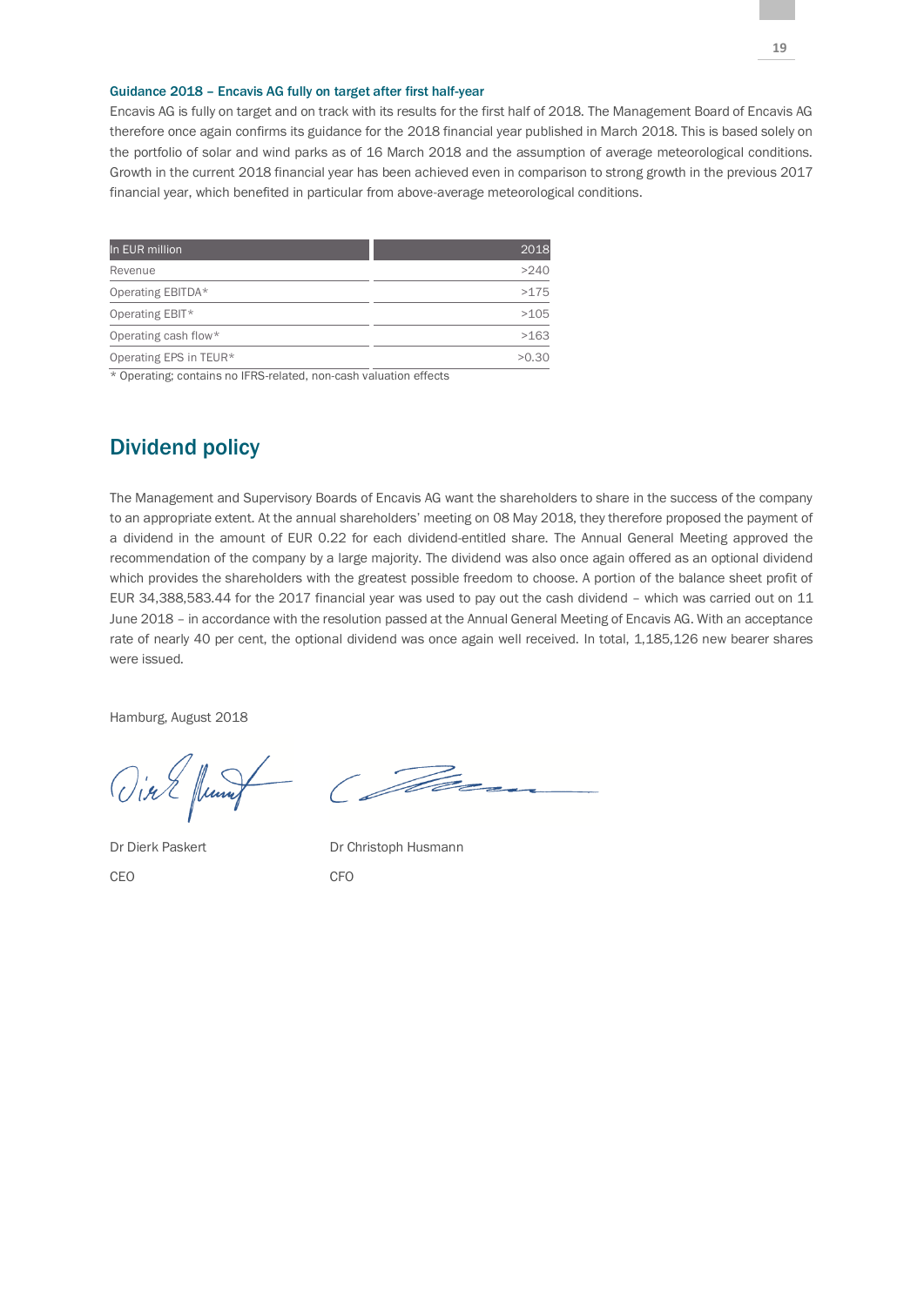### Guidance 2018 – Encavis AG fully on target after first half-year

Encavis AG is fully on target and on track with its results for the first half of 2018. The Management Board of Encavis AG therefore once again confirms its guidance for the 2018 financial year published in March 2018. This is based solely on the portfolio of solar and wind parks as of 16 March 2018 and the assumption of average meteorological conditions. Growth in the current 2018 financial year has been achieved even in comparison to strong growth in the previous 2017 financial year, which benefited in particular from above-average meteorological conditions.

| In EUR million | 2018 |
|---|---|
| Revenue | >240 |
| Operating EBITDA* | >175 |
| Operating EBIT* | >105 |
| Operating cash flow* | >163 |
| Operating EPS in TEUR* | >0.30 |

* Operating; contains no IFRS-related, non-cash valuation effects

## Dividend policy

The Management and Supervisory Boards of Encavis AG want the shareholders to share in the success of the company to an appropriate extent. At the annual shareholders' meeting on 08 May 2018, they therefore proposed the payment of a dividend in the amount of EUR 0.22 for each dividend-entitled share. The Annual General Meeting approved the recommendation of the company by a large majority. The dividend was also once again offered as an optional dividend which provides the shareholders with the greatest possible freedom to choose. A portion of the balance sheet profit of EUR 34,388,583.44 for the 2017 financial year was used to pay out the cash dividend – which was carried out on 11 June 2018 – in accordance with the resolution passed at the Annual General Meeting of Encavis AG. With an acceptance rate of nearly 40 per cent, the optional dividend was once again well received. In total, 1,185,126 new bearer shares were issued.

Hamburg, August 2018

Dr Dierk Paskert
CEO

Dr Christoph Husmann
CFO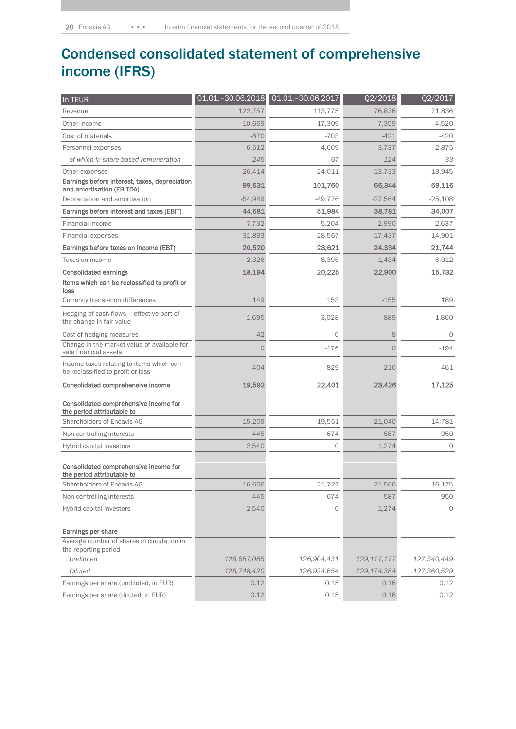# Condensed consolidated statement of comprehensive income (IFRS)

| In TEUR | 01.01.–30.06.2018 | 01.01.–30.06.2017 | Q2/2018 | Q2/2017 |
|---|---|---|---|---|
| Revenue | 122,757 | 113,775 | 76,876 | 71,836 |
| Other income | 10,669 | 17,309 | 7,359 | 4,520 |
| Cost of materials | -870 | -703 | -421 | -420 |
| Personnel expenses | -6,512 | -4,609 | -3,737 | -2,875 |
| *of which in share-based remuneration* | *-245* | *-67* | *-124* | *-33* |
| Other expenses | -26,414 | -24,011 | -13,733 | -13,945 |
| **Earnings before interest, taxes, depreciation and amortisation (EBITDA)** | **99,631** | **101,760** | **66,344** | **59,116** |
| Depreciation and amortisation | -54,949 | -49,776 | -27,564 | -25,108 |
| **Earnings before interest and taxes (EBIT)** | **44,681** | **51,984** | **38,781** | **34,007** |
| Financial income | 7,732 | 5,204 | 2,990 | 2,637 |
| Financial expenses | -31,893 | -28,567 | -17,437 | -14,901 |
| **Earnings before taxes on income (EBT)** | **20,520** | **28,621** | **24,334** | **21,744** |
| Taxes on income | -2,326 | -8,396 | -1,434 | -6,012 |
| **Consolidated earnings** | **18,194** | **20,225** | **22,900** | **15,732** |
| **Items which can be reclassified to profit or loss** | | | | |
| Currency translation differences | 149 | 153 | -155 | 189 |
| Hedging of cash flows – effective part of the change in fair value | 1,695 | 3,028 | 889 | 1,860 |
| Cost of hedging measures | -42 | 0 | 8 | 0 |
| Change in the market value of available-for-sale financial assets | 0 | -176 | 0 | -194 |
| Income taxes relating to items which can be reclassified to profit or loss | -404 | -829 | -216 | -461 |
| **Consolidated comprehensive income** | **19,592** | **22,401** | **23,426** | **17,125** |
| | | | | |
| **Consolidated comprehensive income for the period attributable to** | | | | |
| Shareholders of Encavis AG | 15,209 | 19,551 | 21,040 | 14,781 |
| Non-controlling interests | 445 | 674 | 587 | 950 |
| Hybrid capital investors | 2,540 | 0 | 1,274 | 0 |
| | | | | |
| **Consolidated comprehensive income for the period attributable to** | | | | |
| Shareholders of Encavis AG | 16,606 | 21,727 | 21,566 | 16,175 |
| Non-controlling interests | 445 | 674 | 587 | 950 |
| Hybrid capital investors | 2,540 | 0 | 1,274 | 0 |
| | | | | |
| **Earnings per share** | | | | |
| Average number of shares in circulation in the reporting period | | | | |
| *Undiluted* | *128,687,085* | *126,904,431* | *129,117,177* | *127,340,449* |
| *Diluted* | *128,748,420* | *126,924,654* | *129,174,384* | *127,360,529* |
| Earnings per share (undiluted, in EUR) | 0.12 | 0.15 | 0.16 | 0.12 |
| Earnings per share (diluted, in EUR) | 0.12 | 0.15 | 0.16 | 0.12 |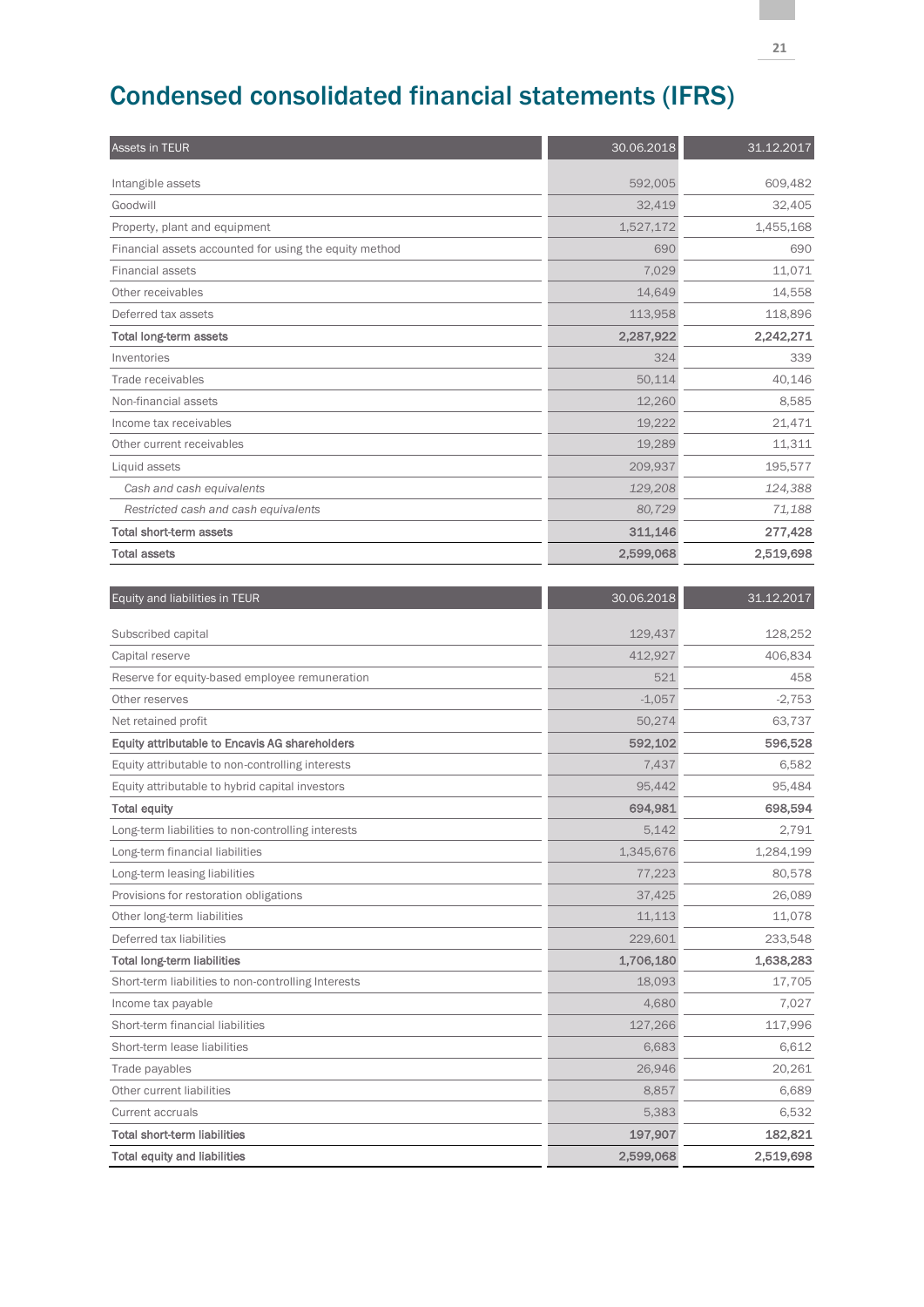# Condensed consolidated financial statements (IFRS)

| Assets in TEUR | 30.06.2018 | 31.12.2017 |
|---|---|---|
| Intangible assets | 592,005 | 609,482 |
| Goodwill | 32,419 | 32,405 |
| Property, plant and equipment | 1,527,172 | 1,455,168 |
| Financial assets accounted for using the equity method | 690 | 690 |
| Financial assets | 7,029 | 11,071 |
| Other receivables | 14,649 | 14,558 |
| Deferred tax assets | 113,958 | 118,896 |
| **Total long-term assets** | **2,287,922** | **2,242,271** |
| Inventories | 324 | 339 |
| Trade receivables | 50,114 | 40,146 |
| Non-financial assets | 12,260 | 8,585 |
| Income tax receivables | 19,222 | 21,471 |
| Other current receivables | 19,289 | 11,311 |
| Liquid assets | 209,937 | 195,577 |
| *Cash and cash equivalents* | *129,208* | *124,388* |
| *Restricted cash and cash equivalents* | *80,729* | *71,188* |
| **Total short-term assets** | **311,146** | **277,428** |
| **Total assets** | **2,599,068** | **2,519,698** |

| Equity and liabilities in TEUR | 30.06.2018 | 31.12.2017 |
|---|---|---|
| Subscribed capital | 129,437 | 128,252 |
| Capital reserve | 412,927 | 406,834 |
| Reserve for equity-based employee remuneration | 521 | 458 |
| Other reserves | -1,057 | -2,753 |
| Net retained profit | 50,274 | 63,737 |
| **Equity attributable to Encavis AG shareholders** | **592,102** | **596,528** |
| Equity attributable to non-controlling interests | 7,437 | 6,582 |
| Equity attributable to hybrid capital investors | 95,442 | 95,484 |
| **Total equity** | **694,981** | **698,594** |
| Long-term liabilities to non-controlling interests | 5,142 | 2,791 |
| Long-term financial liabilities | 1,345,676 | 1,284,199 |
| Long-term leasing liabilities | 77,223 | 80,578 |
| Provisions for restoration obligations | 37,425 | 26,089 |
| Other long-term liabilities | 11,113 | 11,078 |
| Deferred tax liabilities | 229,601 | 233,548 |
| **Total long-term liabilities** | **1,706,180** | **1,638,283** |
| Short-term liabilities to non-controlling Interests | 18,093 | 17,705 |
| Income tax payable | 4,680 | 7,027 |
| Short-term financial liabilities | 127,266 | 117,996 |
| Short-term lease liabilities | 6,683 | 6,612 |
| Trade payables | 26,946 | 20,261 |
| Other current liabilities | 8,857 | 6,689 |
| Current accruals | 5,383 | 6,532 |
| **Total short-term liabilities** | **197,907** | **182,821** |
| **Total equity and liabilities** | **2,599,068** | **2,519,698** |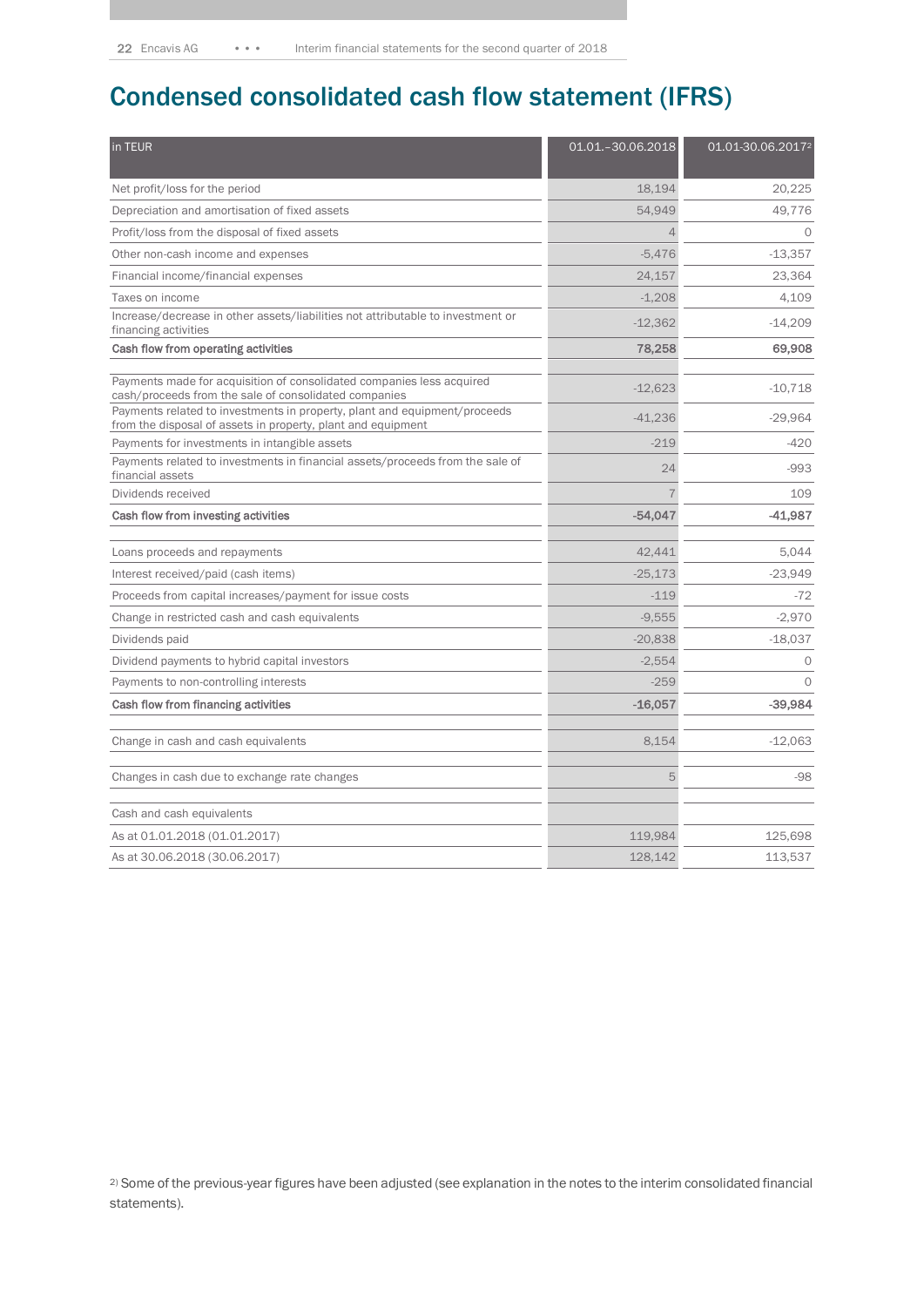# Condensed consolidated cash flow statement (IFRS)

| in TEUR | 01.01.–30.06.2018 | 01.01-30.06.2017[2] |
|---|---|---|
| Net profit/loss for the period | 18,194 | 20,225 |
| Depreciation and amortisation of fixed assets | 54,949 | 49,776 |
| Profit/loss from the disposal of fixed assets | 4 | 0 |
| Other non-cash income and expenses | -5,476 | -13,357 |
| Financial income/financial expenses | 24,157 | 23,364 |
| Taxes on income | -1,208 | 4,109 |
| Increase/decrease in other assets/liabilities not attributable to investment or financing activities | -12,362 | -14,209 |
| **Cash flow from operating activities** | **78,258** | **69,908** |
| | | |
| Payments made for acquisition of consolidated companies less acquired cash/proceeds from the sale of consolidated companies | -12,623 | -10,718 |
| Payments related to investments in property, plant and equipment/proceeds from the disposal of assets in property, plant and equipment | -41,236 | -29,964 |
| Payments for investments in intangible assets | -219 | -420 |
| Payments related to investments in financial assets/proceeds from the sale of financial assets | 24 | -993 |
| Dividends received | 7 | 109 |
| **Cash flow from investing activities** | **-54,047** | **-41,987** |
| | | |
| Loans proceeds and repayments | 42,441 | 5,044 |
| Interest received/paid (cash items) | -25,173 | -23,949 |
| Proceeds from capital increases/payment for issue costs | -119 | -72 |
| Change in restricted cash and cash equivalents | -9,555 | -2,970 |
| Dividends paid | -20,838 | -18,037 |
| Dividend payments to hybrid capital investors | -2,554 | 0 |
| Payments to non-controlling interests | -259 | 0 |
| **Cash flow from financing activities** | **-16,057** | **-39,984** |
| | | |
| Change in cash and cash equivalents | 8,154 | -12,063 |
| | | |
| Changes in cash due to exchange rate changes | 5 | -98 |
| | | |
| Cash and cash equivalents | | |
| As at 01.01.2018 (01.01.2017) | 119,984 | 125,698 |
| As at 30.06.2018 (30.06.2017) | 128,142 | 113,537 |

2) Some of the previous-year figures have been adjusted (see explanation in the notes to the interim consolidated financial statements).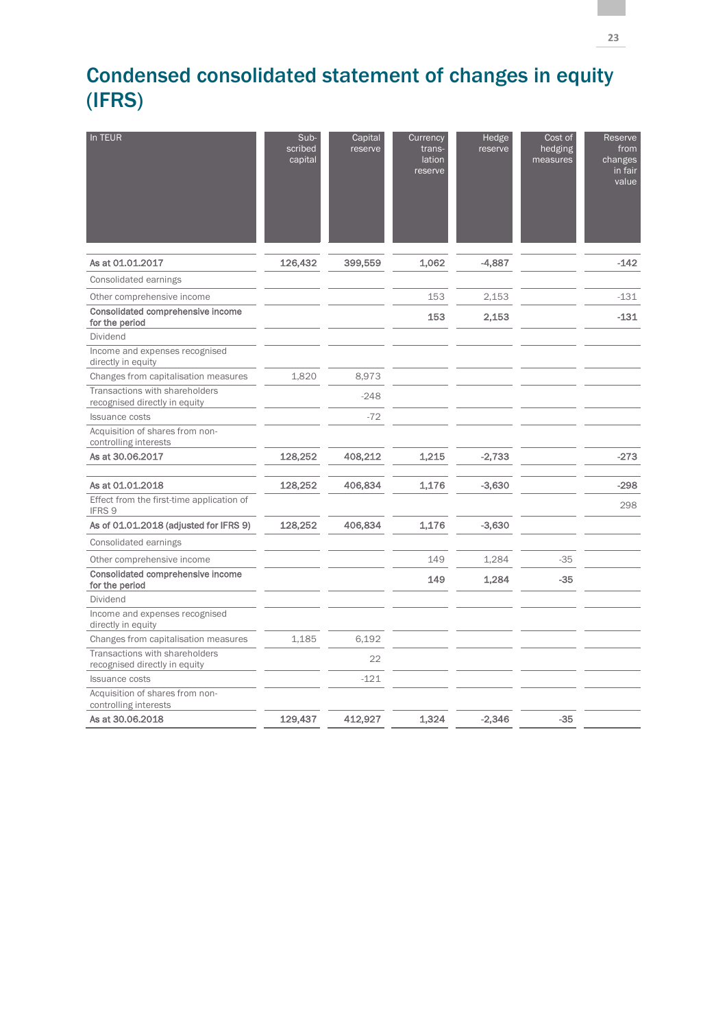# Condensed consolidated statement of changes in equity (IFRS)

| In TEUR | Sub-scribed capital | Capital reserve | Currency trans-lation reserve | Hedge reserve | Cost of hedging measures | Reserve from changes in fair value |
|---|---|---|---|---|---|---|
| **As at 01.01.2017** | **126,432** | **399,559** | **1,062** | **-4,887** | | **-142** |
| Consolidated earnings | | | | | | |
| Other comprehensive income | | | 153 | 2,153 | | -131 |
| **Consolidated comprehensive income for the period** | | | **153** | **2,153** | | **-131** |
| Dividend | | | | | | |
| Income and expenses recognised directly in equity | | | | | | |
| Changes from capitalisation measures | 1,820 | 8,973 | | | | |
| Transactions with shareholders recognised directly in equity | | -248 | | | | |
| Issuance costs | | -72 | | | | |
| Acquisition of shares from non-controlling interests | | | | | | |
| **As at 30.06.2017** | **128,252** | **408,212** | **1,215** | **-2,733** | | **-273** |
| | | | | | | |
| **As at 01.01.2018** | **128,252** | **406,834** | **1,176** | **-3,630** | | **-298** |
| Effect from the first-time application of IFRS 9 | | | | | | 298 |
| **As of 01.01.2018 (adjusted for IFRS 9)** | **128,252** | **406,834** | **1,176** | **-3,630** | | |
| Consolidated earnings | | | | | | |
| Other comprehensive income | | | 149 | 1,284 | -35 | |
| **Consolidated comprehensive income for the period** | | | **149** | **1,284** | **-35** | |
| Dividend | | | | | | |
| Income and expenses recognised directly in equity | | | | | | |
| Changes from capitalisation measures | 1,185 | 6,192 | | | | |
| Transactions with shareholders recognised directly in equity | | 22 | | | | |
| Issuance costs | | -121 | | | | |
| Acquisition of shares from non-controlling interests | | | | | | |
| **As at 30.06.2018** | **129,437** | **412,927** | **1,324** | **-2,346** | **-35** | |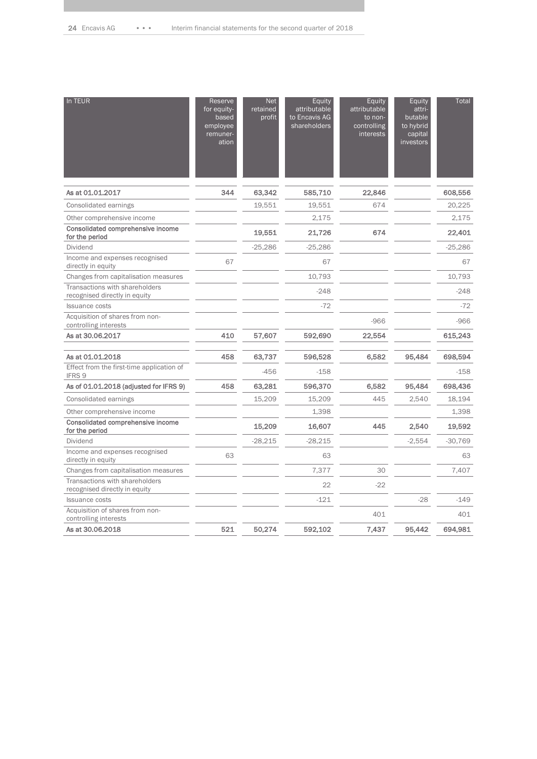| In TEUR | Reserve for equity-based employee remuneration | Net retained profit | Equity attributable to Encavis AG shareholders | Equity attributable to non-controlling interests | Equity attributable to hybrid capital investors | Total |
|---|---|---|---|---|---|---|
| **As at 01.01.2017** | **344** | **63,342** | **585,710** | **22,846** | | **608,556** |
| Consolidated earnings | | 19,551 | 19,551 | 674 | | 20,225 |
| Other comprehensive income | | | 2,175 | | | 2,175 |
| **Consolidated comprehensive income for the period** | | **19,551** | **21,726** | **674** | | **22,401** |
| Dividend | | -25,286 | -25,286 | | | -25,286 |
| Income and expenses recognised directly in equity | 67 | | 67 | | | 67 |
| Changes from capitalisation measures | | | 10,793 | | | 10,793 |
| Transactions with shareholders recognised directly in equity | | | -248 | | | -248 |
| Issuance costs | | | -72 | | | -72 |
| Acquisition of shares from non-controlling interests | | | | -966 | | -966 |
| **As at 30.06.2017** | **410** | **57,607** | **592,690** | **22,554** | | **615,243** |
| | | | | | | |
| **As at 01.01.2018** | **458** | **63,737** | **596,528** | **6,582** | **95,484** | **698,594** |
| Effect from the first-time application of IFRS 9 | | -456 | -158 | | | -158 |
| **As of 01.01.2018 (adjusted for IFRS 9)** | **458** | **63,281** | **596,370** | **6,582** | **95,484** | **698,436** |
| Consolidated earnings | | 15,209 | 15,209 | 445 | 2,540 | 18,194 |
| Other comprehensive income | | | 1,398 | | | 1,398 |
| **Consolidated comprehensive income for the period** | | **15,209** | **16,607** | **445** | **2,540** | **19,592** |
| Dividend | | -28,215 | -28,215 | | -2,554 | -30,769 |
| Income and expenses recognised directly in equity | 63 | | 63 | | | 63 |
| Changes from capitalisation measures | | | 7,377 | 30 | | 7,407 |
| Transactions with shareholders recognised directly in equity | | | 22 | -22 | | |
| Issuance costs | | | -121 | | -28 | -149 |
| Acquisition of shares from non-controlling interests | | | | 401 | | 401 |
| **As at 30.06.2018** | **521** | **50,274** | **592,102** | **7,437** | **95,442** | **694,981** |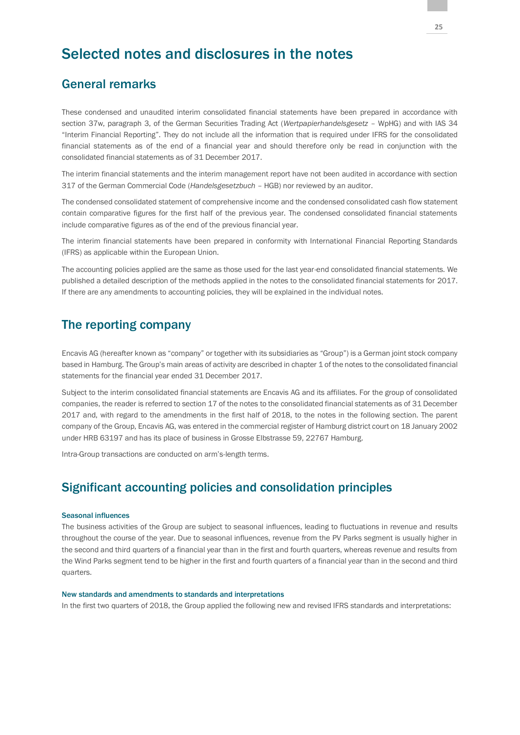# Selected notes and disclosures in the notes

## General remarks

These condensed and unaudited interim consolidated financial statements have been prepared in accordance with section 37w, paragraph 3, of the German Securities Trading Act (*Wertpapierhandelsgesetz* – WpHG) and with IAS 34 "Interim Financial Reporting". They do not include all the information that is required under IFRS for the consolidated financial statements as of the end of a financial year and should therefore only be read in conjunction with the consolidated financial statements as of 31 December 2017.

The interim financial statements and the interim management report have not been audited in accordance with section 317 of the German Commercial Code (*Handelsgesetzbuch* – HGB) nor reviewed by an auditor.

The condensed consolidated statement of comprehensive income and the condensed consolidated cash flow statement contain comparative figures for the first half of the previous year. The condensed consolidated financial statements include comparative figures as of the end of the previous financial year.

The interim financial statements have been prepared in conformity with International Financial Reporting Standards (IFRS) as applicable within the European Union.

The accounting policies applied are the same as those used for the last year-end consolidated financial statements. We published a detailed description of the methods applied in the notes to the consolidated financial statements for 2017. If there are any amendments to accounting policies, they will be explained in the individual notes.

## The reporting company

Encavis AG (hereafter known as "company" or together with its subsidiaries as "Group") is a German joint stock company based in Hamburg. The Group's main areas of activity are described in chapter 1 of the notes to the consolidated financial statements for the financial year ended 31 December 2017.

Subject to the interim consolidated financial statements are Encavis AG and its affiliates. For the group of consolidated companies, the reader is referred to section 17 of the notes to the consolidated financial statements as of 31 December 2017 and, with regard to the amendments in the first half of 2018, to the notes in the following section. The parent company of the Group, Encavis AG, was entered in the commercial register of Hamburg district court on 18 January 2002 under HRB 63197 and has its place of business in Grosse Elbstrasse 59, 22767 Hamburg.

Intra-Group transactions are conducted on arm's-length terms.

## Significant accounting policies and consolidation principles

### Seasonal influences

The business activities of the Group are subject to seasonal influences, leading to fluctuations in revenue and results throughout the course of the year. Due to seasonal influences, revenue from the PV Parks segment is usually higher in the second and third quarters of a financial year than in the first and fourth quarters, whereas revenue and results from the Wind Parks segment tend to be higher in the first and fourth quarters of a financial year than in the second and third quarters.

### New standards and amendments to standards and interpretations

In the first two quarters of 2018, the Group applied the following new and revised IFRS standards and interpretations: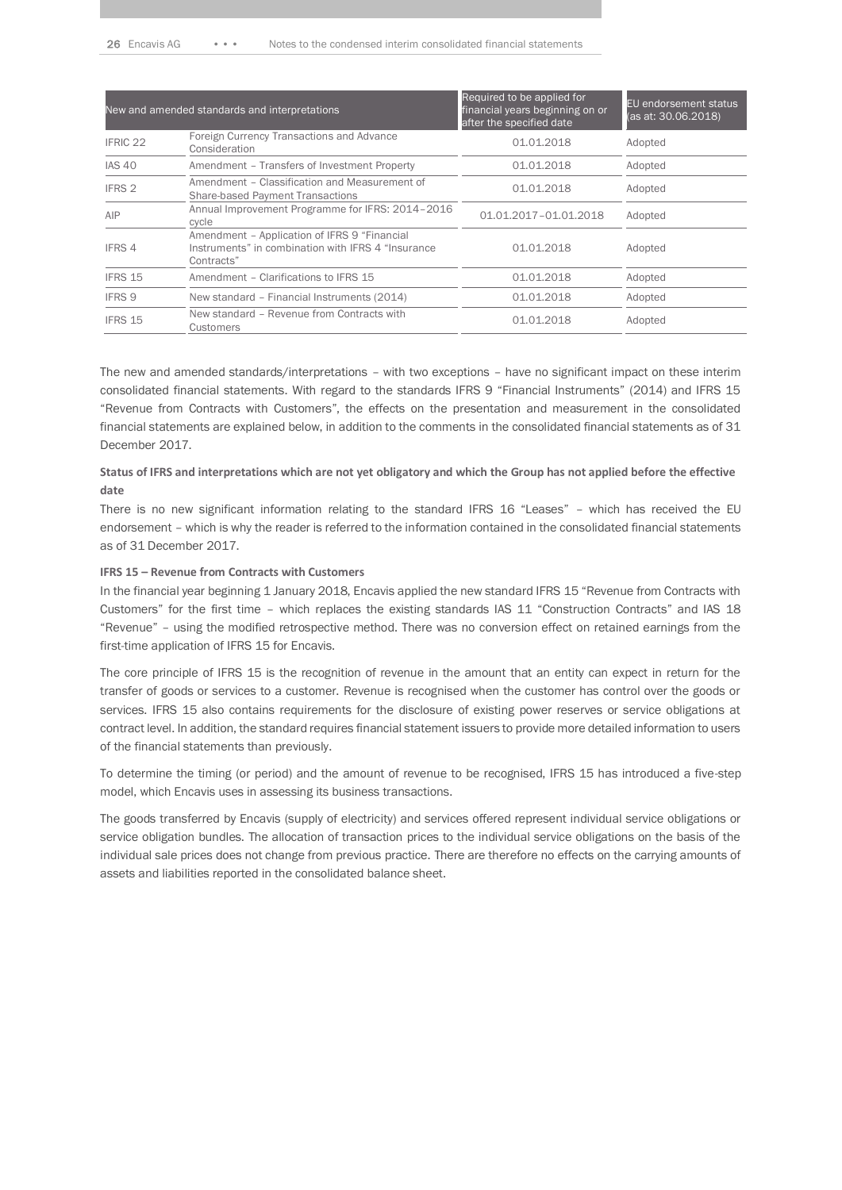| New and amended standards and interpretations | | Required to be applied for financial years beginning on or after the specified date | EU endorsement status (as at: 30.06.2018) |
|---|---|---|---|
| IFRIC 22 | Foreign Currency Transactions and Advance Consideration | 01.01.2018 | Adopted |
| IAS 40 | Amendment – Transfers of Investment Property | 01.01.2018 | Adopted |
| IFRS 2 | Amendment – Classification and Measurement of Share-based Payment Transactions | 01.01.2018 | Adopted |
| AIP | Annual Improvement Programme for IFRS: 2014–2016 cycle | 01.01.2017–01.01.2018 | Adopted |
| IFRS 4 | Amendment – Application of IFRS 9 "Financial Instruments" in combination with IFRS 4 "Insurance Contracts" | 01.01.2018 | Adopted |
| IFRS 15 | Amendment – Clarifications to IFRS 15 | 01.01.2018 | Adopted |
| IFRS 9 | New standard – Financial Instruments (2014) | 01.01.2018 | Adopted |
| IFRS 15 | New standard – Revenue from Contracts with Customers | 01.01.2018 | Adopted |

The new and amended standards/interpretations – with two exceptions – have no significant impact on these interim consolidated financial statements. With regard to the standards IFRS 9 "Financial Instruments" (2014) and IFRS 15 "Revenue from Contracts with Customers", the effects on the presentation and measurement in the consolidated financial statements are explained below, in addition to the comments in the consolidated financial statements as of 31 December 2017.

**Status of IFRS and interpretations which are not yet obligatory and which the Group has not applied before the effective date**

There is no new significant information relating to the standard IFRS 16 "Leases" – which has received the EU endorsement – which is why the reader is referred to the information contained in the consolidated financial statements as of 31 December 2017.

**IFRS 15 – Revenue from Contracts with Customers**

In the financial year beginning 1 January 2018, Encavis applied the new standard IFRS 15 "Revenue from Contracts with Customers" for the first time – which replaces the existing standards IAS 11 "Construction Contracts" and IAS 18 "Revenue" – using the modified retrospective method. There was no conversion effect on retained earnings from the first-time application of IFRS 15 for Encavis.

The core principle of IFRS 15 is the recognition of revenue in the amount that an entity can expect in return for the transfer of goods or services to a customer. Revenue is recognised when the customer has control over the goods or services. IFRS 15 also contains requirements for the disclosure of existing power reserves or service obligations at contract level. In addition, the standard requires financial statement issuers to provide more detailed information to users of the financial statements than previously.

To determine the timing (or period) and the amount of revenue to be recognised, IFRS 15 has introduced a five-step model, which Encavis uses in assessing its business transactions.

The goods transferred by Encavis (supply of electricity) and services offered represent individual service obligations or service obligation bundles. The allocation of transaction prices to the individual service obligations on the basis of the individual sale prices does not change from previous practice. There are therefore no effects on the carrying amounts of assets and liabilities reported in the consolidated balance sheet.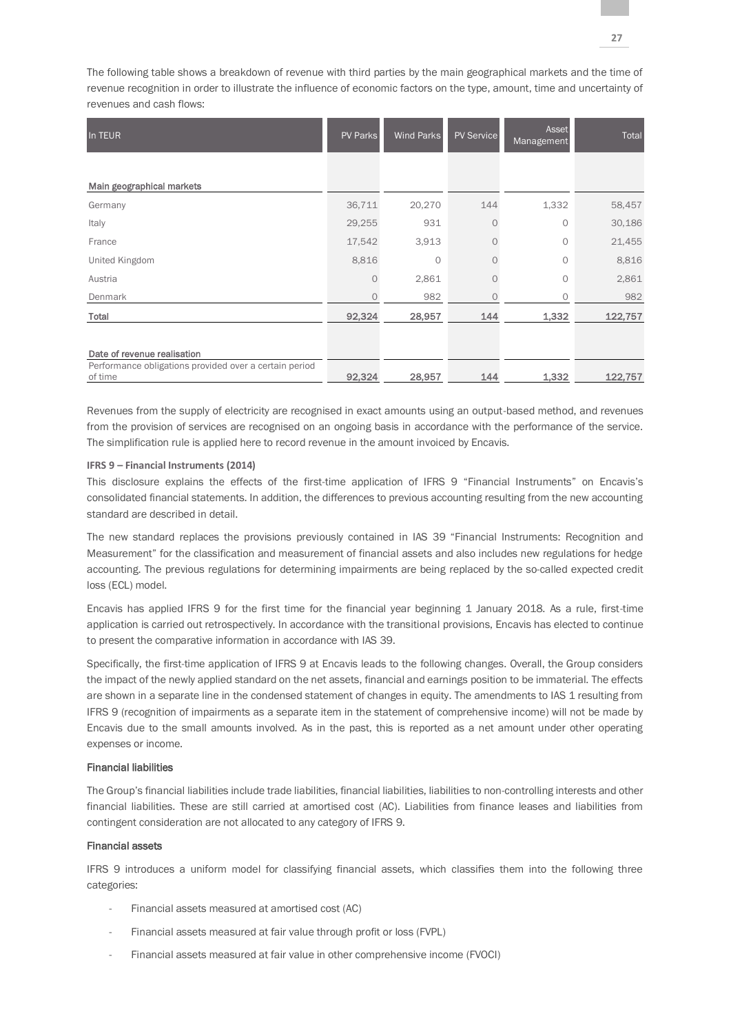The following table shows a breakdown of revenue with third parties by the main geographical markets and the time of revenue recognition in order to illustrate the influence of economic factors on the type, amount, time and uncertainty of revenues and cash flows:

| In TEUR | PV Parks | Wind Parks | PV Service | Asset Management | Total |
|---|---|---|---|---|---|
| **Main geographical markets** | | | | | |
| Germany | 36,711 | 20,270 | 144 | 1,332 | 58,457 |
| Italy | 29,255 | 931 | 0 | 0 | 30,186 |
| France | 17,542 | 3,913 | 0 | 0 | 21,455 |
| United Kingdom | 8,816 | 0 | 0 | 0 | 8,816 |
| Austria | 0 | 2,861 | 0 | 0 | 2,861 |
| Denmark | 0 | 982 | 0 | 0 | 982 |
| **Total** | **92,324** | **28,957** | **144** | **1,332** | **122,757** |
| **Date of revenue realisation** | | | | | |
| Performance obligations provided over a certain period of time | 92,324 | 28,957 | 144 | 1,332 | 122,757 |

Revenues from the supply of electricity are recognised in exact amounts using an output-based method, and revenues from the provision of services are recognised on an ongoing basis in accordance with the performance of the service. The simplification rule is applied here to record revenue in the amount invoiced by Encavis.

**IFRS 9 – Financial Instruments (2014)**

This disclosure explains the effects of the first-time application of IFRS 9 "Financial Instruments" on Encavis's consolidated financial statements. In addition, the differences to previous accounting resulting from the new accounting standard are described in detail.

The new standard replaces the provisions previously contained in IAS 39 "Financial Instruments: Recognition and Measurement" for the classification and measurement of financial assets and also includes new regulations for hedge accounting. The previous regulations for determining impairments are being replaced by the so-called expected credit loss (ECL) model.

Encavis has applied IFRS 9 for the first time for the financial year beginning 1 January 2018. As a rule, first-time application is carried out retrospectively. In accordance with the transitional provisions, Encavis has elected to continue to present the comparative information in accordance with IAS 39.

Specifically, the first-time application of IFRS 9 at Encavis leads to the following changes. Overall, the Group considers the impact of the newly applied standard on the net assets, financial and earnings position to be immaterial. The effects are shown in a separate line in the condensed statement of changes in equity. The amendments to IAS 1 resulting from IFRS 9 (recognition of impairments as a separate item in the statement of comprehensive income) will not be made by Encavis due to the small amounts involved. As in the past, this is reported as a net amount under other operating expenses or income.

**Financial liabilities**

The Group's financial liabilities include trade liabilities, financial liabilities, liabilities to non-controlling interests and other financial liabilities. These are still carried at amortised cost (AC). Liabilities from finance leases and liabilities from contingent consideration are not allocated to any category of IFRS 9.

**Financial assets**

IFRS 9 introduces a uniform model for classifying financial assets, which classifies them into the following three categories:

- Financial assets measured at amortised cost (AC)
- Financial assets measured at fair value through profit or loss (FVPL)
- Financial assets measured at fair value in other comprehensive income (FVOCI)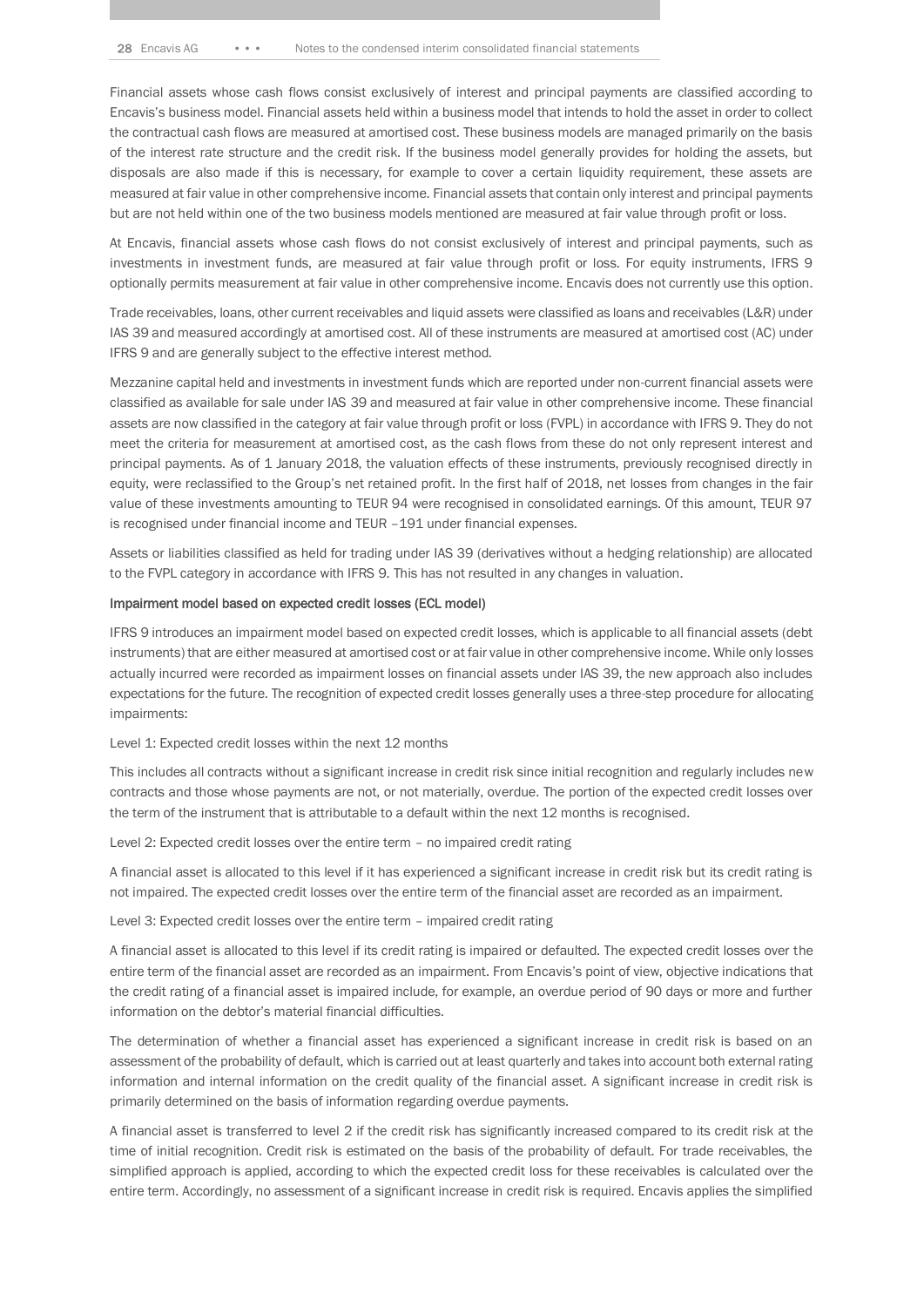Financial assets whose cash flows consist exclusively of interest and principal payments are classified according to Encavis's business model. Financial assets held within a business model that intends to hold the asset in order to collect the contractual cash flows are measured at amortised cost. These business models are managed primarily on the basis of the interest rate structure and the credit risk. If the business model generally provides for holding the assets, but disposals are also made if this is necessary, for example to cover a certain liquidity requirement, these assets are measured at fair value in other comprehensive income. Financial assets that contain only interest and principal payments but are not held within one of the two business models mentioned are measured at fair value through profit or loss.

At Encavis, financial assets whose cash flows do not consist exclusively of interest and principal payments, such as investments in investment funds, are measured at fair value through profit or loss. For equity instruments, IFRS 9 optionally permits measurement at fair value in other comprehensive income. Encavis does not currently use this option.

Trade receivables, loans, other current receivables and liquid assets were classified as loans and receivables (L&R) under IAS 39 and measured accordingly at amortised cost. All of these instruments are measured at amortised cost (AC) under IFRS 9 and are generally subject to the effective interest method.

Mezzanine capital held and investments in investment funds which are reported under non-current financial assets were classified as available for sale under IAS 39 and measured at fair value in other comprehensive income. These financial assets are now classified in the category at fair value through profit or loss (FVPL) in accordance with IFRS 9. They do not meet the criteria for measurement at amortised cost, as the cash flows from these do not only represent interest and principal payments. As of 1 January 2018, the valuation effects of these instruments, previously recognised directly in equity, were reclassified to the Group's net retained profit. In the first half of 2018, net losses from changes in the fair value of these investments amounting to TEUR 94 were recognised in consolidated earnings. Of this amount, TEUR 97 is recognised under financial income and TEUR –191 under financial expenses.

Assets or liabilities classified as held for trading under IAS 39 (derivatives without a hedging relationship) are allocated to the FVPL category in accordance with IFRS 9. This has not resulted in any changes in valuation.

**Impairment model based on expected credit losses (ECL model)**

IFRS 9 introduces an impairment model based on expected credit losses, which is applicable to all financial assets (debt instruments) that are either measured at amortised cost or at fair value in other comprehensive income. While only losses actually incurred were recorded as impairment losses on financial assets under IAS 39, the new approach also includes expectations for the future. The recognition of expected credit losses generally uses a three-step procedure for allocating impairments:

Level 1: Expected credit losses within the next 12 months

This includes all contracts without a significant increase in credit risk since initial recognition and regularly includes new contracts and those whose payments are not, or not materially, overdue. The portion of the expected credit losses over the term of the instrument that is attributable to a default within the next 12 months is recognised.

Level 2: Expected credit losses over the entire term – no impaired credit rating

A financial asset is allocated to this level if it has experienced a significant increase in credit risk but its credit rating is not impaired. The expected credit losses over the entire term of the financial asset are recorded as an impairment.

Level 3: Expected credit losses over the entire term – impaired credit rating

A financial asset is allocated to this level if its credit rating is impaired or defaulted. The expected credit losses over the entire term of the financial asset are recorded as an impairment. From Encavis's point of view, objective indications that the credit rating of a financial asset is impaired include, for example, an overdue period of 90 days or more and further information on the debtor's material financial difficulties.

The determination of whether a financial asset has experienced a significant increase in credit risk is based on an assessment of the probability of default, which is carried out at least quarterly and takes into account both external rating information and internal information on the credit quality of the financial asset. A significant increase in credit risk is primarily determined on the basis of information regarding overdue payments.

A financial asset is transferred to level 2 if the credit risk has significantly increased compared to its credit risk at the time of initial recognition. Credit risk is estimated on the basis of the probability of default. For trade receivables, the simplified approach is applied, according to which the expected credit loss for these receivables is calculated over the entire term. Accordingly, no assessment of a significant increase in credit risk is required. Encavis applies the simplified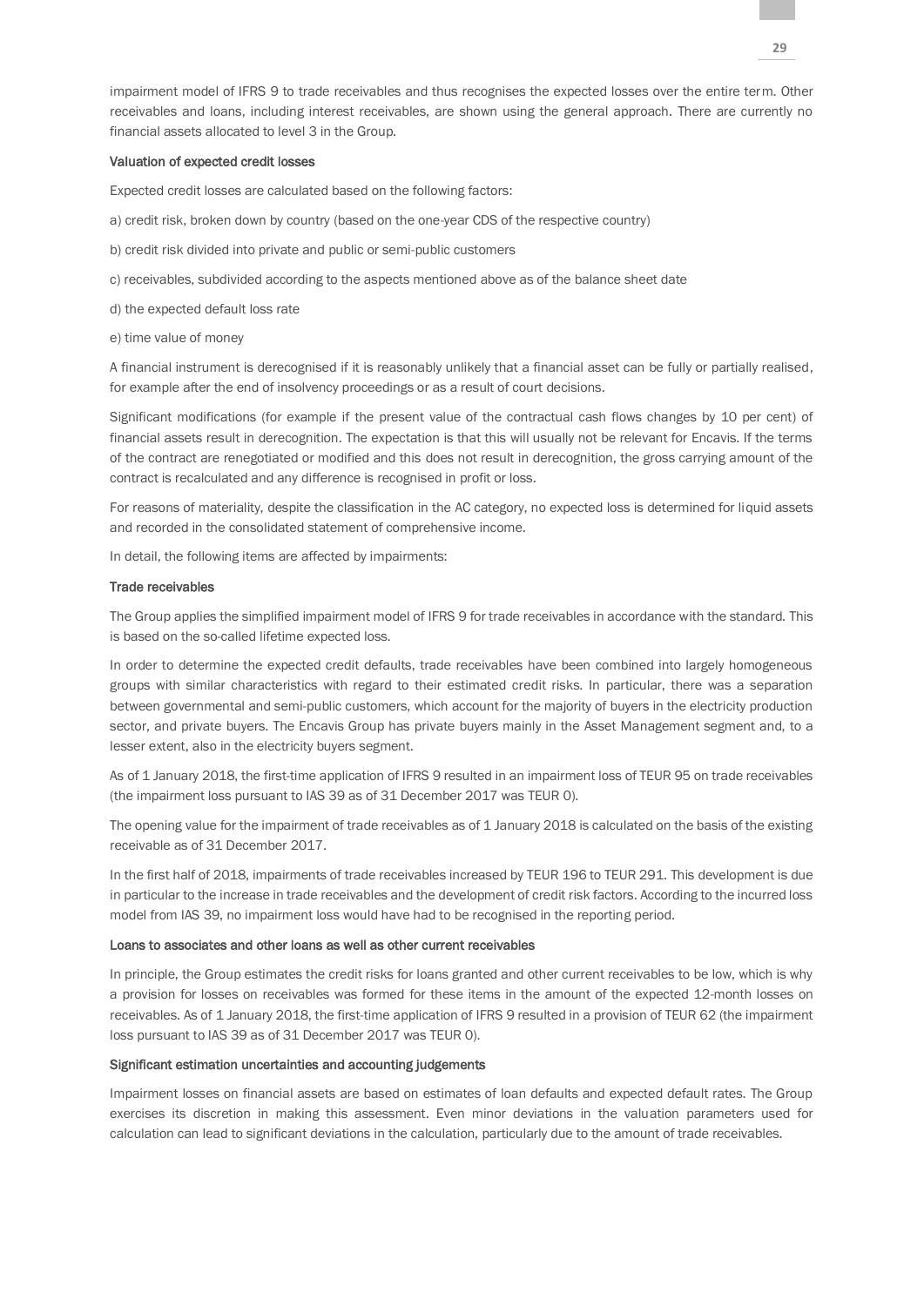impairment model of IFRS 9 to trade receivables and thus recognises the expected losses over the entire term. Other receivables and loans, including interest receivables, are shown using the general approach. There are currently no financial assets allocated to level 3 in the Group.

**Valuation of expected credit losses**

Expected credit losses are calculated based on the following factors:

a) credit risk, broken down by country (based on the one-year CDS of the respective country)

b) credit risk divided into private and public or semi-public customers

c) receivables, subdivided according to the aspects mentioned above as of the balance sheet date

d) the expected default loss rate

e) time value of money

A financial instrument is derecognised if it is reasonably unlikely that a financial asset can be fully or partially realised, for example after the end of insolvency proceedings or as a result of court decisions.

Significant modifications (for example if the present value of the contractual cash flows changes by 10 per cent) of financial assets result in derecognition. The expectation is that this will usually not be relevant for Encavis. If the terms of the contract are renegotiated or modified and this does not result in derecognition, the gross carrying amount of the contract is recalculated and any difference is recognised in profit or loss.

For reasons of materiality, despite the classification in the AC category, no expected loss is determined for liquid assets and recorded in the consolidated statement of comprehensive income.

In detail, the following items are affected by impairments:

**Trade receivables**

The Group applies the simplified impairment model of IFRS 9 for trade receivables in accordance with the standard. This is based on the so-called lifetime expected loss.

In order to determine the expected credit defaults, trade receivables have been combined into largely homogeneous groups with similar characteristics with regard to their estimated credit risks. In particular, there was a separation between governmental and semi-public customers, which account for the majority of buyers in the electricity production sector, and private buyers. The Encavis Group has private buyers mainly in the Asset Management segment and, to a lesser extent, also in the electricity buyers segment.

As of 1 January 2018, the first-time application of IFRS 9 resulted in an impairment loss of TEUR 95 on trade receivables (the impairment loss pursuant to IAS 39 as of 31 December 2017 was TEUR 0).

The opening value for the impairment of trade receivables as of 1 January 2018 is calculated on the basis of the existing receivable as of 31 December 2017.

In the first half of 2018, impairments of trade receivables increased by TEUR 196 to TEUR 291. This development is due in particular to the increase in trade receivables and the development of credit risk factors. According to the incurred loss model from IAS 39, no impairment loss would have had to be recognised in the reporting period.

**Loans to associates and other loans as well as other current receivables**

In principle, the Group estimates the credit risks for loans granted and other current receivables to be low, which is why a provision for losses on receivables was formed for these items in the amount of the expected 12-month losses on receivables. As of 1 January 2018, the first-time application of IFRS 9 resulted in a provision of TEUR 62 (the impairment loss pursuant to IAS 39 as of 31 December 2017 was TEUR 0).

**Significant estimation uncertainties and accounting judgements**

Impairment losses on financial assets are based on estimates of loan defaults and expected default rates. The Group exercises its discretion in making this assessment. Even minor deviations in the valuation parameters used for calculation can lead to significant deviations in the calculation, particularly due to the amount of trade receivables.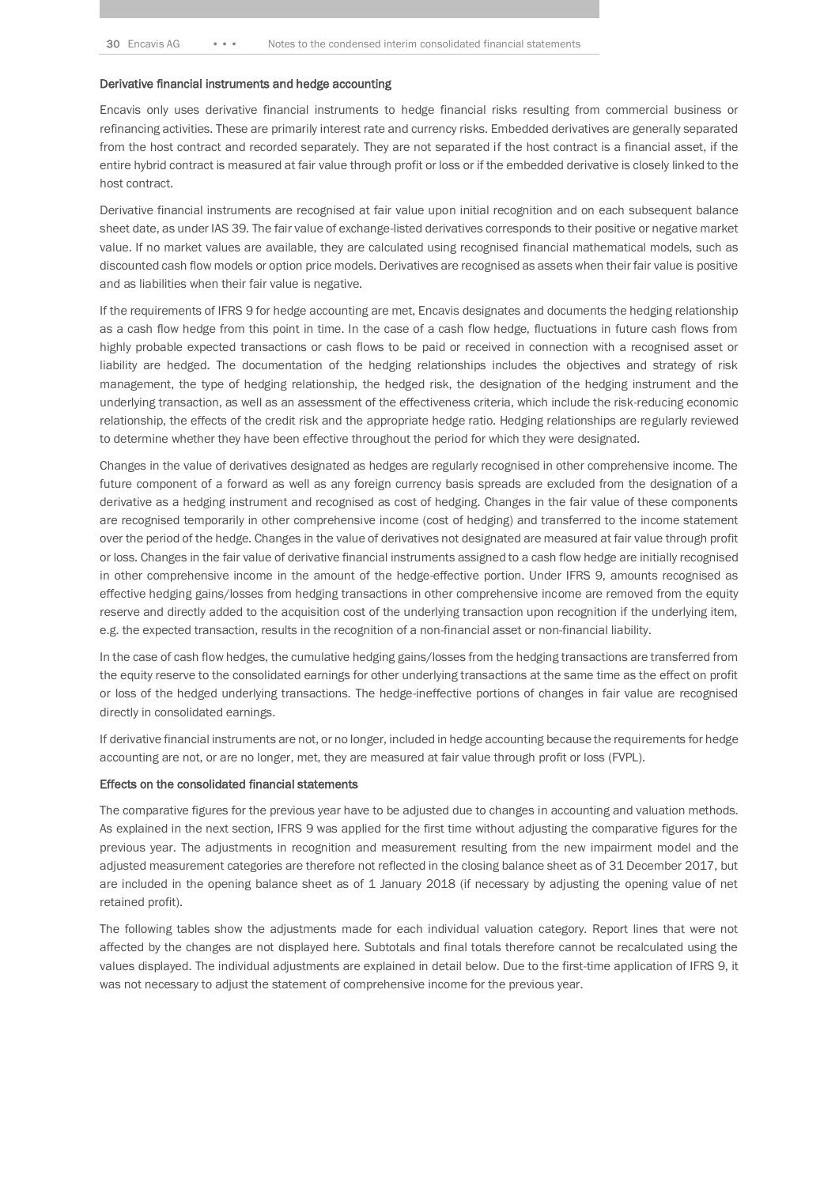### Derivative financial instruments and hedge accounting

Encavis only uses derivative financial instruments to hedge financial risks resulting from commercial business or refinancing activities. These are primarily interest rate and currency risks. Embedded derivatives are generally separated from the host contract and recorded separately. They are not separated if the host contract is a financial asset, if the entire hybrid contract is measured at fair value through profit or loss or if the embedded derivative is closely linked to the host contract.

Derivative financial instruments are recognised at fair value upon initial recognition and on each subsequent balance sheet date, as under IAS 39. The fair value of exchange-listed derivatives corresponds to their positive or negative market value. If no market values are available, they are calculated using recognised financial mathematical models, such as discounted cash flow models or option price models. Derivatives are recognised as assets when their fair value is positive and as liabilities when their fair value is negative.

If the requirements of IFRS 9 for hedge accounting are met, Encavis designates and documents the hedging relationship as a cash flow hedge from this point in time. In the case of a cash flow hedge, fluctuations in future cash flows from highly probable expected transactions or cash flows to be paid or received in connection with a recognised asset or liability are hedged. The documentation of the hedging relationships includes the objectives and strategy of risk management, the type of hedging relationship, the hedged risk, the designation of the hedging instrument and the underlying transaction, as well as an assessment of the effectiveness criteria, which include the risk-reducing economic relationship, the effects of the credit risk and the appropriate hedge ratio. Hedging relationships are regularly reviewed to determine whether they have been effective throughout the period for which they were designated.

Changes in the value of derivatives designated as hedges are regularly recognised in other comprehensive income. The future component of a forward as well as any foreign currency basis spreads are excluded from the designation of a derivative as a hedging instrument and recognised as cost of hedging. Changes in the fair value of these components are recognised temporarily in other comprehensive income (cost of hedging) and transferred to the income statement over the period of the hedge. Changes in the value of derivatives not designated are measured at fair value through profit or loss. Changes in the fair value of derivative financial instruments assigned to a cash flow hedge are initially recognised in other comprehensive income in the amount of the hedge-effective portion. Under IFRS 9, amounts recognised as effective hedging gains/losses from hedging transactions in other comprehensive income are removed from the equity reserve and directly added to the acquisition cost of the underlying transaction upon recognition if the underlying item, e.g. the expected transaction, results in the recognition of a non-financial asset or non-financial liability.

In the case of cash flow hedges, the cumulative hedging gains/losses from the hedging transactions are transferred from the equity reserve to the consolidated earnings for other underlying transactions at the same time as the effect on profit or loss of the hedged underlying transactions. The hedge-ineffective portions of changes in fair value are recognised directly in consolidated earnings.

If derivative financial instruments are not, or no longer, included in hedge accounting because the requirements for hedge accounting are not, or are no longer, met, they are measured at fair value through profit or loss (FVPL).

### Effects on the consolidated financial statements

The comparative figures for the previous year have to be adjusted due to changes in accounting and valuation methods. As explained in the next section, IFRS 9 was applied for the first time without adjusting the comparative figures for the previous year. The adjustments in recognition and measurement resulting from the new impairment model and the adjusted measurement categories are therefore not reflected in the closing balance sheet as of 31 December 2017, but are included in the opening balance sheet as of 1 January 2018 (if necessary by adjusting the opening value of net retained profit).

The following tables show the adjustments made for each individual valuation category. Report lines that were not affected by the changes are not displayed here. Subtotals and final totals therefore cannot be recalculated using the values displayed. The individual adjustments are explained in detail below. Due to the first-time application of IFRS 9, it was not necessary to adjust the statement of comprehensive income for the previous year.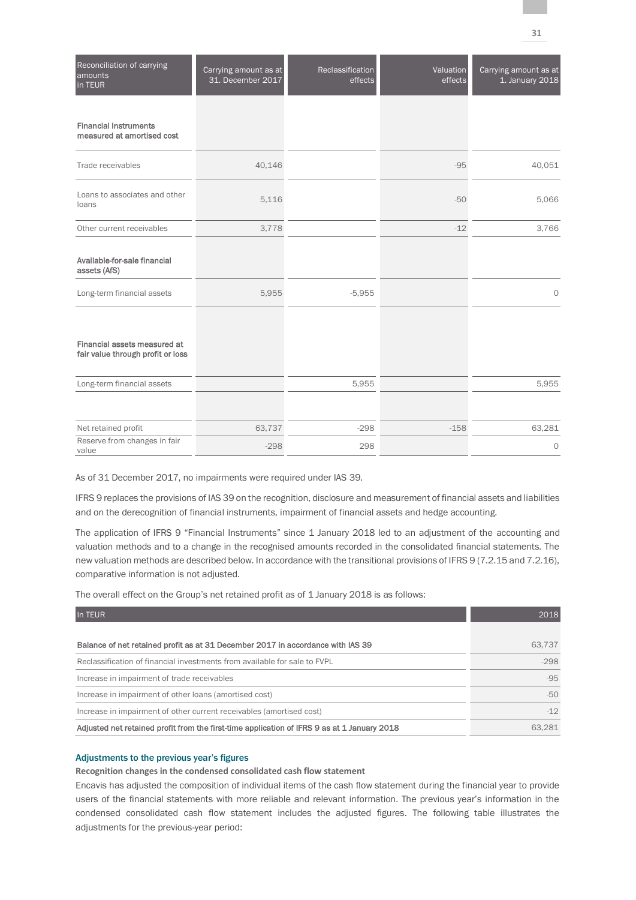| Reconciliation of carrying amounts in TEUR | Carrying amount as at 31. December 2017 | Reclassification effects | Valuation effects | Carrying amount as at 1. January 2018 |
|---|---|---|---|---|
| **Financial instruments measured at amortised cost** | | | | |
| Trade receivables | 40,146 | | -95 | 40,051 |
| Loans to associates and other loans | 5,116 | | -50 | 5,066 |
| Other current receivables | 3,778 | | -12 | 3,766 |
| **Available-for-sale financial assets (AfS)** | | | | |
| Long-term financial assets | 5,955 | -5,955 | | 0 |
| **Financial assets measured at fair value through profit or loss** | | | | |
| Long-term financial assets | | 5,955 | | 5,955 |
| Net retained profit | 63,737 | -298 | -158 | 63,281 |
| Reserve from changes in fair value | -298 | 298 | | 0 |

As of 31 December 2017, no impairments were required under IAS 39.

IFRS 9 replaces the provisions of IAS 39 on the recognition, disclosure and measurement of financial assets and liabilities and on the derecognition of financial instruments, impairment of financial assets and hedge accounting.

The application of IFRS 9 "Financial Instruments" since 1 January 2018 led to an adjustment of the accounting and valuation methods and to a change in the recognised amounts recorded in the consolidated financial statements. The new valuation methods are described below. In accordance with the transitional provisions of IFRS 9 (7.2.15 and 7.2.16), comparative information is not adjusted.

The overall effect on the Group's net retained profit as of 1 January 2018 is as follows:

| In TEUR | 2018 |
|---|---|
| **Balance of net retained profit as at 31 December 2017 in accordance with IAS 39** | 63,737 |
| Reclassification of financial investments from available for sale to FVPL | -298 |
| Increase in impairment of trade receivables | -95 |
| Increase in impairment of other loans (amortised cost) | -50 |
| Increase in impairment of other current receivables (amortised cost) | -12 |
| **Adjusted net retained profit from the first-time application of IFRS 9 as at 1 January 2018** | 63,281 |

## Adjustments to the previous year's figures

### Recognition changes in the condensed consolidated cash flow statement

Encavis has adjusted the composition of individual items of the cash flow statement during the financial year to provide users of the financial statements with more reliable and relevant information. The previous year's information in the condensed consolidated cash flow statement includes the adjusted figures. The following table illustrates the adjustments for the previous-year period: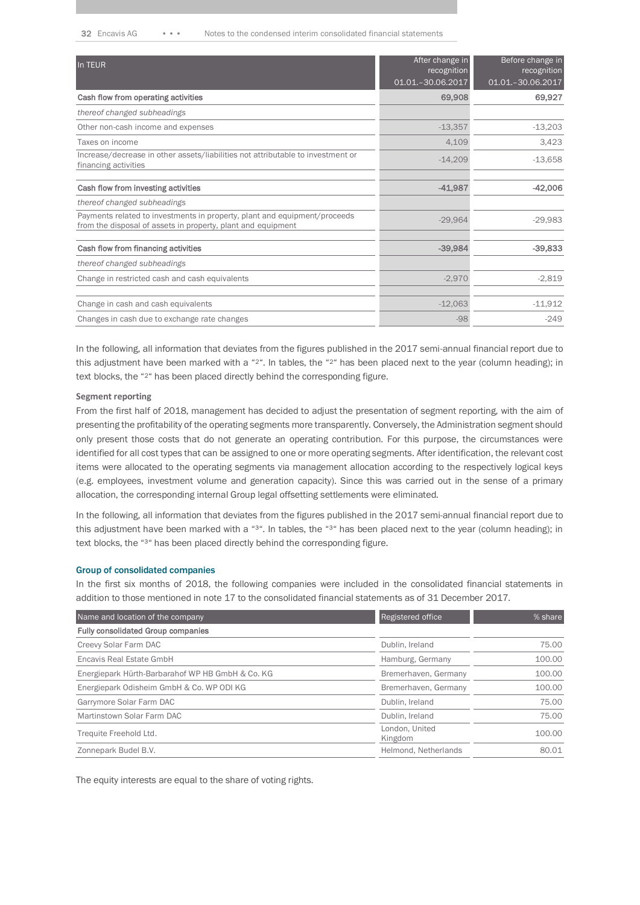| In TEUR | After change in recognition 01.01.–30.06.2017 | Before change in recognition 01.01.–30.06.2017 |
|---|---|---|
| **Cash flow from operating activities** | **69,908** | **69,927** |
| *thereof changed subheadings* | | |
| Other non-cash income and expenses | -13,357 | -13,203 |
| Taxes on income | 4,109 | 3,423 |
| Increase/decrease in other assets/liabilities not attributable to investment or financing activities | -14,209 | -13,658 |
| | | |
| **Cash flow from investing activities** | **-41,987** | **-42,006** |
| *thereof changed subheadings* | | |
| Payments related to investments in property, plant and equipment/proceeds from the disposal of assets in property, plant and equipment | -29,964 | -29,983 |
| | | |
| **Cash flow from financing activities** | **-39,984** | **-39,833** |
| *thereof changed subheadings* | | |
| Change in restricted cash and cash equivalents | -2,970 | -2,819 |
| | | |
| Change in cash and cash equivalents | -12,063 | -11,912 |
| Changes in cash due to exchange rate changes | -98 | -249 |

In the following, all information that deviates from the figures published in the 2017 semi-annual financial report due to this adjustment have been marked with a "[2]". In tables, the "[2]" has been placed next to the year (column heading); in text blocks, the "[2]" has been placed directly behind the corresponding figure.

### Segment reporting

From the first half of 2018, management has decided to adjust the presentation of segment reporting, with the aim of presenting the profitability of the operating segments more transparently. Conversely, the Administration segment should only present those costs that do not generate an operating contribution. For this purpose, the circumstances were identified for all cost types that can be assigned to one or more operating segments. After identification, the relevant cost items were allocated to the operating segments via management allocation according to the respectively logical keys (e.g. employees, investment volume and generation capacity). Since this was carried out in the sense of a primary allocation, the corresponding internal Group legal offsetting settlements were eliminated.

In the following, all information that deviates from the figures published in the 2017 semi-annual financial report due to this adjustment have been marked with a "[3]". In tables, the "[3]" has been placed next to the year (column heading); in text blocks, the "[3]" has been placed directly behind the corresponding figure.

## Group of consolidated companies

In the first six months of 2018, the following companies were included in the consolidated financial statements in addition to those mentioned in note 17 to the consolidated financial statements as of 31 December 2017.

| Name and location of the company | Registered office | % share |
|---|---|---|
| **Fully consolidated Group companies** | | |
| Creevy Solar Farm DAC | Dublin, Ireland | 75.00 |
| Encavis Real Estate GmbH | Hamburg, Germany | 100.00 |
| Energiepark Hürth-Barbarahof WP HB GmbH & Co. KG | Bremerhaven, Germany | 100.00 |
| Energiepark Odisheim GmbH & Co. WP ODI KG | Bremerhaven, Germany | 100.00 |
| Garrymore Solar Farm DAC | Dublin, Ireland | 75.00 |
| Martinstown Solar Farm DAC | Dublin, Ireland | 75.00 |
| Trequite Freehold Ltd. | London, United Kingdom | 100.00 |
| Zonnepark Budel B.V. | Helmond, Netherlands | 80.01 |

The equity interests are equal to the share of voting rights.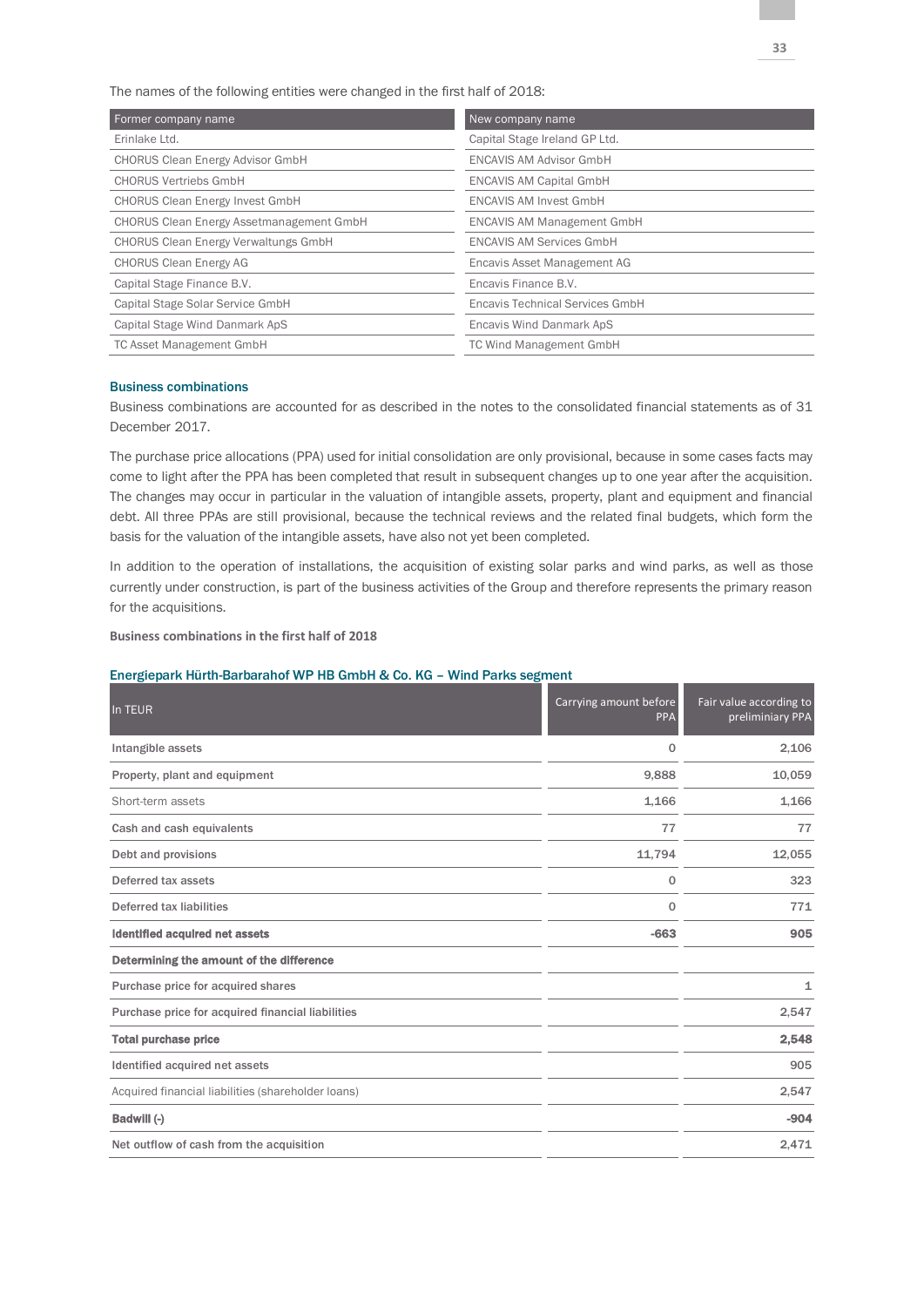The names of the following entities were changed in the first half of 2018:

| Former company name | New company name |
|---|---|
| Erinlake Ltd. | Capital Stage Ireland GP Ltd. |
| CHORUS Clean Energy Advisor GmbH | ENCAVIS AM Advisor GmbH |
| CHORUS Vertriebs GmbH | ENCAVIS AM Capital GmbH |
| CHORUS Clean Energy Invest GmbH | ENCAVIS AM Invest GmbH |
| CHORUS Clean Energy Assetmanagement GmbH | ENCAVIS AM Management GmbH |
| CHORUS Clean Energy Verwaltungs GmbH | ENCAVIS AM Services GmbH |
| CHORUS Clean Energy AG | Encavis Asset Management AG |
| Capital Stage Finance B.V. | Encavis Finance B.V. |
| Capital Stage Solar Service GmbH | Encavis Technical Services GmbH |
| Capital Stage Wind Danmark ApS | Encavis Wind Danmark ApS |
| TC Asset Management GmbH | TC Wind Management GmbH |

## Business combinations

Business combinations are accounted for as described in the notes to the consolidated financial statements as of 31 December 2017.

The purchase price allocations (PPA) used for initial consolidation are only provisional, because in some cases facts may come to light after the PPA has been completed that result in subsequent changes up to one year after the acquisition. The changes may occur in particular in the valuation of intangible assets, property, plant and equipment and financial debt. All three PPAs are still provisional, because the technical reviews and the related final budgets, which form the basis for the valuation of the intangible assets, have also not yet been completed.

In addition to the operation of installations, the acquisition of existing solar parks and wind parks, as well as those currently under construction, is part of the business activities of the Group and therefore represents the primary reason for the acquisitions.

**Business combinations in the first half of 2018**

### Energiepark Hürth-Barbarahof WP HB GmbH & Co. KG – Wind Parks segment

| In TEUR | Carrying amount before PPA | Fair value according to preliminiary PPA |
|---|---|---|
| Intangible assets | 0 | 2,106 |
| Property, plant and equipment | 9,888 | 10,059 |
| Short-term assets | 1,166 | 1,166 |
| Cash and cash equivalents | 77 | 77 |
| Debt and provisions | 11,794 | 12,055 |
| Deferred tax assets | 0 | 323 |
| Deferred tax liabilities | 0 | 771 |
| **Identified acquired net assets** | **-663** | **905** |
| **Determining the amount of the difference** | | |
| Purchase price for acquired shares | | 1 |
| Purchase price for acquired financial liabilities | | 2,547 |
| **Total purchase price** | | **2,548** |
| Identified acquired net assets | | 905 |
| Acquired financial liabilities (shareholder loans) | | 2,547 |
| **Badwill (-)** | | **-904** |
| Net outflow of cash from the acquisition | | 2,471 |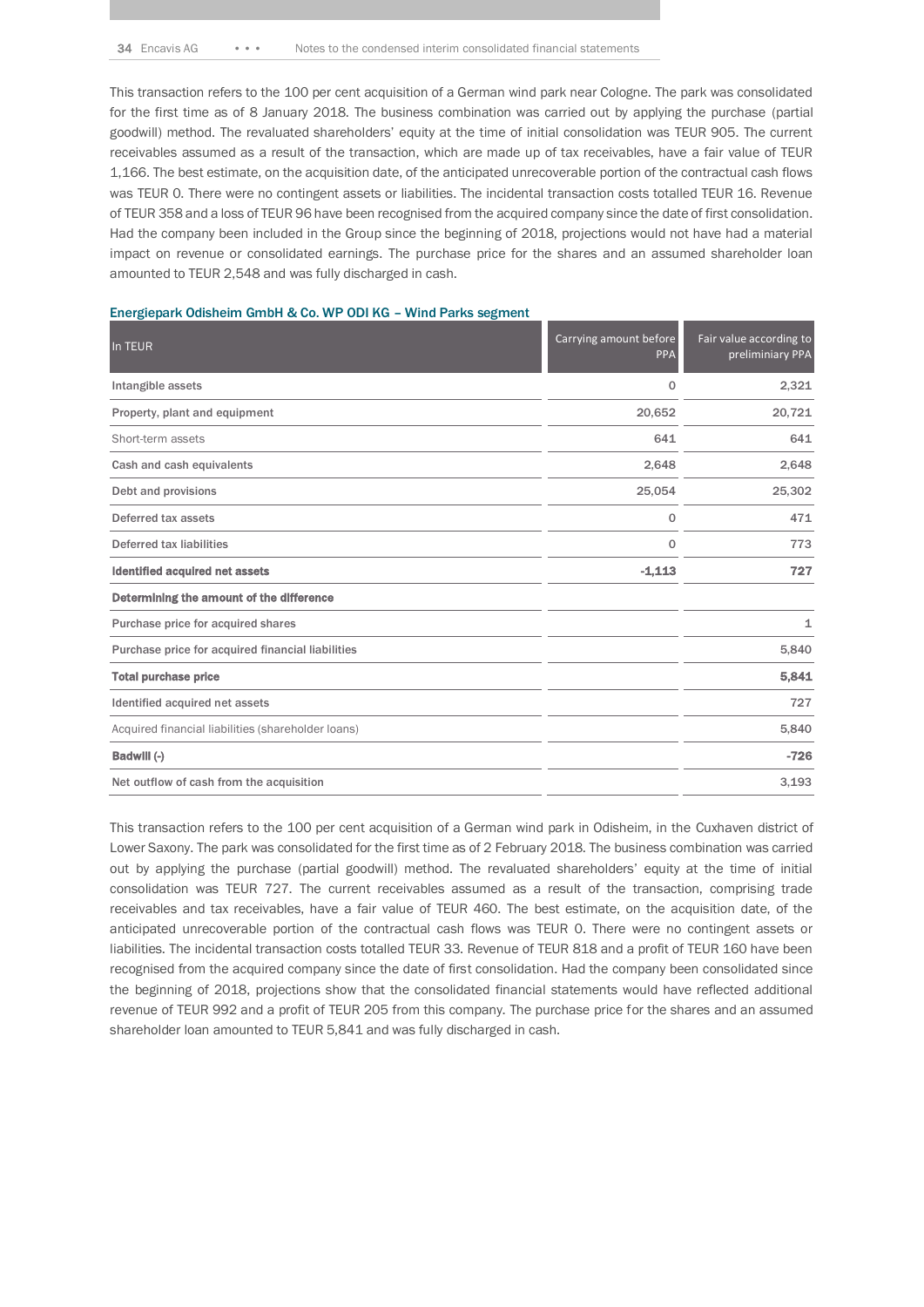This transaction refers to the 100 per cent acquisition of a German wind park near Cologne. The park was consolidated for the first time as of 8 January 2018. The business combination was carried out by applying the purchase (partial goodwill) method. The revaluated shareholders' equity at the time of initial consolidation was TEUR 905. The current receivables assumed as a result of the transaction, which are made up of tax receivables, have a fair value of TEUR 1,166. The best estimate, on the acquisition date, of the anticipated unrecoverable portion of the contractual cash flows was TEUR 0. There were no contingent assets or liabilities. The incidental transaction costs totalled TEUR 16. Revenue of TEUR 358 and a loss of TEUR 96 have been recognised from the acquired company since the date of first consolidation. Had the company been included in the Group since the beginning of 2018, projections would not have had a material impact on revenue or consolidated earnings. The purchase price for the shares and an assumed shareholder loan amounted to TEUR 2,548 and was fully discharged in cash.

### Energiepark Odisheim GmbH & Co. WP ODI KG – Wind Parks segment

| In TEUR | Carrying amount before PPA | Fair value according to preliminiary PPA |
|---|---|---|
| Intangible assets | 0 | 2,321 |
| Property, plant and equipment | 20,652 | 20,721 |
| Short-term assets | 641 | 641 |
| Cash and cash equivalents | 2,648 | 2,648 |
| Debt and provisions | 25,054 | 25,302 |
| Deferred tax assets | 0 | 471 |
| Deferred tax liabilities | 0 | 773 |
| **Identified acquired net assets** | **-1,113** | **727** |
| **Determining the amount of the difference** | | |
| Purchase price for acquired shares | | 1 |
| Purchase price for acquired financial liabilities | | 5,840 |
| **Total purchase price** | | **5,841** |
| Identified acquired net assets | | 727 |
| Acquired financial liabilities (shareholder loans) | | 5,840 |
| **Badwill (-)** | | **-726** |
| Net outflow of cash from the acquisition | | 3,193 |

This transaction refers to the 100 per cent acquisition of a German wind park in Odisheim, in the Cuxhaven district of Lower Saxony. The park was consolidated for the first time as of 2 February 2018. The business combination was carried out by applying the purchase (partial goodwill) method. The revaluated shareholders' equity at the time of initial consolidation was TEUR 727. The current receivables assumed as a result of the transaction, comprising trade receivables and tax receivables, have a fair value of TEUR 460. The best estimate, on the acquisition date, of the anticipated unrecoverable portion of the contractual cash flows was TEUR 0. There were no contingent assets or liabilities. The incidental transaction costs totalled TEUR 33. Revenue of TEUR 818 and a profit of TEUR 160 have been recognised from the acquired company since the date of first consolidation. Had the company been consolidated since the beginning of 2018, projections show that the consolidated financial statements would have reflected additional revenue of TEUR 992 and a profit of TEUR 205 from this company. The purchase price for the shares and an assumed shareholder loan amounted to TEUR 5,841 and was fully discharged in cash.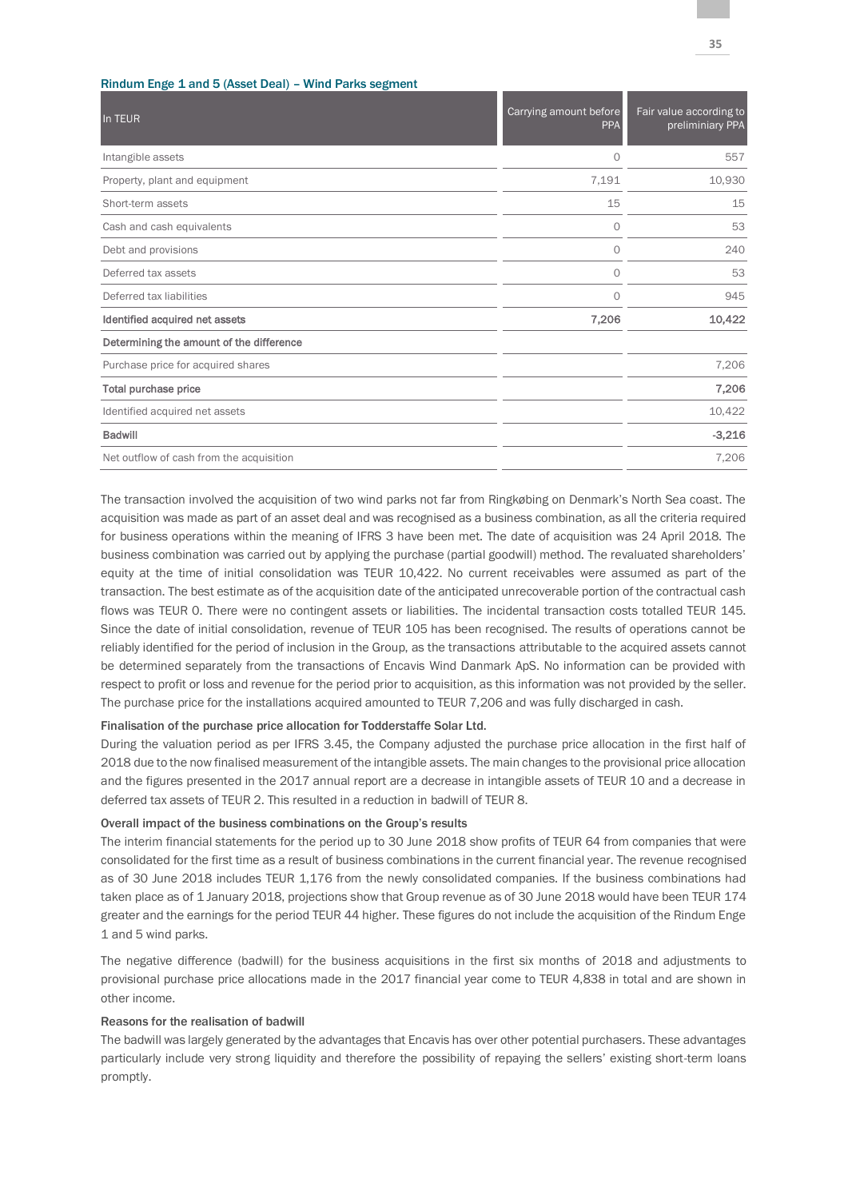### Rindum Enge 1 and 5 (Asset Deal) – Wind Parks segment

| In TEUR | Carrying amount before PPA | Fair value according to preliminiary PPA |
|---|---|---|
| Intangible assets | 0 | 557 |
| Property, plant and equipment | 7,191 | 10,930 |
| Short-term assets | 15 | 15 |
| Cash and cash equivalents | 0 | 53 |
| Debt and provisions | 0 | 240 |
| Deferred tax assets | 0 | 53 |
| Deferred tax liabilities | 0 | 945 |
| **Identified acquired net assets** | **7,206** | **10,422** |
| **Determining the amount of the difference** | | |
| Purchase price for acquired shares | | 7,206 |
| **Total purchase price** | | **7,206** |
| Identified acquired net assets | | 10,422 |
| **Badwill** | | **-3,216** |
| Net outflow of cash from the acquisition | | 7,206 |

The transaction involved the acquisition of two wind parks not far from Ringkøbing on Denmark's North Sea coast. The acquisition was made as part of an asset deal and was recognised as a business combination, as all the criteria required for business operations within the meaning of IFRS 3 have been met. The date of acquisition was 24 April 2018. The business combination was carried out by applying the purchase (partial goodwill) method. The revaluated shareholders' equity at the time of initial consolidation was TEUR 10,422. No current receivables were assumed as part of the transaction. The best estimate as of the acquisition date of the anticipated unrecoverable portion of the contractual cash flows was TEUR 0. There were no contingent assets or liabilities. The incidental transaction costs totalled TEUR 145. Since the date of initial consolidation, revenue of TEUR 105 has been recognised. The results of operations cannot be reliably identified for the period of inclusion in the Group, as the transactions attributable to the acquired assets cannot be determined separately from the transactions of Encavis Wind Danmark ApS. No information can be provided with respect to profit or loss and revenue for the period prior to acquisition, as this information was not provided by the seller. The purchase price for the installations acquired amounted to TEUR 7,206 and was fully discharged in cash.

**Finalisation of the purchase price allocation for Todderstaffe Solar Ltd.**

During the valuation period as per IFRS 3.45, the Company adjusted the purchase price allocation in the first half of 2018 due to the now finalised measurement of the intangible assets. The main changes to the provisional price allocation and the figures presented in the 2017 annual report are a decrease in intangible assets of TEUR 10 and a decrease in deferred tax assets of TEUR 2. This resulted in a reduction in badwill of TEUR 8.

**Overall impact of the business combinations on the Group's results**

The interim financial statements for the period up to 30 June 2018 show profits of TEUR 64 from companies that were consolidated for the first time as a result of business combinations in the current financial year. The revenue recognised as of 30 June 2018 includes TEUR 1,176 from the newly consolidated companies. If the business combinations had taken place as of 1 January 2018, projections show that Group revenue as of 30 June 2018 would have been TEUR 174 greater and the earnings for the period TEUR 44 higher. These figures do not include the acquisition of the Rindum Enge 1 and 5 wind parks.

The negative difference (badwill) for the business acquisitions in the first six months of 2018 and adjustments to provisional purchase price allocations made in the 2017 financial year come to TEUR 4,838 in total and are shown in other income.

**Reasons for the realisation of badwill**

The badwill was largely generated by the advantages that Encavis has over other potential purchasers. These advantages particularly include very strong liquidity and therefore the possibility of repaying the sellers' existing short-term loans promptly.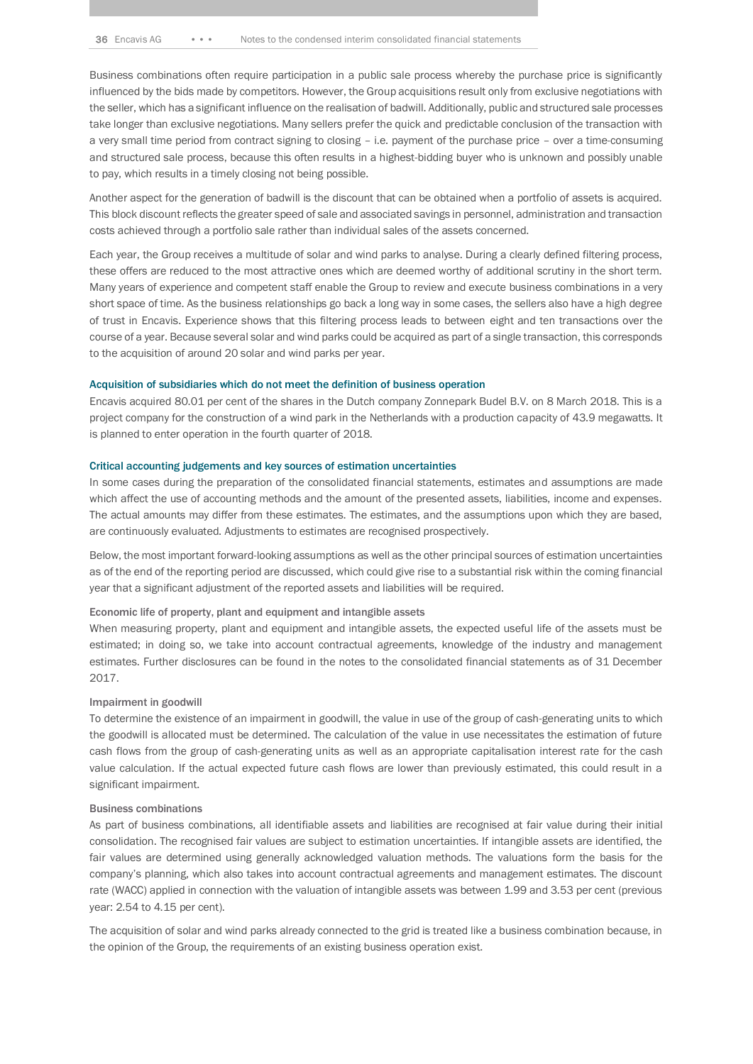Business combinations often require participation in a public sale process whereby the purchase price is significantly influenced by the bids made by competitors. However, the Group acquisitions result only from exclusive negotiations with the seller, which has a significant influence on the realisation of badwill. Additionally, public and structured sale processes take longer than exclusive negotiations. Many sellers prefer the quick and predictable conclusion of the transaction with a very small time period from contract signing to closing – i.e. payment of the purchase price – over a time-consuming and structured sale process, because this often results in a highest-bidding buyer who is unknown and possibly unable to pay, which results in a timely closing not being possible.

Another aspect for the generation of badwill is the discount that can be obtained when a portfolio of assets is acquired. This block discount reflects the greater speed of sale and associated savings in personnel, administration and transaction costs achieved through a portfolio sale rather than individual sales of the assets concerned.

Each year, the Group receives a multitude of solar and wind parks to analyse. During a clearly defined filtering process, these offers are reduced to the most attractive ones which are deemed worthy of additional scrutiny in the short term. Many years of experience and competent staff enable the Group to review and execute business combinations in a very short space of time. As the business relationships go back a long way in some cases, the sellers also have a high degree of trust in Encavis. Experience shows that this filtering process leads to between eight and ten transactions over the course of a year. Because several solar and wind parks could be acquired as part of a single transaction, this corresponds to the acquisition of around 20 solar and wind parks per year.

### Acquisition of subsidiaries which do not meet the definition of business operation

Encavis acquired 80.01 per cent of the shares in the Dutch company Zonnepark Budel B.V. on 8 March 2018. This is a project company for the construction of a wind park in the Netherlands with a production capacity of 43.9 megawatts. It is planned to enter operation in the fourth quarter of 2018.

### Critical accounting judgements and key sources of estimation uncertainties

In some cases during the preparation of the consolidated financial statements, estimates and assumptions are made which affect the use of accounting methods and the amount of the presented assets, liabilities, income and expenses. The actual amounts may differ from these estimates. The estimates, and the assumptions upon which they are based, are continuously evaluated. Adjustments to estimates are recognised prospectively.

Below, the most important forward-looking assumptions as well as the other principal sources of estimation uncertainties as of the end of the reporting period are discussed, which could give rise to a substantial risk within the coming financial year that a significant adjustment of the reported assets and liabilities will be required.

#### Economic life of property, plant and equipment and intangible assets

When measuring property, plant and equipment and intangible assets, the expected useful life of the assets must be estimated; in doing so, we take into account contractual agreements, knowledge of the industry and management estimates. Further disclosures can be found in the notes to the consolidated financial statements as of 31 December 2017.

#### Impairment in goodwill

To determine the existence of an impairment in goodwill, the value in use of the group of cash-generating units to which the goodwill is allocated must be determined. The calculation of the value in use necessitates the estimation of future cash flows from the group of cash-generating units as well as an appropriate capitalisation interest rate for the cash value calculation. If the actual expected future cash flows are lower than previously estimated, this could result in a significant impairment.

#### Business combinations

As part of business combinations, all identifiable assets and liabilities are recognised at fair value during their initial consolidation. The recognised fair values are subject to estimation uncertainties. If intangible assets are identified, the fair values are determined using generally acknowledged valuation methods. The valuations form the basis for the company's planning, which also takes into account contractual agreements and management estimates. The discount rate (WACC) applied in connection with the valuation of intangible assets was between 1.99 and 3.53 per cent (previous year: 2.54 to 4.15 per cent).

The acquisition of solar and wind parks already connected to the grid is treated like a business combination because, in the opinion of the Group, the requirements of an existing business operation exist.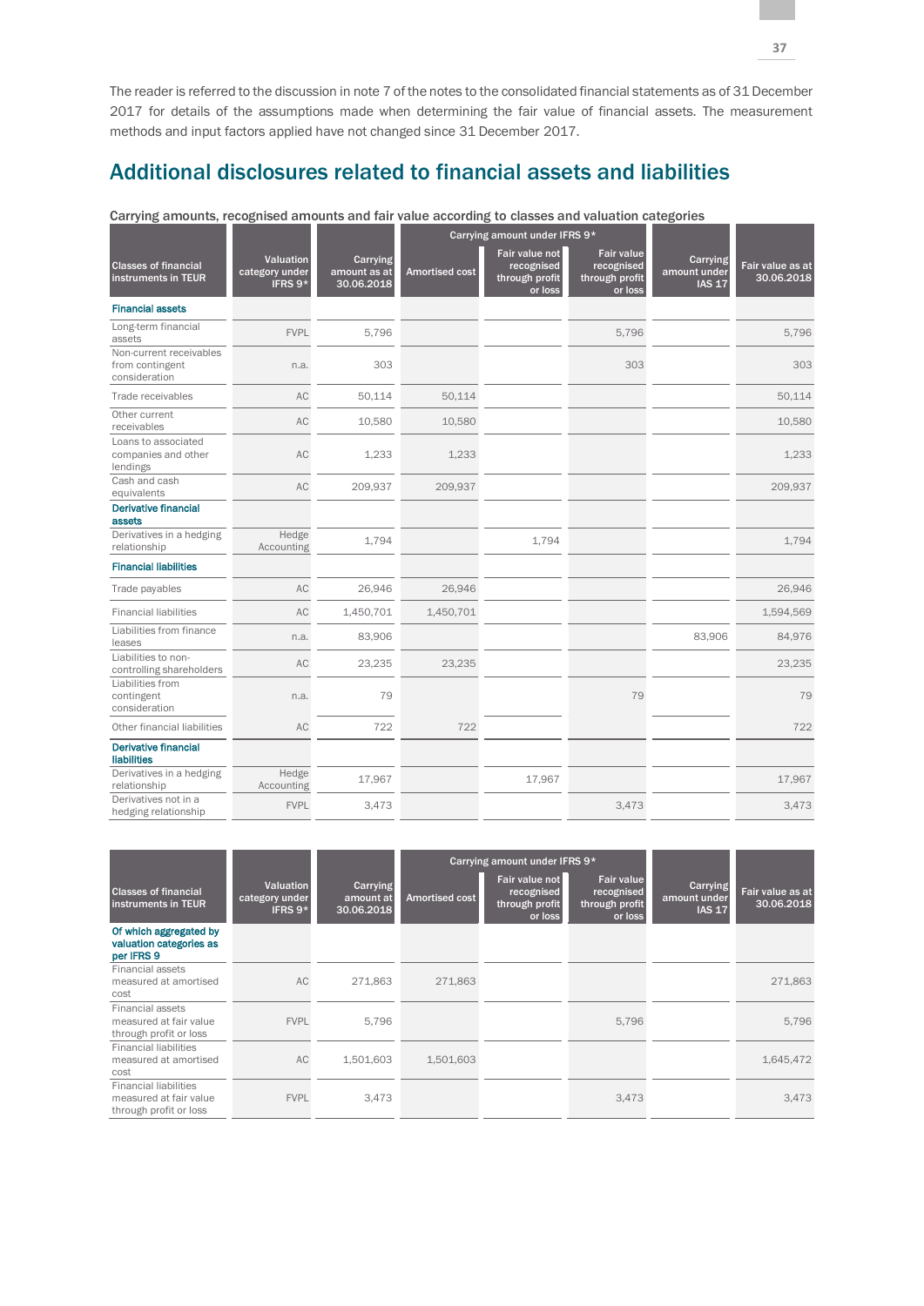The reader is referred to the discussion in note 7 of the notes to the consolidated financial statements as of 31 December 2017 for details of the assumptions made when determining the fair value of financial assets. The measurement methods and input factors applied have not changed since 31 December 2017.

## Additional disclosures related to financial assets and liabilities

Carrying amounts, recognised amounts and fair value according to classes and valuation categories

| Classes of financial instruments in TEUR | Valuation category under IFRS 9* | Carrying amount as at 30.06.2018 | Carrying amount under IFRS 9* | | | Carrying amount under IAS 17 | Fair value as at 30.06.2018 |
|---|---|---|---|---|---|---|---|
| | | | Amortised cost | Fair value not recognised through profit or loss | Fair value recognised through profit or loss | | |
| **Financial assets** | | | | | | | |
| Long-term financial assets | FVPL | 5,796 | | | 5,796 | | 5,796 |
| Non-current receivables from contingent consideration | n.a. | 303 | | | 303 | | 303 |
| Trade receivables | AC | 50,114 | 50,114 | | | | 50,114 |
| Other current receivables | AC | 10,580 | 10,580 | | | | 10,580 |
| Loans to associated companies and other lendings | AC | 1,233 | 1,233 | | | | 1,233 |
| Cash and cash equivalents | AC | 209,937 | 209,937 | | | | 209,937 |
| **Derivative financial assets** | | | | | | | |
| Derivatives in a hedging relationship | Hedge Accounting | 1,794 | | 1,794 | | | 1,794 |
| **Financial liabilities** | | | | | | | |
| Trade payables | AC | 26,946 | 26,946 | | | | 26,946 |
| Financial liabilities | AC | 1,450,701 | 1,450,701 | | | | 1,594,569 |
| Liabilities from finance leases | n.a. | 83,906 | | | | 83,906 | 84,976 |
| Liabilities to non-controlling shareholders | AC | 23,235 | 23,235 | | | | 23,235 |
| Liabilities from contingent consideration | n.a. | 79 | | | 79 | | 79 |
| Other financial liabilities | AC | 722 | 722 | | | | 722 |
| **Derivative financial liabilities** | | | | | | | |
| Derivatives in a hedging relationship | Hedge Accounting | 17,967 | | 17,967 | | | 17,967 |
| Derivatives not in a hedging relationship | FVPL | 3,473 | | | 3,473 | | 3,473 |

| Classes of financial instruments in TEUR | Valuation category under IFRS 9* | Carrying amount at 30.06.2018 | Carrying amount under IFRS 9* | | | Carrying amount under IAS 17 | Fair value as at 30.06.2018 |
|---|---|---|---|---|---|---|---|
| | | | Amortised cost | Fair value not recognised through profit or loss | Fair value recognised through profit or loss | | |
| **Of which aggregated by valuation categories as per IFRS 9** | | | | | | | |
| Financial assets measured at amortised cost | AC | 271,863 | 271,863 | | | | 271,863 |
| Financial assets measured at fair value through profit or loss | FVPL | 5,796 | | | 5,796 | | 5,796 |
| Financial liabilities measured at amortised cost | AC | 1,501,603 | 1,501,603 | | | | 1,645,472 |
| Financial liabilities measured at fair value through profit or loss | FVPL | 3,473 | | | 3,473 | | 3,473 |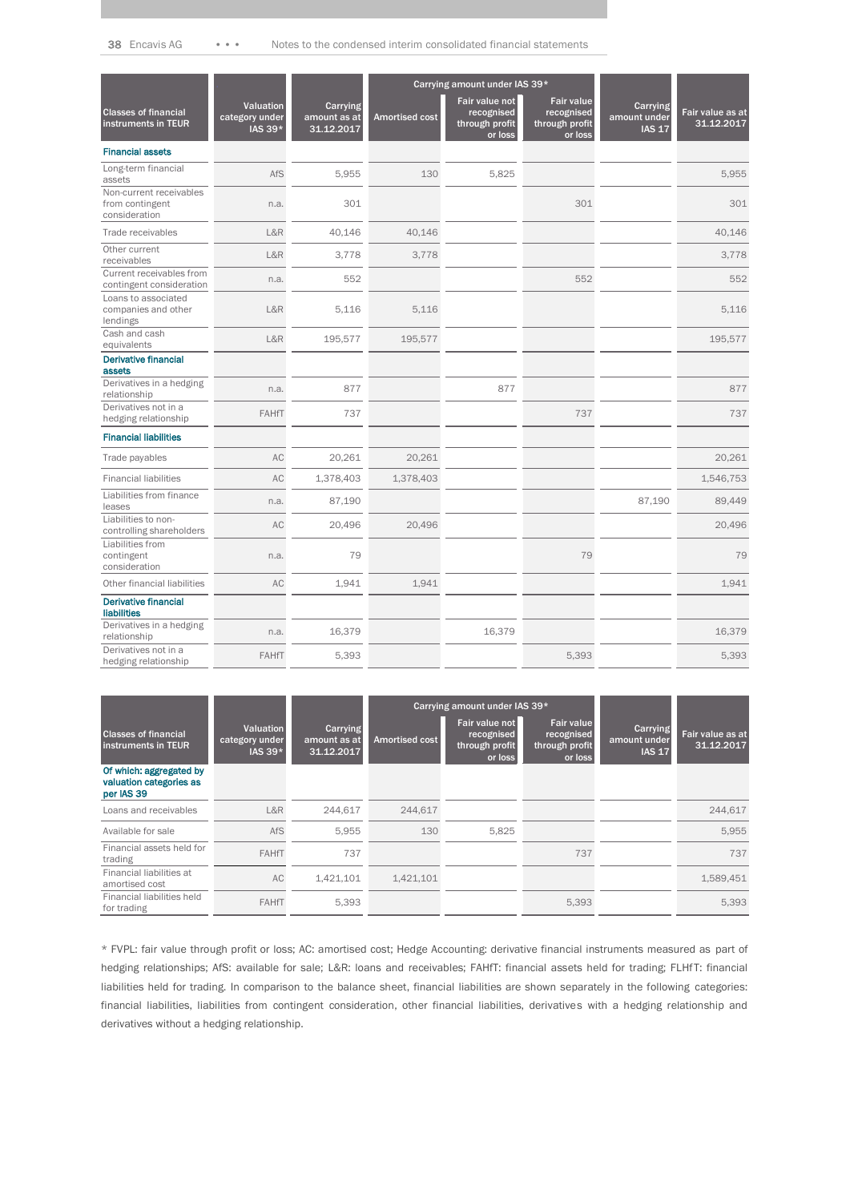| Classes of financial instruments in TEUR | Valuation category under IAS 39* | Carrying amount as at 31.12.2017 | Carrying amount under IAS 39* | | | Carrying amount under IAS 17 | Fair value as at 31.12.2017 |
|---|---|---|---|---|---|---|---|
| | | | Amortised cost | Fair value not recognised through profit or loss | Fair value recognised through profit or loss | | |
| **Financial assets** | | | | | | | |
| Long-term financial assets | AfS | 5,955 | 130 | 5,825 | | | 5,955 |
| Non-current receivables from contingent consideration | n.a. | 301 | | | 301 | | 301 |
| Trade receivables | L&R | 40,146 | 40,146 | | | | 40,146 |
| Other current receivables | L&R | 3,778 | 3,778 | | | | 3,778 |
| Current receivables from contingent consideration | n.a. | 552 | | | 552 | | 552 |
| Loans to associated companies and other lendings | L&R | 5,116 | 5,116 | | | | 5,116 |
| Cash and cash equivalents | L&R | 195,577 | 195,577 | | | | 195,577 |
| **Derivative financial assets** | | | | | | | |
| Derivatives in a hedging relationship | n.a. | 877 | | 877 | | | 877 |
| Derivatives not in a hedging relationship | FAHfT | 737 | | | 737 | | 737 |
| **Financial liabilities** | | | | | | | |
| Trade payables | AC | 20,261 | 20,261 | | | | 20,261 |
| Financial liabilities | AC | 1,378,403 | 1,378,403 | | | | 1,546,753 |
| Liabilities from finance leases | n.a. | 87,190 | | | | 87,190 | 89,449 |
| Liabilities to non-controlling shareholders | AC | 20,496 | 20,496 | | | | 20,496 |
| Liabilities from contingent consideration | n.a. | 79 | | | 79 | | 79 |
| Other financial liabilities | AC | 1,941 | 1,941 | | | | 1,941 |
| **Derivative financial liabilities** | | | | | | | |
| Derivatives in a hedging relationship | n.a. | 16,379 | | 16,379 | | | 16,379 |
| Derivatives not in a hedging relationship | FAHfT | 5,393 | | | 5,393 | | 5,393 |

| Classes of financial instruments in TEUR | Valuation category under IAS 39* | Carrying amount as at 31.12.2017 | Carrying amount under IAS 39* | | | Carrying amount under IAS 17 | Fair value as at 31.12.2017 |
|---|---|---|---|---|---|---|---|
| | | | Amortised cost | Fair value not recognised through profit or loss | Fair value recognised through profit or loss | | |
| **Of which: aggregated by valuation categories as per IAS 39** | | | | | | | |
| Loans and receivables | L&R | 244,617 | 244,617 | | | | 244,617 |
| Available for sale | AfS | 5,955 | 130 | 5,825 | | | 5,955 |
| Financial assets held for trading | FAHfT | 737 | | | 737 | | 737 |
| Financial liabilities at amortised cost | AC | 1,421,101 | 1,421,101 | | | | 1,589,451 |
| Financial liabilities held for trading | FAHfT | 5,393 | | | 5,393 | | 5,393 |

* FVPL: fair value through profit or loss; AC: amortised cost; Hedge Accounting: derivative financial instruments measured as part of hedging relationships; AfS: available for sale; L&R: loans and receivables; FAHfT: financial assets held for trading; FLHfT: financial liabilities held for trading. In comparison to the balance sheet, financial liabilities are shown separately in the following categories: financial liabilities, liabilities from contingent consideration, other financial liabilities, derivatives with a hedging relationship and derivatives without a hedging relationship.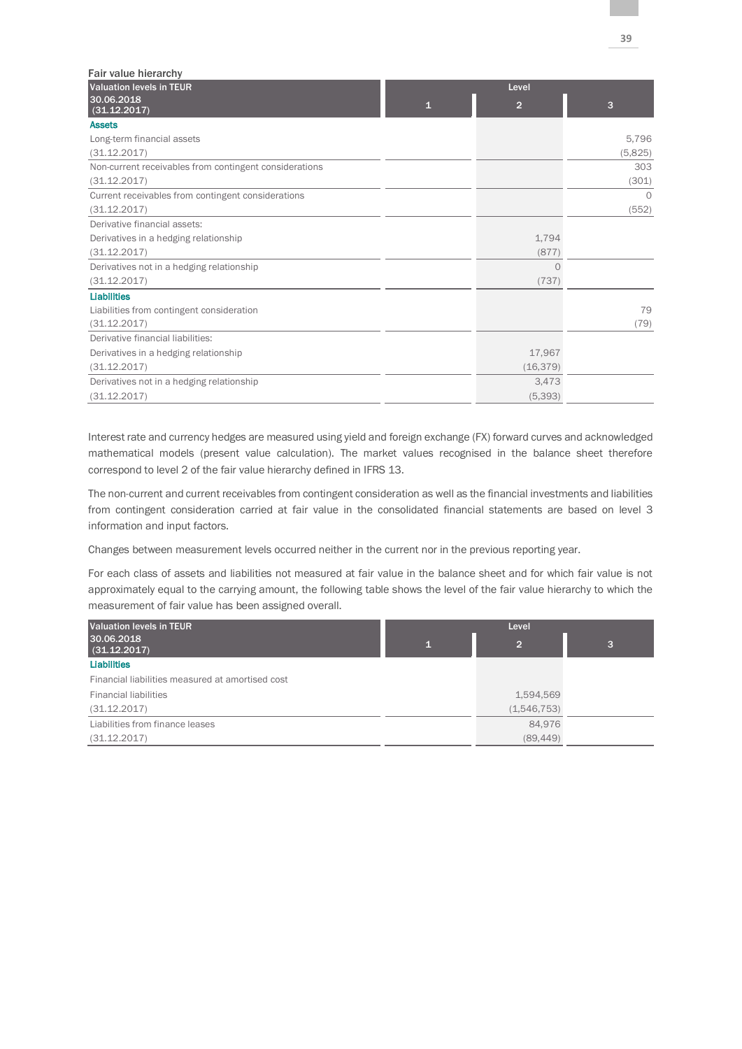Fair value hierarchy

| Valuation levels in TEUR<br>30.06.2018<br>(31.12.2017) | Level | | |
|---|---|---|---|
| | 1 | 2 | 3 |
| **Assets** | | | |
| Long-term financial assets | | | 5,796 |
| (31.12.2017) | | | (5,825) |
| Non-current receivables from contingent considerations | | | 303 |
| (31.12.2017) | | | (301) |
| Current receivables from contingent considerations | | | 0 |
| (31.12.2017) | | | (552) |
| Derivative financial assets: | | | |
| Derivatives in a hedging relationship | | 1,794 | |
| (31.12.2017) | | (877) | |
| Derivatives not in a hedging relationship | | 0 | |
| (31.12.2017) | | (737) | |
| **Liabilities** | | | |
| Liabilities from contingent consideration | | | 79 |
| (31.12.2017) | | | (79) |
| Derivative financial liabilities: | | | |
| Derivatives in a hedging relationship | | 17,967 | |
| (31.12.2017) | | (16,379) | |
| Derivatives not in a hedging relationship | | 3,473 | |
| (31.12.2017) | | (5,393) | |

Interest rate and currency hedges are measured using yield and foreign exchange (FX) forward curves and acknowledged mathematical models (present value calculation). The market values recognised in the balance sheet therefore correspond to level 2 of the fair value hierarchy defined in IFRS 13.

The non-current and current receivables from contingent consideration as well as the financial investments and liabilities from contingent consideration carried at fair value in the consolidated financial statements are based on level 3 information and input factors.

Changes between measurement levels occurred neither in the current nor in the previous reporting year.

For each class of assets and liabilities not measured at fair value in the balance sheet and for which fair value is not approximately equal to the carrying amount, the following table shows the level of the fair value hierarchy to which the measurement of fair value has been assigned overall.

| Valuation levels in TEUR<br>30.06.2018<br>(31.12.2017) | Level | | |
|---|---|---|---|
| | 1 | 2 | 3 |
| **Liabilities** | | | |
| Financial liabilities measured at amortised cost | | | |
| Financial liabilities | | 1,594,569 | |
| (31.12.2017) | | (1,546,753) | |
| Liabilities from finance leases | | 84,976 | |
| (31.12.2017) | | (89,449) | |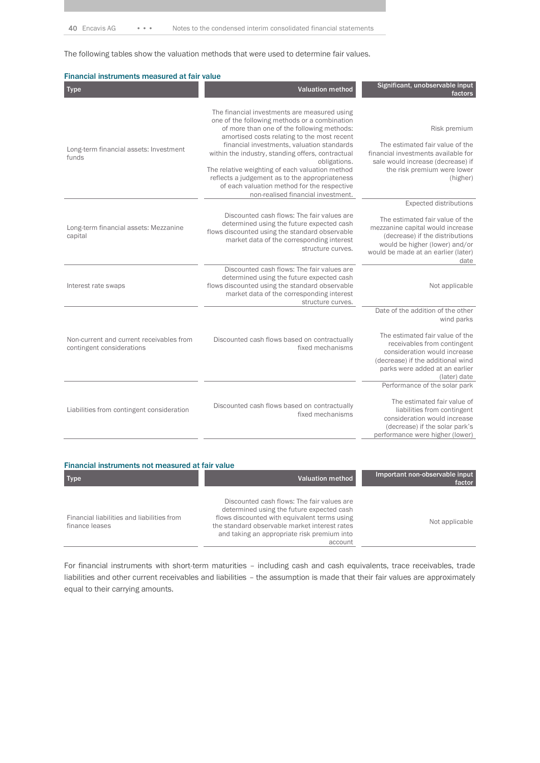The following tables show the valuation methods that were used to determine fair values.

### Financial instruments measured at fair value

| Type | Valuation method | Significant, unobservable input factors |
|---|---|---|
| Long-term financial assets: Investment funds | The financial investments are measured using one of the following methods or a combination of more than one of the following methods: amortised costs relating to the most recent financial investments, valuation standards within the industry, standing offers, contractual obligations. The relative weighting of each valuation method reflects a judgement as to the appropriateness of each valuation method for the respective non-realised financial investment. | Risk premium<br><br>The estimated fair value of the financial investments available for sale would increase (decrease) if the risk premium were lower (higher) |
| Long-term financial assets: Mezzanine capital | Discounted cash flows: The fair values are determined using the future expected cash flows discounted using the standard observable market data of the corresponding interest structure curves. | Expected distributions<br><br>The estimated fair value of the mezzanine capital would increase (decrease) if the distributions would be higher (lower) and/or would be made at an earlier (later) date |
| Interest rate swaps | Discounted cash flows: The fair values are determined using the future expected cash flows discounted using the standard observable market data of the corresponding interest structure curves. | Not applicable |
| Non-current and current receivables from contingent considerations | Discounted cash flows based on contractually fixed mechanisms | Date of the addition of the other wind parks<br><br>The estimated fair value of the receivables from contingent consideration would increase (decrease) if the additional wind parks were added at an earlier (later) date |
| Liabilities from contingent consideration | Discounted cash flows based on contractually fixed mechanisms | Performance of the solar park<br><br>The estimated fair value of liabilities from contingent consideration would increase (decrease) if the solar park's performance were higher (lower) |

### Financial instruments not measured at fair value

| Type | Valuation method | Important non-observable input factor |
|---|---|---|
| Financial liabilities and liabilities from finance leases | Discounted cash flows: The fair values are determined using the future expected cash flows discounted with equivalent terms using the standard observable market interest rates and taking an appropriate risk premium into account | Not applicable |

For financial instruments with short-term maturities – including cash and cash equivalents, trace receivables, trade liabilities and other current receivables and liabilities – the assumption is made that their fair values are approximately equal to their carrying amounts.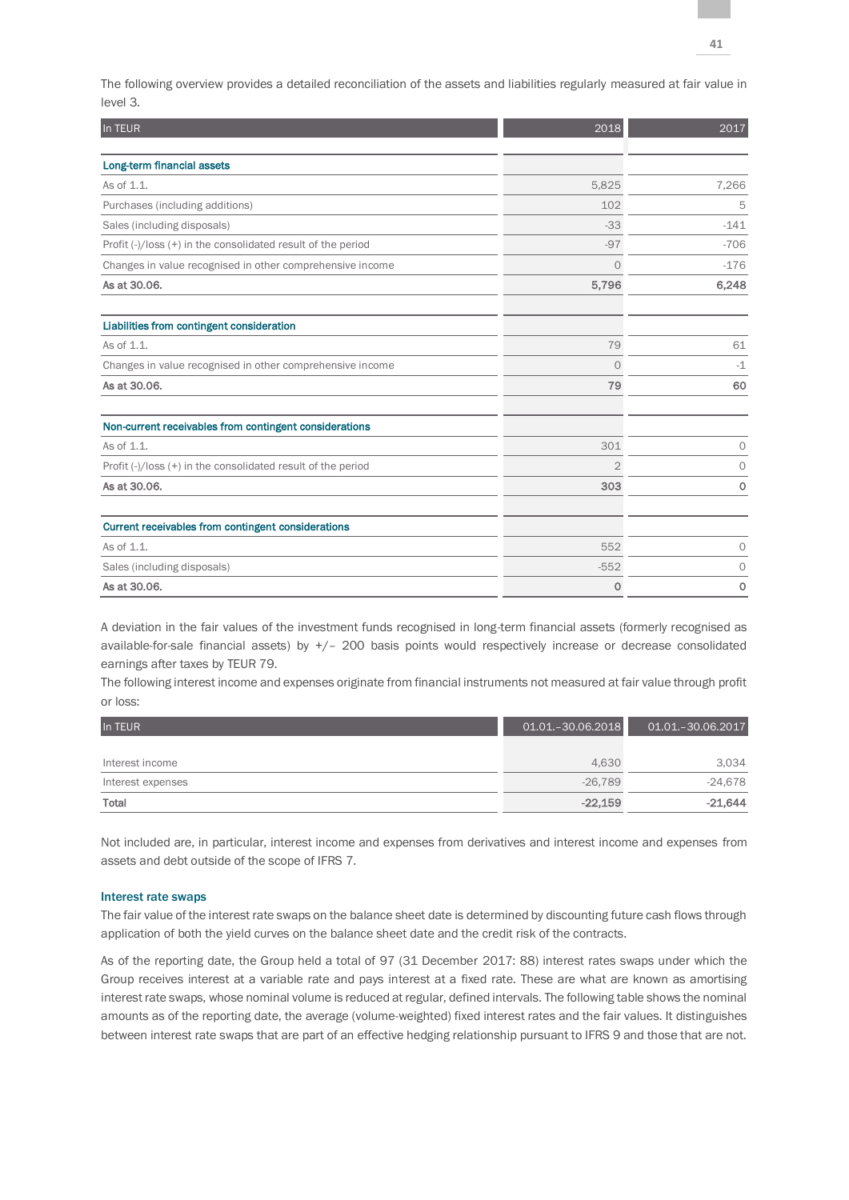The following overview provides a detailed reconciliation of the assets and liabilities regularly measured at fair value in level 3.

| In TEUR | 2018 | 2017 |
|---|---|---|
| **Long-term financial assets** | | |
| As of 1.1. | 5,825 | 7,266 |
| Purchases (including additions) | 102 | 5 |
| Sales (including disposals) | -33 | -141 |
| Profit (-)/loss (+) in the consolidated result of the period | -97 | -706 |
| Changes in value recognised in other comprehensive income | 0 | -176 |
| **As at 30.06.** | **5,796** | **6,248** |
| **Liabilities from contingent consideration** | | |
| As of 1.1. | 79 | 61 |
| Changes in value recognised in other comprehensive income | 0 | -1 |
| **As at 30.06.** | **79** | **60** |
| **Non-current receivables from contingent considerations** | | |
| As of 1.1. | 301 | 0 |
| Profit (-)/loss (+) in the consolidated result of the period | 2 | 0 |
| **As at 30.06.** | **303** | **0** |
| **Current receivables from contingent considerations** | | |
| As of 1.1. | 552 | 0 |
| Sales (including disposals) | -552 | 0 |
| **As at 30.06.** | **0** | **0** |

A deviation in the fair values of the investment funds recognised in long-term financial assets (formerly recognised as available-for-sale financial assets) by +/– 200 basis points would respectively increase or decrease consolidated earnings after taxes by TEUR 79.

The following interest income and expenses originate from financial instruments not measured at fair value through profit or loss:

| In TEUR | 01.01.–30.06.2018 | 01.01.–30.06.2017 |
|---|---|---|
| Interest income | 4,630 | 3,034 |
| Interest expenses | -26,789 | -24,678 |
| **Total** | **-22,159** | **-21,644** |

Not included are, in particular, interest income and expenses from derivatives and interest income and expenses from assets and debt outside of the scope of IFRS 7.

### Interest rate swaps

The fair value of the interest rate swaps on the balance sheet date is determined by discounting future cash flows through application of both the yield curves on the balance sheet date and the credit risk of the contracts.

As of the reporting date, the Group held a total of 97 (31 December 2017: 88) interest rates swaps under which the Group receives interest at a variable rate and pays interest at a fixed rate. These are what are known as amortising interest rate swaps, whose nominal volume is reduced at regular, defined intervals. The following table shows the nominal amounts as of the reporting date, the average (volume-weighted) fixed interest rates and the fair values. It distinguishes between interest rate swaps that are part of an effective hedging relationship pursuant to IFRS 9 and those that are not.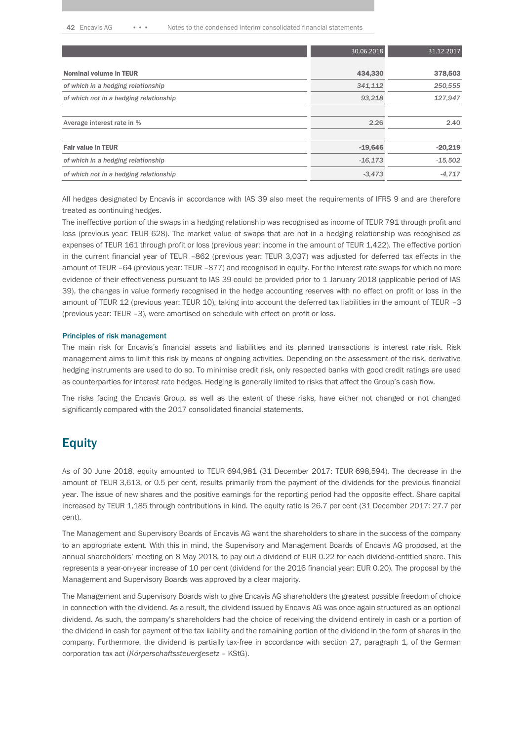| | 30.06.2018 | 31.12.2017 |
|---|---|---|
| **Nominal volume in TEUR** | **434,330** | **378,503** |
| *of which in a hedging relationship* | *341,112* | *250,555* |
| *of which not in a hedging relationship* | *93,218* | *127,947* |
| | | |
| Average interest rate in % | 2.26 | 2.40 |
| | | |
| **Fair value in TEUR** | **-19,646** | **-20,219** |
| *of which in a hedging relationship* | *-16,173* | *-15,502* |
| *of which not in a hedging relationship* | *-3,473* | *-4,717* |

All hedges designated by Encavis in accordance with IAS 39 also meet the requirements of IFRS 9 and are therefore treated as continuing hedges.

The ineffective portion of the swaps in a hedging relationship was recognised as income of TEUR 791 through profit and loss (previous year: TEUR 628). The market value of swaps that are not in a hedging relationship was recognised as expenses of TEUR 161 through profit or loss (previous year: income in the amount of TEUR 1,422). The effective portion in the current financial year of TEUR –862 (previous year: TEUR 3,037) was adjusted for deferred tax effects in the amount of TEUR –64 (previous year: TEUR –877) and recognised in equity. For the interest rate swaps for which no more evidence of their effectiveness pursuant to IAS 39 could be provided prior to 1 January 2018 (applicable period of IAS 39), the changes in value formerly recognised in the hedge accounting reserves with no effect on profit or loss in the amount of TEUR 12 (previous year: TEUR 10), taking into account the deferred tax liabilities in the amount of TEUR –3 (previous year: TEUR –3), were amortised on schedule with effect on profit or loss.

### Principles of risk management

The main risk for Encavis's financial assets and liabilities and its planned transactions is interest rate risk. Risk management aims to limit this risk by means of ongoing activities. Depending on the assessment of the risk, derivative hedging instruments are used to do so. To minimise credit risk, only respected banks with good credit ratings are used as counterparties for interest rate hedges. Hedging is generally limited to risks that affect the Group's cash flow.

The risks facing the Encavis Group, as well as the extent of these risks, have either not changed or not changed significantly compared with the 2017 consolidated financial statements.

## Equity

As of 30 June 2018, equity amounted to TEUR 694,981 (31 December 2017: TEUR 698,594). The decrease in the amount of TEUR 3,613, or 0.5 per cent, results primarily from the payment of the dividends for the previous financial year. The issue of new shares and the positive earnings for the reporting period had the opposite effect. Share capital increased by TEUR 1,185 through contributions in kind. The equity ratio is 26.7 per cent (31 December 2017: 27.7 per cent).

The Management and Supervisory Boards of Encavis AG want the shareholders to share in the success of the company to an appropriate extent. With this in mind, the Supervisory and Management Boards of Encavis AG proposed, at the annual shareholders' meeting on 8 May 2018, to pay out a dividend of EUR 0.22 for each dividend-entitled share. This represents a year-on-year increase of 10 per cent (dividend for the 2016 financial year: EUR 0.20). The proposal by the Management and Supervisory Boards was approved by a clear majority.

The Management and Supervisory Boards wish to give Encavis AG shareholders the greatest possible freedom of choice in connection with the dividend. As a result, the dividend issued by Encavis AG was once again structured as an optional dividend. As such, the company's shareholders had the choice of receiving the dividend entirely in cash or a portion of the dividend in cash for payment of the tax liability and the remaining portion of the dividend in the form of shares in the company. Furthermore, the dividend is partially tax-free in accordance with section 27, paragraph 1, of the German corporation tax act (*Körperschaftssteuergesetz* – KStG).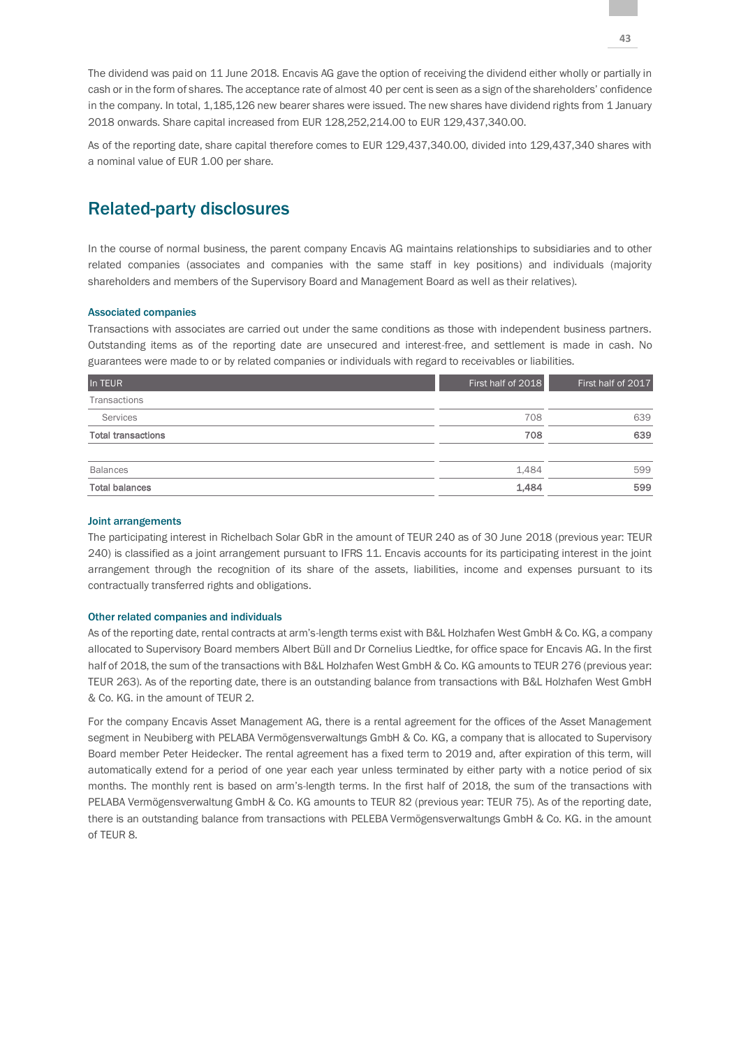The dividend was paid on 11 June 2018. Encavis AG gave the option of receiving the dividend either wholly or partially in cash or in the form of shares. The acceptance rate of almost 40 per cent is seen as a sign of the shareholders' confidence in the company. In total, 1,185,126 new bearer shares were issued. The new shares have dividend rights from 1 January 2018 onwards. Share capital increased from EUR 128,252,214.00 to EUR 129,437,340.00.

As of the reporting date, share capital therefore comes to EUR 129,437,340.00, divided into 129,437,340 shares with a nominal value of EUR 1.00 per share.

## Related-party disclosures

In the course of normal business, the parent company Encavis AG maintains relationships to subsidiaries and to other related companies (associates and companies with the same staff in key positions) and individuals (majority shareholders and members of the Supervisory Board and Management Board as well as their relatives).

### Associated companies

Transactions with associates are carried out under the same conditions as those with independent business partners. Outstanding items as of the reporting date are unsecured and interest-free, and settlement is made in cash. No guarantees were made to or by related companies or individuals with regard to receivables or liabilities.

| In TEUR | First half of 2018 | First half of 2017 |
|---|---|---|
| Transactions | | |
| Services | 708 | 639 |
| **Total transactions** | **708** | **639** |
| | | |
| Balances | 1,484 | 599 |
| **Total balances** | **1,484** | **599** |

### Joint arrangements

The participating interest in Richelbach Solar GbR in the amount of TEUR 240 as of 30 June 2018 (previous year: TEUR 240) is classified as a joint arrangement pursuant to IFRS 11. Encavis accounts for its participating interest in the joint arrangement through the recognition of its share of the assets, liabilities, income and expenses pursuant to its contractually transferred rights and obligations.

### Other related companies and individuals

As of the reporting date, rental contracts at arm's-length terms exist with B&L Holzhafen West GmbH & Co. KG, a company allocated to Supervisory Board members Albert Büll and Dr Cornelius Liedtke, for office space for Encavis AG. In the first half of 2018, the sum of the transactions with B&L Holzhafen West GmbH & Co. KG amounts to TEUR 276 (previous year: TEUR 263). As of the reporting date, there is an outstanding balance from transactions with B&L Holzhafen West GmbH & Co. KG. in the amount of TEUR 2.

For the company Encavis Asset Management AG, there is a rental agreement for the offices of the Asset Management segment in Neubiberg with PELABA Vermögensverwaltungs GmbH & Co. KG, a company that is allocated to Supervisory Board member Peter Heidecker. The rental agreement has a fixed term to 2019 and, after expiration of this term, will automatically extend for a period of one year each year unless terminated by either party with a notice period of six months. The monthly rent is based on arm's-length terms. In the first half of 2018, the sum of the transactions with PELABA Vermögensverwaltung GmbH & Co. KG amounts to TEUR 82 (previous year: TEUR 75). As of the reporting date, there is an outstanding balance from transactions with PELEBA Vermögensverwaltungs GmbH & Co. KG. in the amount of TEUR 8.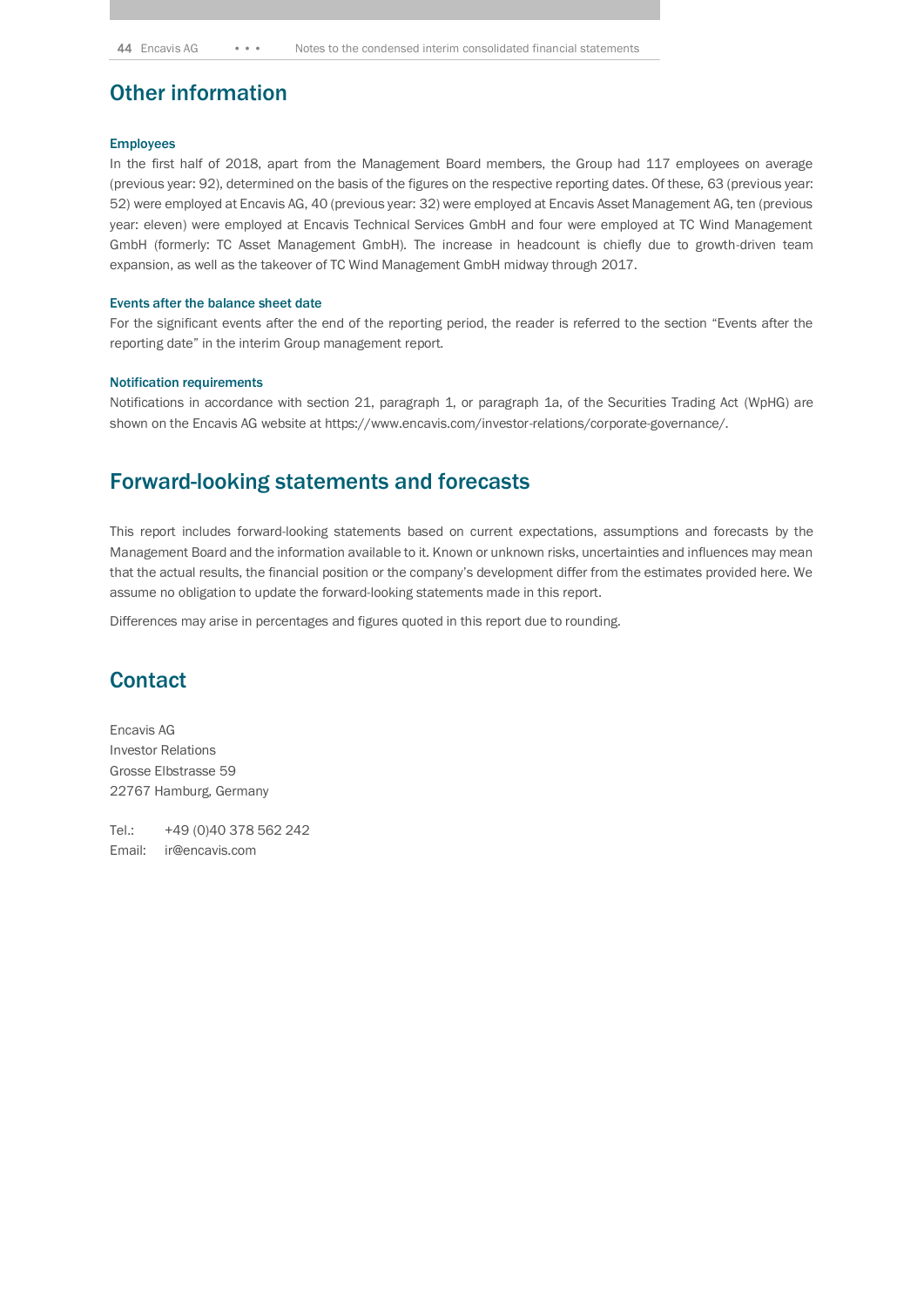# Other information

### Employees

In the first half of 2018, apart from the Management Board members, the Group had 117 employees on average (previous year: 92), determined on the basis of the figures on the respective reporting dates. Of these, 63 (previous year: 52) were employed at Encavis AG, 40 (previous year: 32) were employed at Encavis Asset Management AG, ten (previous year: eleven) were employed at Encavis Technical Services GmbH and four were employed at TC Wind Management GmbH (formerly: TC Asset Management GmbH). The increase in headcount is chiefly due to growth-driven team expansion, as well as the takeover of TC Wind Management GmbH midway through 2017.

### Events after the balance sheet date

For the significant events after the end of the reporting period, the reader is referred to the section "Events after the reporting date" in the interim Group management report.

### Notification requirements

Notifications in accordance with section 21, paragraph 1, or paragraph 1a, of the Securities Trading Act (WpHG) are shown on the Encavis AG website at https://www.encavis.com/investor-relations/corporate-governance/.

# Forward-looking statements and forecasts

This report includes forward-looking statements based on current expectations, assumptions and forecasts by the Management Board and the information available to it. Known or unknown risks, uncertainties and influences may mean that the actual results, the financial position or the company's development differ from the estimates provided here. We assume no obligation to update the forward-looking statements made in this report.

Differences may arise in percentages and figures quoted in this report due to rounding.

# Contact

Encavis AG
Investor Relations
Grosse Elbstrasse 59
22767 Hamburg, Germany

Tel.: +49 (0)40 378 562 242
Email: ir@encavis.com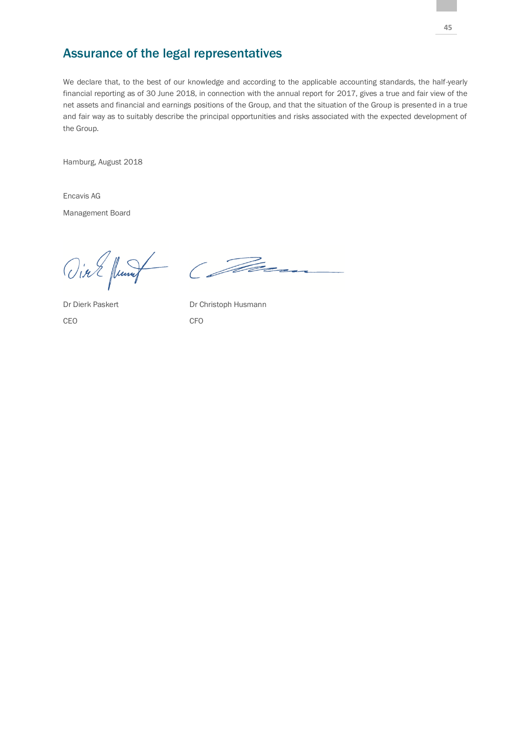## Assurance of the legal representatives

We declare that, to the best of our knowledge and according to the applicable accounting standards, the half-yearly financial reporting as of 30 June 2018, in connection with the annual report for 2017, gives a true and fair view of the net assets and financial and earnings positions of the Group, and that the situation of the Group is presented in a true and fair way as to suitably describe the principal opportunities and risks associated with the expected development of the Group.

Hamburg, August 2018

Encavis AG

Management Board

| Dr Dierk Paskert | Dr Christoph Husmann |
|---|---|
| CEO | CFO |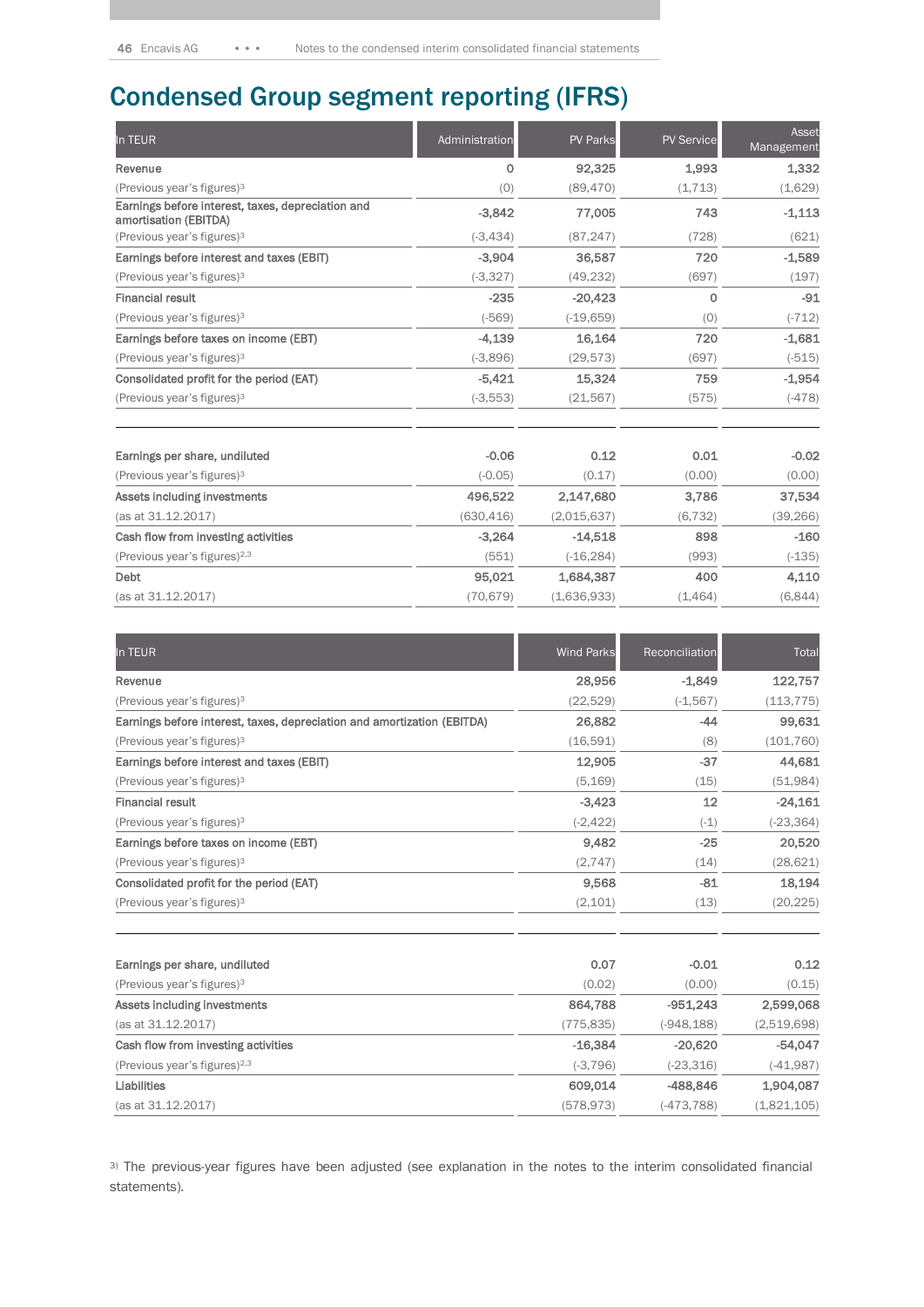# Condensed Group segment reporting (IFRS)

| In TEUR | Administration | PV Parks | PV Service | Asset Management |
|---|---|---|---|---|
| Revenue | 0 | 92,325 | 1,993 | 1,332 |
| (Previous year's figures)[3] | (0) | (89,470) | (1,713) | (1,629) |
| Earnings before interest, taxes, depreciation and amortisation (EBITDA) | -3,842 | 77,005 | 743 | -1,113 |
| (Previous year's figures)[3] | (-3,434) | (87,247) | (728) | (621) |
| Earnings before interest and taxes (EBIT) | -3,904 | 36,587 | 720 | -1,589 |
| (Previous year's figures)[3] | (-3,327) | (49,232) | (697) | (197) |
| Financial result | -235 | -20,423 | 0 | -91 |
| (Previous year's figures)[3] | (-569) | (-19,659) | (0) | (-712) |
| Earnings before taxes on income (EBT) | -4,139 | 16,164 | 720 | -1,681 |
| (Previous year's figures)[3] | (-3,896) | (29,573) | (697) | (-515) |
| Consolidated profit for the period (EAT) | -5,421 | 15,324 | 759 | -1,954 |
| (Previous year's figures)[3] | (-3,553) | (21,567) | (575) | (-478) |
| Earnings per share, undiluted | -0.06 | 0.12 | 0.01 | -0.02 |
| (Previous year's figures)[3] | (-0.05) | (0.17) | (0.00) | (0.00) |
| Assets including investments | 496,522 | 2,147,680 | 3,786 | 37,534 |
| (as at 31.12.2017) | (630,416) | (2,015,637) | (6,732) | (39,266) |
| Cash flow from investing activities | -3,264 | -14,518 | 898 | -160 |
| (Previous year's figures)[2,3] | (551) | (-16,284) | (993) | (-135) |
| Debt | 95,021 | 1,684,387 | 400 | 4,110 |
| (as at 31.12.2017) | (70,679) | (1,636,933) | (1,464) | (6,844) |

| In TEUR | Wind Parks | Reconciliation | Total |
|---|---|---|---|
| Revenue | 28,956 | -1,849 | 122,757 |
| (Previous year's figures)[3] | (22,529) | (-1,567) | (113,775) |
| Earnings before interest, taxes, depreciation and amortization (EBITDA) | 26,882 | -44 | 99,631 |
| (Previous year's figures)[3] | (16,591) | (8) | (101,760) |
| Earnings before interest and taxes (EBIT) | 12,905 | -37 | 44,681 |
| (Previous year's figures)[3] | (5,169) | (15) | (51,984) |
| Financial result | -3,423 | 12 | -24,161 |
| (Previous year's figures)[3] | (-2,422) | (-1) | (-23,364) |
| Earnings before taxes on income (EBT) | 9,482 | -25 | 20,520 |
| (Previous year's figures)[3] | (2,747) | (14) | (28,621) |
| Consolidated profit for the period (EAT) | 9,568 | -81 | 18,194 |
| (Previous year's figures)[3] | (2,101) | (13) | (20,225) |
| Earnings per share, undiluted | 0.07 | -0.01 | 0.12 |
| (Previous year's figures)[3] | (0.02) | (0.00) | (0.15) |
| Assets including investments | 864,788 | -951,243 | 2,599,068 |
| (as at 31.12.2017) | (775,835) | (-948,188) | (2,519,698) |
| Cash flow from investing activities | -16,384 | -20,620 | -54,047 |
| (Previous year's figures)[2,3] | (-3,796) | (-23,316) | (-41,987) |
| Liabilities | 609,014 | -488,846 | 1,904,087 |
| (as at 31.12.2017) | (578,973) | (-473,788) | (1,821,105) |

[3] The previous-year figures have been adjusted (see explanation in the notes to the interim consolidated financial statements).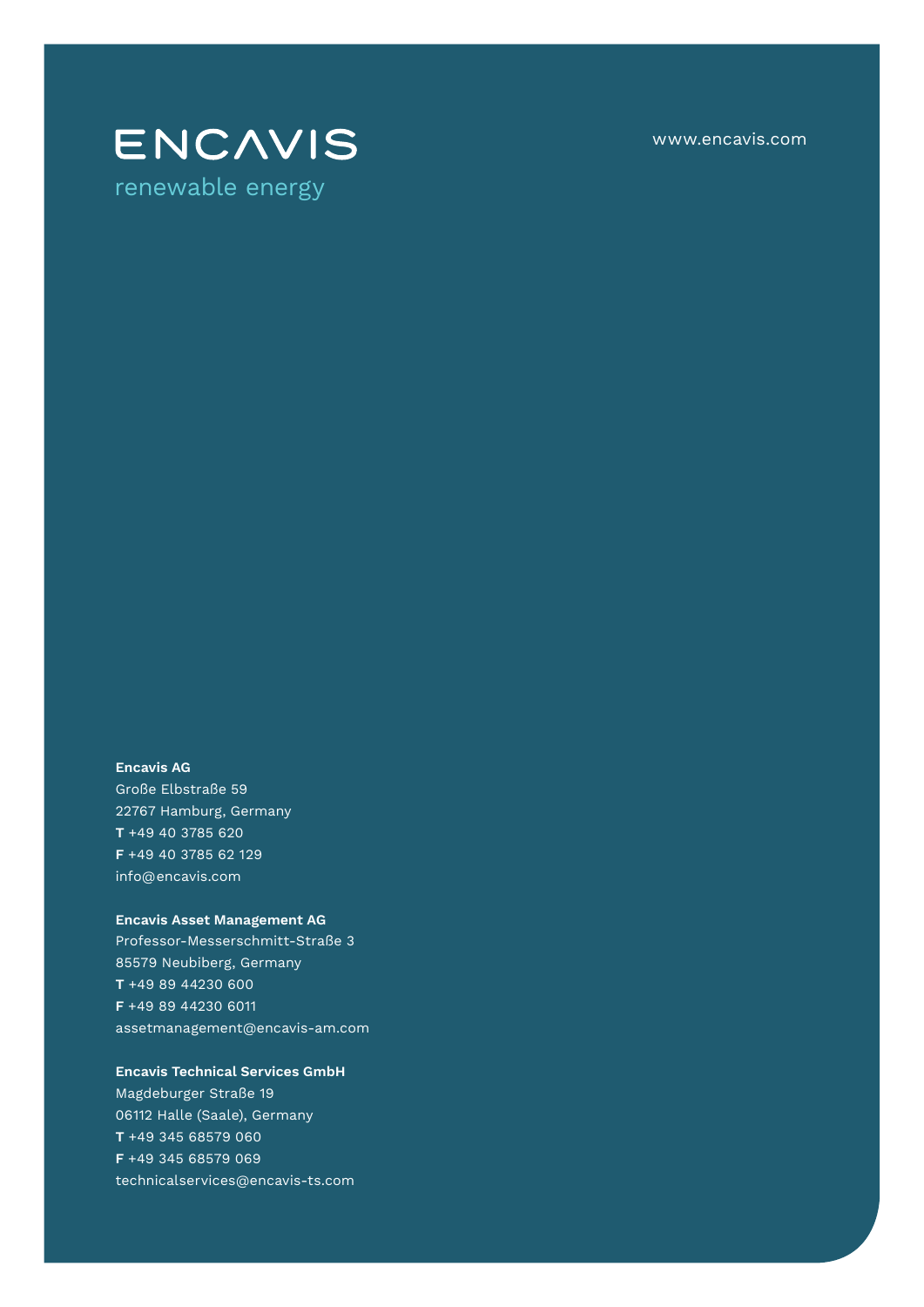ENCAVIS

renewable energy

www.encavis.com

**Encavis AG**
Große Elbstraße 59
22767 Hamburg, Germany
**T** +49 40 3785 620
**F** +49 40 3785 62 129
info@encavis.com

**Encavis Asset Management AG**
Professor-Messerschmitt-Straße 3
85579 Neubiberg, Germany
**T** +49 89 44230 600
**F** +49 89 44230 6011
assetmanagement@encavis-am.com

**Encavis Technical Services GmbH**
Magdeburger Straße 19
06112 Halle (Saale), Germany
**T** +49 345 68579 060
**F** +49 345 68579 069
technicalservices@encavis-ts.com